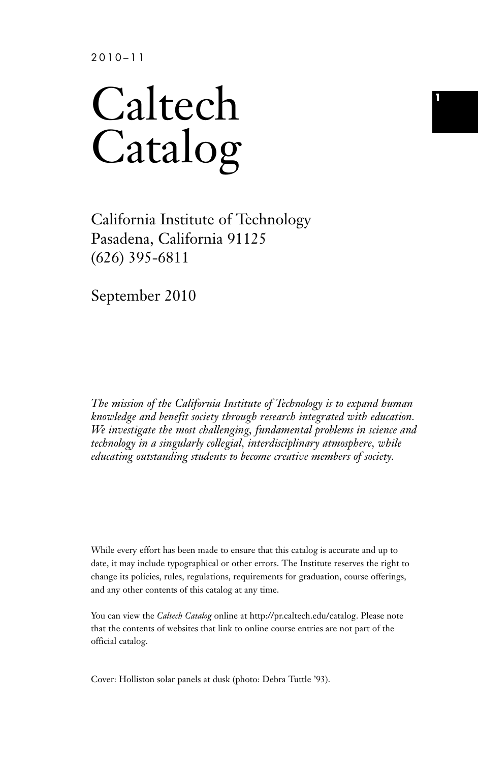2010–11

# Caltech Catalog

California Institute of Technology
Pasadena, California 91125
(626) 395-6811

September 2010

*The mission of the California Institute of Technology is to expand human knowledge and benefit society through research integrated with education. We investigate the most challenging, fundamental problems in science and technology in a singularly collegial, interdisciplinary atmosphere, while educating outstanding students to become creative members of society.*

While every effort has been made to ensure that this catalog is accurate and up to date, it may include typographical or other errors. The Institute reserves the right to change its policies, rules, regulations, requirements for graduation, course offerings, and any other contents of this catalog at any time.

You can view the *Caltech Catalog* online at http://pr.caltech.edu/catalog. Please note that the contents of websites that link to online course entries are not part of the official catalog.

Cover: Holliston solar panels at dusk (photo: Debra Tuttle '93).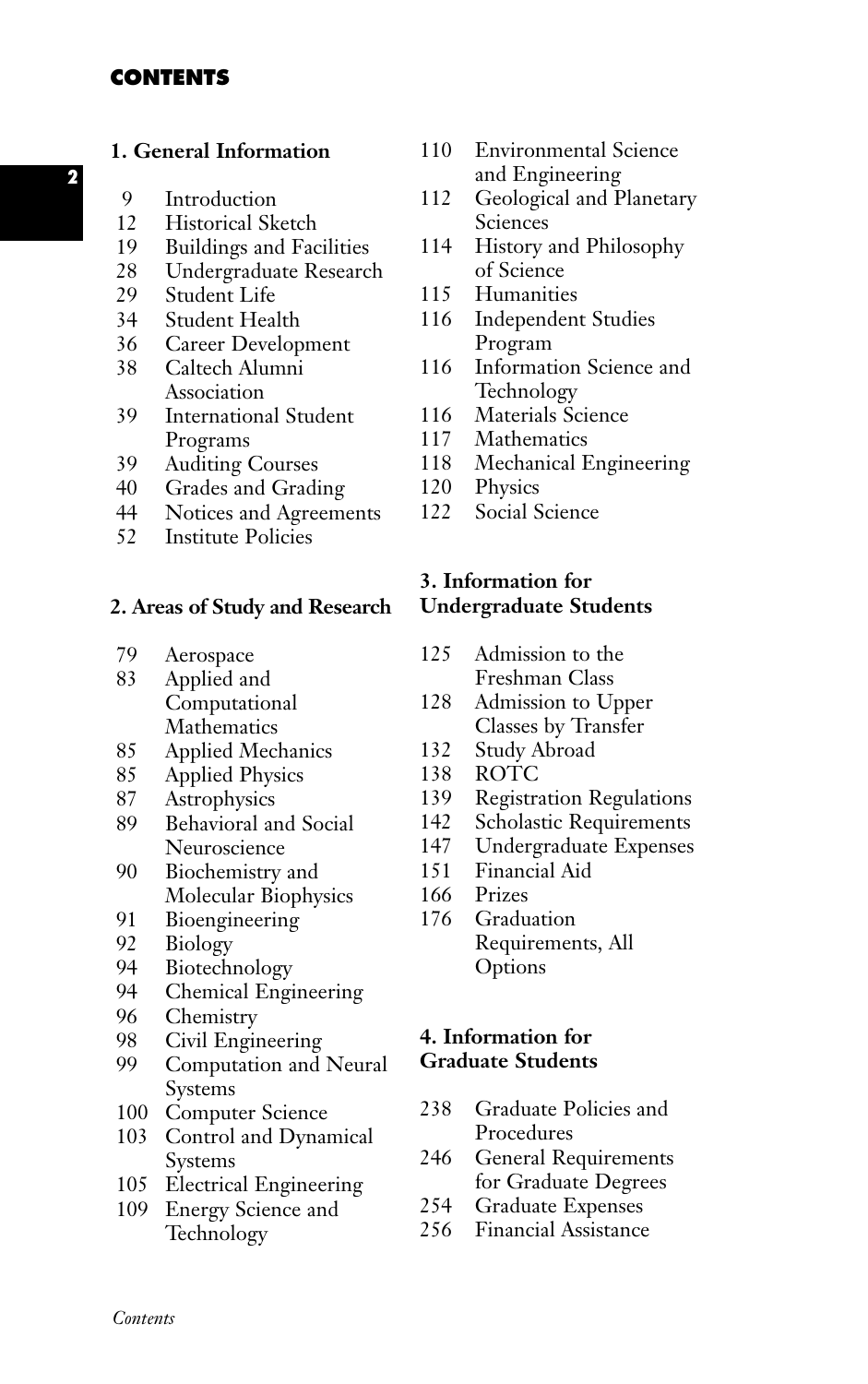# CONTENTS

## 1. General Information

- 9 Introduction
- 12 Historical Sketch
- 19 Buildings and Facilities
- 28 Undergraduate Research
- 29 Student Life
- 34 Student Health
- 36 Career Development
- 38 Caltech Alumni Association
- 39 International Student Programs
- 39 Auditing Courses
- 40 Grades and Grading
- 44 Notices and Agreements
- 52 Institute Policies

## 2. Areas of Study and Research

- 79 Aerospace
- 83 Applied and Computational Mathematics
- 85 Applied Mechanics
- 85 Applied Physics
- 87 Astrophysics
- 89 Behavioral and Social Neuroscience
- 90 Biochemistry and Molecular Biophysics
- 91 Bioengineering
- 92 Biology
- 94 Biotechnology
- 94 Chemical Engineering
- 96 Chemistry
- 98 Civil Engineering
- 99 Computation and Neural Systems
- 100 Computer Science
- 103 Control and Dynamical Systems
- 105 Electrical Engineering
- 109 Energy Science and Technology
- 110 Environmental Science and Engineering
- 112 Geological and Planetary Sciences
- 114 History and Philosophy of Science
- 115 Humanities
- 116 Independent Studies Program
- 116 Information Science and Technology
- 116 Materials Science
- 117 Mathematics
- 118 Mechanical Engineering
- 120 Physics
- 122 Social Science

## 3. Information for Undergraduate Students

- 125 Admission to the Freshman Class
- 128 Admission to Upper Classes by Transfer
- 132 Study Abroad
- 138 ROTC
- 139 Registration Regulations
- 142 Scholastic Requirements
- 147 Undergraduate Expenses
- 151 Financial Aid
- 166 Prizes
- 176 Graduation Requirements, All Options

## 4. Information for Graduate Students

- 238 Graduate Policies and Procedures
- 246 General Requirements for Graduate Degrees
- 254 Graduate Expenses
- 256 Financial Assistance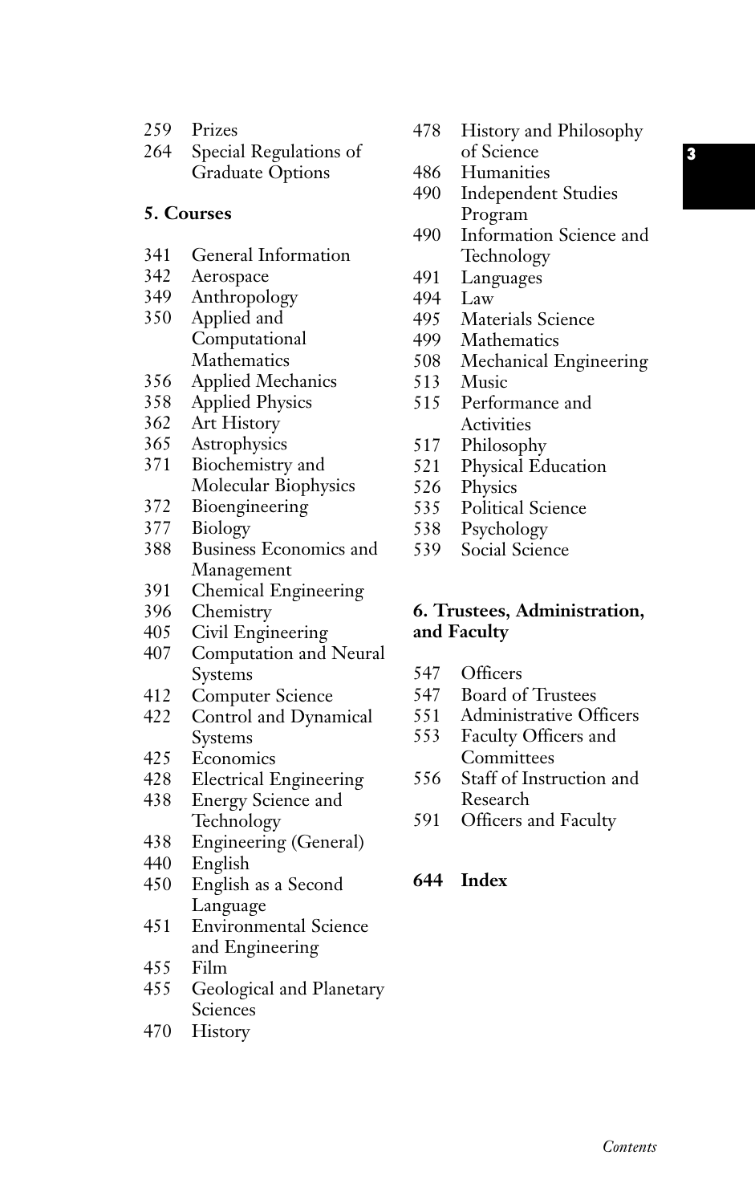259 Prizes
264 Special Regulations of Graduate Options

## 5. Courses

341 General Information
342 Aerospace
349 Anthropology
350 Applied and Computational Mathematics
356 Applied Mechanics
358 Applied Physics
362 Art History
365 Astrophysics
371 Biochemistry and Molecular Biophysics
372 Bioengineering
377 Biology
388 Business Economics and Management
391 Chemical Engineering
396 Chemistry
405 Civil Engineering
407 Computation and Neural Systems
412 Computer Science
422 Control and Dynamical Systems
425 Economics
428 Electrical Engineering
438 Energy Science and Technology
438 Engineering (General)
440 English
450 English as a Second Language
451 Environmental Science and Engineering
455 Film
455 Geological and Planetary Sciences
470 History
478 History and Philosophy of Science
486 Humanities
490 Independent Studies Program
490 Information Science and Technology
491 Languages
494 Law
495 Materials Science
499 Mathematics
508 Mechanical Engineering
513 Music
515 Performance and Activities
517 Philosophy
521 Physical Education
526 Physics
535 Political Science
538 Psychology
539 Social Science

## 6. Trustees, Administration, and Faculty

547 Officers
547 Board of Trustees
551 Administrative Officers
553 Faculty Officers and Committees
556 Staff of Instruction and Research
591 Officers and Faculty

## 644 Index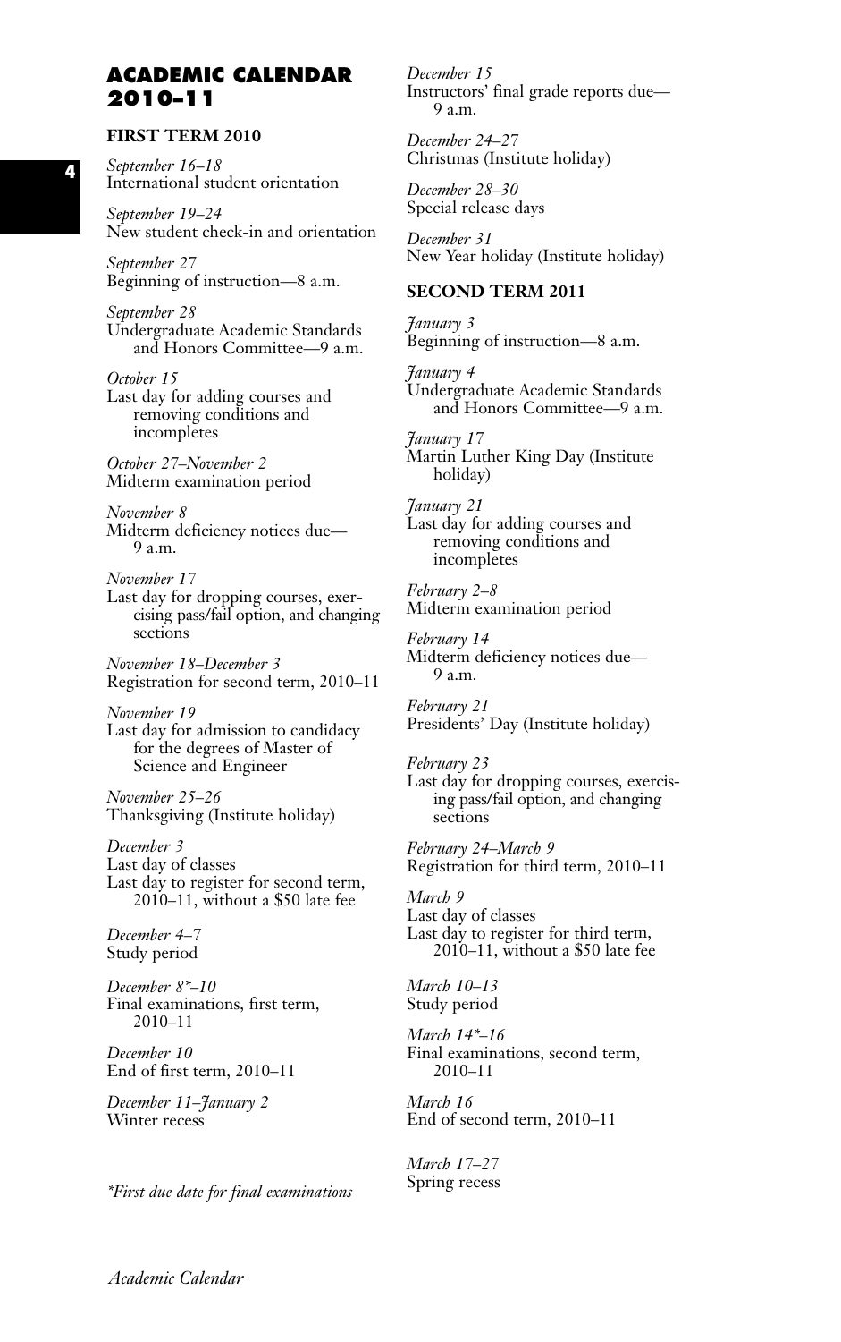# ACADEMIC CALENDAR 2010–11

## FIRST TERM 2010

*September 16–18*
International student orientation

*September 19–24*
New student check-in and orientation

*September 27*
Beginning of instruction—8 a.m.

*September 28*
Undergraduate Academic Standards and Honors Committee—9 a.m.

*October 15*
Last day for adding courses and removing conditions and incompletes

*October 27–November 2*
Midterm examination period

*November 8*
Midterm deficiency notices due—9 a.m.

*November 17*
Last day for dropping courses, exercising pass/fail option, and changing sections

*November 18–December 3*
Registration for second term, 2010–11

*November 19*
Last day for admission to candidacy for the degrees of Master of Science and Engineer

*November 25–26*
Thanksgiving (Institute holiday)

*December 3*
Last day of classes
Last day to register for second term, 2010–11, without a $50 late fee

*December 4–7*
Study period

*December 8*–10*
Final examinations, first term, 2010–11

*December 10*
End of first term, 2010–11

*December 11–January 2*
Winter recess

*December 15*
Instructors' final grade reports due—9 a.m.

*December 24–27*
Christmas (Institute holiday)

*December 28–30*
Special release days

*December 31*
New Year holiday (Institute holiday)

## SECOND TERM 2011

*January 3*
Beginning of instruction—8 a.m.

*January 4*
Undergraduate Academic Standards and Honors Committee—9 a.m.

*January 17*
Martin Luther King Day (Institute holiday)

*January 21*
Last day for adding courses and removing conditions and incompletes

*February 2–8*
Midterm examination period

*February 14*
Midterm deficiency notices due—9 a.m.

*February 21*
Presidents' Day (Institute holiday)

*February 23*
Last day for dropping courses, exercising pass/fail option, and changing sections

*February 24–March 9*
Registration for third term, 2010–11

*March 9*
Last day of classes
Last day to register for third term, 2010–11, without a $50 late fee

*March 10–13*
Study period

*March 14*–16*
Final examinations, second term, 2010–11

*March 16*
End of second term, 2010–11

*March 17–27*
Spring recess

*\*First due date for final examinations*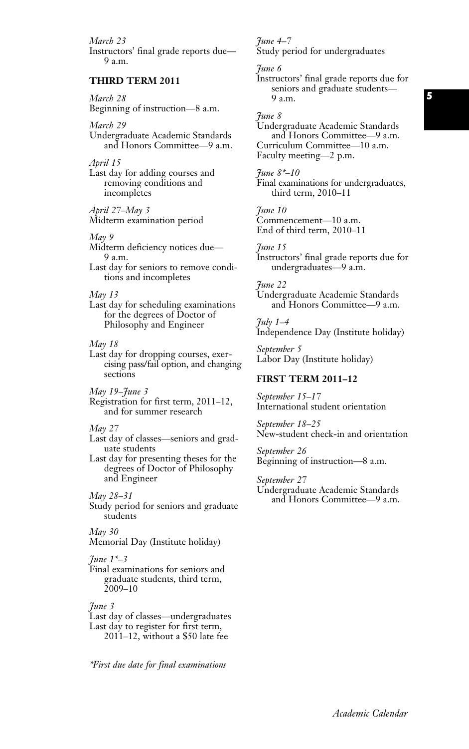*March 23*
Instructors' final grade reports due—9 a.m.

## THIRD TERM 2011

*March 28*
Beginning of instruction—8 a.m.

*March 29*
Undergraduate Academic Standards and Honors Committee—9 a.m.

*April 15*
Last day for adding courses and removing conditions and incompletes

*April 27–May 3*
Midterm examination period

*May 9*
Midterm deficiency notices due—9 a.m.
Last day for seniors to remove conditions and incompletes

*May 13*
Last day for scheduling examinations for the degrees of Doctor of Philosophy and Engineer

*May 18*
Last day for dropping courses, exercising pass/fail option, and changing sections

*May 19–June 3*
Registration for first term, 2011–12, and for summer research

*May 27*
Last day of classes—seniors and graduate students
Last day for presenting theses for the degrees of Doctor of Philosophy and Engineer

*May 28–31*
Study period for seniors and graduate students

*May 30*
Memorial Day (Institute holiday)

*June 1*–3*
Final examinations for seniors and graduate students, third term, 2009–10

*June 3*
Last day of classes—undergraduates
Last day to register for first term, 2011–12, without a $50 late fee

*June 4–7*
Study period for undergraduates

*June 6*
Instructors' final grade reports due for seniors and graduate students—9 a.m.

*June 8*
Undergraduate Academic Standards and Honors Committee—9 a.m.
Curriculum Committee—10 a.m.
Faculty meeting—2 p.m.

*June 8*–10*
Final examinations for undergraduates, third term, 2010–11

*June 10*
Commencement—10 a.m.
End of third term, 2010–11

*June 15*
Instructors' final grade reports due for undergraduates—9 a.m.

*June 22*
Undergraduate Academic Standards and Honors Committee—9 a.m.

*July 1–4*
Independence Day (Institute holiday)

*September 5*
Labor Day (Institute holiday)

## FIRST TERM 2011–12

*September 15–17*
International student orientation

*September 18–25*
New-student check-in and orientation

*September 26*
Beginning of instruction—8 a.m.

*September 27*
Undergraduate Academic Standards and Honors Committee—9 a.m.

*\*First due date for final examinations*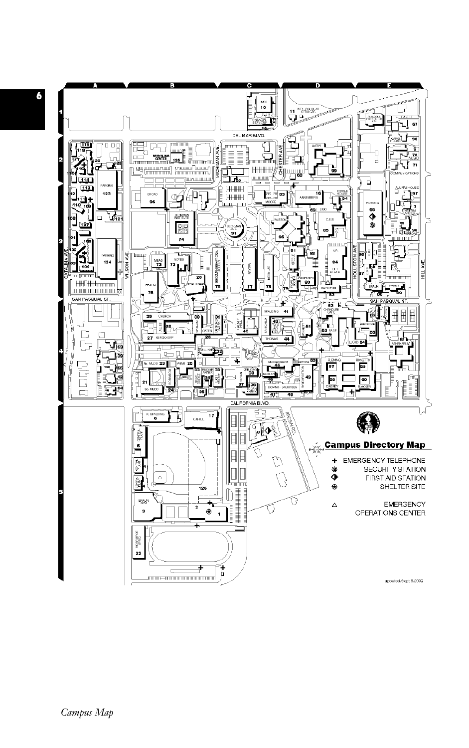Campus Directory Map

EMERGENCY TELEPHONE

SECURITY STATION

FIRST AID STATION

SHELTER SITE

EMERGENCY OPERATIONS CENTER

updated Sept. 8 2009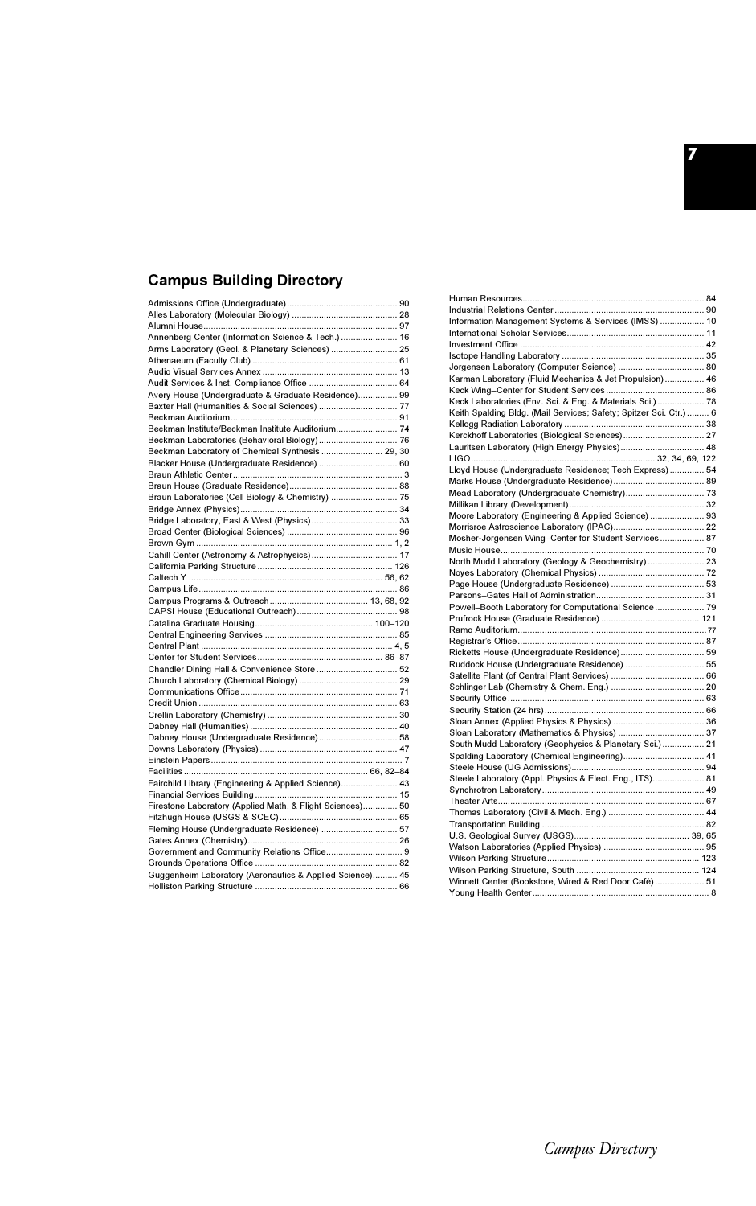## Campus Building Directory

Admissions Office (Undergraduate) ........................................... 90
Alles Laboratory (Molecular Biology) ......................................... 28
Alumni House ........................................................................ 97
Annenberg Center (Information Science & Tech.) ...................... 16
Arms Laboratory (Geol. & Planetary Sciences) .......................... 25
Athenaeum (Faculty Club) ...................................................... 61
Audio Visual Services Annex .................................................. 13
Audit Services & Inst. Compliance Office .................................. 64
Avery House (Undergraduate & Graduate Residence) ................ 99
Baxter Hall (Humanities & Social Sciences) ............................... 77
Beckman Auditorium .............................................................. 91
Beckman Institute/Beckman Institute Auditorium ........................ 74
Beckman Laboratories (Behavioral Biology) ............................... 76
Beckman Laboratory of Chemical Synthesis ......................... 29, 30
Blacker House (Undergraduate Residence) ............................... 60
Braun Athletic Center ................................................................ 3
Braun House (Graduate Residence) .......................................... 88
Braun Laboratories (Cell Biology & Chemistry) .......................... 75
Bridge Annex (Physics) ........................................................... 34
Bridge Laboratory, East & West (Physics) ................................. 33
Broad Center (Biological Sciences) ........................................... 96
Brown Gym ........................................................................ 1, 2
Cahill Center (Astronomy & Astrophysics) ................................. 17
California Parking Structure ................................................... 126
Caltech Y ........................................................................ 56, 62
Campus Life ......................................................................... 86
Campus Programs & Outreach ....................................... 13, 68, 92
CAPSI House (Educational Outreach) ....................................... 98
Catalina Graduate Housing ............................................. 100–120
Central Engineering Services .................................................. 85
Central Plant ...................................................................... 4, 5
Center for Student Services ................................................ 86–87
Chandler Dining Hall & Convenience Store ................................ 52
Church Laboratory (Chemical Biology) ...................................... 29
Communications Office ........................................................... 71
Credit Union ......................................................................... 63
Crellin Laboratory (Chemistry) ................................................. 30
Dabney Hall (Humanities) ........................................................ 40
Dabney House (Undergraduate Residence) ............................... 58
Downs Laboratory (Physics) .................................................... 47
Einstein Papers ....................................................................... 7
Facilities ..................................................................... 66, 82–84
Fairchild Library (Engineering & Applied Science) ...................... 43
Financial Services Building ...................................................... 15
Firestone Laboratory (Applied Math. & Flight Sciences) .............. 50
Fitzhugh House (USGS & SCEC) ............................................. 65
Fleming House (Undergraduate Residence) ............................... 57
Gates Annex (Chemistry) ........................................................ 26
Government and Community Relations Office ............................... 9
Grounds Operations Office ...................................................... 82
Guggenheim Laboratory (Aeronautics & Applied Science) .......... 45
Holliston Parking Structure ...................................................... 66
Human Resources .................................................................. 84
Industrial Relations Center ...................................................... 90
Information Management Systems & Services (IMSS) ................ 10
International Scholar Services ................................................. 11
Investment Office ................................................................... 42
Isotope Handling Laboratory .................................................... 35
Jorgensen Laboratory (Computer Science) ................................ 80
Karman Laboratory (Fluid Mechanics & Jet Propulsion) ............... 46
Keck Wing–Center for Student Services .................................... 86
Keck Laboratories (Env. Sci. & Eng. & Materials Sci.) ................. 78
Keith Spalding Bldg. (Mail Services; Safety; Spitzer Sci. Ctr.) ........ 6
Kellogg Radiation Laboratory ................................................... 38
Kerckhoff Laboratories (Biological Sciences) .............................. 27
Lauritsen Laboratory (High Energy Physics) ............................... 48
LIGO ....................................................................... 32, 34, 69, 122
Lloyd House (Undergraduate Residence; Tech Express) .............. 54
Marks House (Undergraduate Residence) .................................. 89
Mead Laboratory (Undergraduate Chemistry) ............................. 73
Millikan Library (Development) ................................................. 32
Moore Laboratory (Engineering & Applied Science) ..................... 93
Morrisroe Astroscience Laboratory (IPAC) .................................. 22
Mosher-Jorgensen Wing–Center for Student Services ................. 87
Music House ......................................................................... 70
North Mudd Laboratory (Geology & Geochemistry) ...................... 23
Noyes Laboratory (Chemical Physics) ....................................... 72
Page House (Undergraduate Residence) ................................... 53
Parsons–Gates Hall of Administration ........................................ 31
Powell–Booth Laboratory for Computational Science ................... 79
Prufrock House (Graduate Residence) ..................................... 121
Ramo Auditorium .................................................................... 77
Registrar's Office .................................................................... 87
Ricketts House (Undergraduate Residence) ............................... 59
Ruddock House (Undergraduate Residence) .............................. 55
Satellite Plant (of Central Plant Services) ................................... 66
Schlinger Lab (Chemistry & Chem. Eng.) ................................... 20
Security Office ....................................................................... 63
Security Station (24 hrs) .......................................................... 66
Sloan Annex (Applied Physics & Physics) .................................. 36
Sloan Laboratory (Mathematics & Physics) ................................ 37
South Mudd Laboratory (Geophysics & Planetary Sci.) ................ 21
Spalding Laboratory (Chemical Engineering) .............................. 41
Steele House (UG Admissions) ................................................. 94
Steele Laboratory (Appl. Physics & Elect. Eng., ITS) ................... 81
Synchrotron Laboratory ........................................................... 49
Theater Arts ........................................................................... 67
Thomas Laboratory (Civil & Mech. Eng.) ................................... 44
Transportation Building ........................................................... 82
U.S. Geological Survey (USGS) ........................................... 39, 65
Watson Laboratories (Applied Physics) ...................................... 95
Wilson Parking Structure ........................................................ 123
Wilson Parking Structure, South .............................................. 124
Winnett Center (Bookstore, Wired & Red Door Café) ................... 51
Young Health Center ................................................................. 8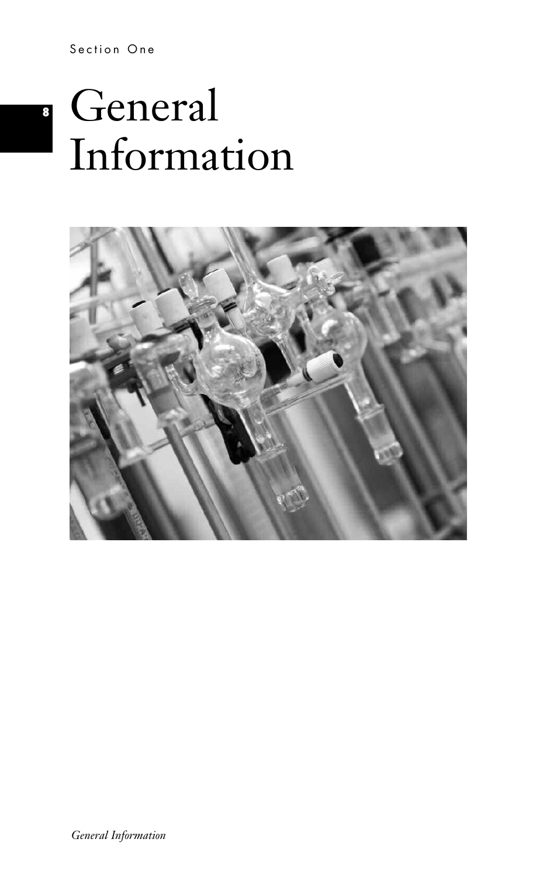Section One

# General Information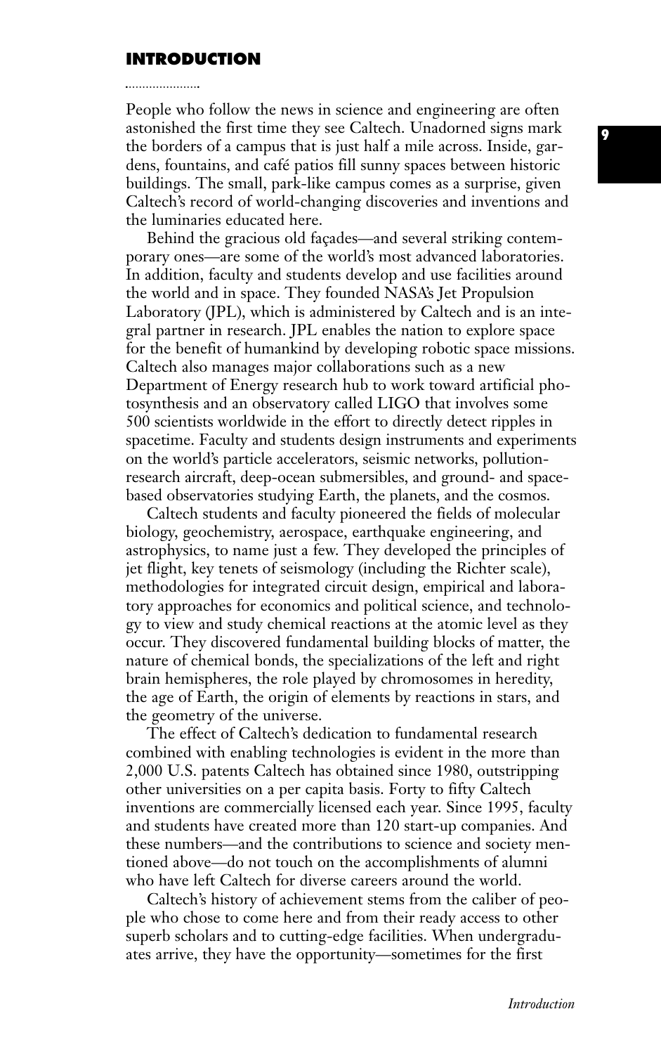## INTRODUCTION

People who follow the news in science and engineering are often astonished the first time they see Caltech. Unadorned signs mark the borders of a campus that is just half a mile across. Inside, gardens, fountains, and café patios fill sunny spaces between historic buildings. The small, park-like campus comes as a surprise, given Caltech's record of world-changing discoveries and inventions and the luminaries educated here.

Behind the gracious old façades—and several striking contemporary ones—are some of the world's most advanced laboratories. In addition, faculty and students develop and use facilities around the world and in space. They founded NASA's Jet Propulsion Laboratory (JPL), which is administered by Caltech and is an integral partner in research. JPL enables the nation to explore space for the benefit of humankind by developing robotic space missions. Caltech also manages major collaborations such as a new Department of Energy research hub to work toward artificial photosynthesis and an observatory called LIGO that involves some 500 scientists worldwide in the effort to directly detect ripples in spacetime. Faculty and students design instruments and experiments on the world's particle accelerators, seismic networks, pollution-research aircraft, deep-ocean submersibles, and ground- and space-based observatories studying Earth, the planets, and the cosmos.

Caltech students and faculty pioneered the fields of molecular biology, geochemistry, aerospace, earthquake engineering, and astrophysics, to name just a few. They developed the principles of jet flight, key tenets of seismology (including the Richter scale), methodologies for integrated circuit design, empirical and laboratory approaches for economics and political science, and technology to view and study chemical reactions at the atomic level as they occur. They discovered fundamental building blocks of matter, the nature of chemical bonds, the specializations of the left and right brain hemispheres, the role played by chromosomes in heredity, the age of Earth, the origin of elements by reactions in stars, and the geometry of the universe.

The effect of Caltech's dedication to fundamental research combined with enabling technologies is evident in the more than 2,000 U.S. patents Caltech has obtained since 1980, outstripping other universities on a per capita basis. Forty to fifty Caltech inventions are commercially licensed each year. Since 1995, faculty and students have created more than 120 start-up companies. And these numbers—and the contributions to science and society mentioned above—do not touch on the accomplishments of alumni who have left Caltech for diverse careers around the world.

Caltech's history of achievement stems from the caliber of people who chose to come here and from their ready access to other superb scholars and to cutting-edge facilities. When undergraduates arrive, they have the opportunity—sometimes for the first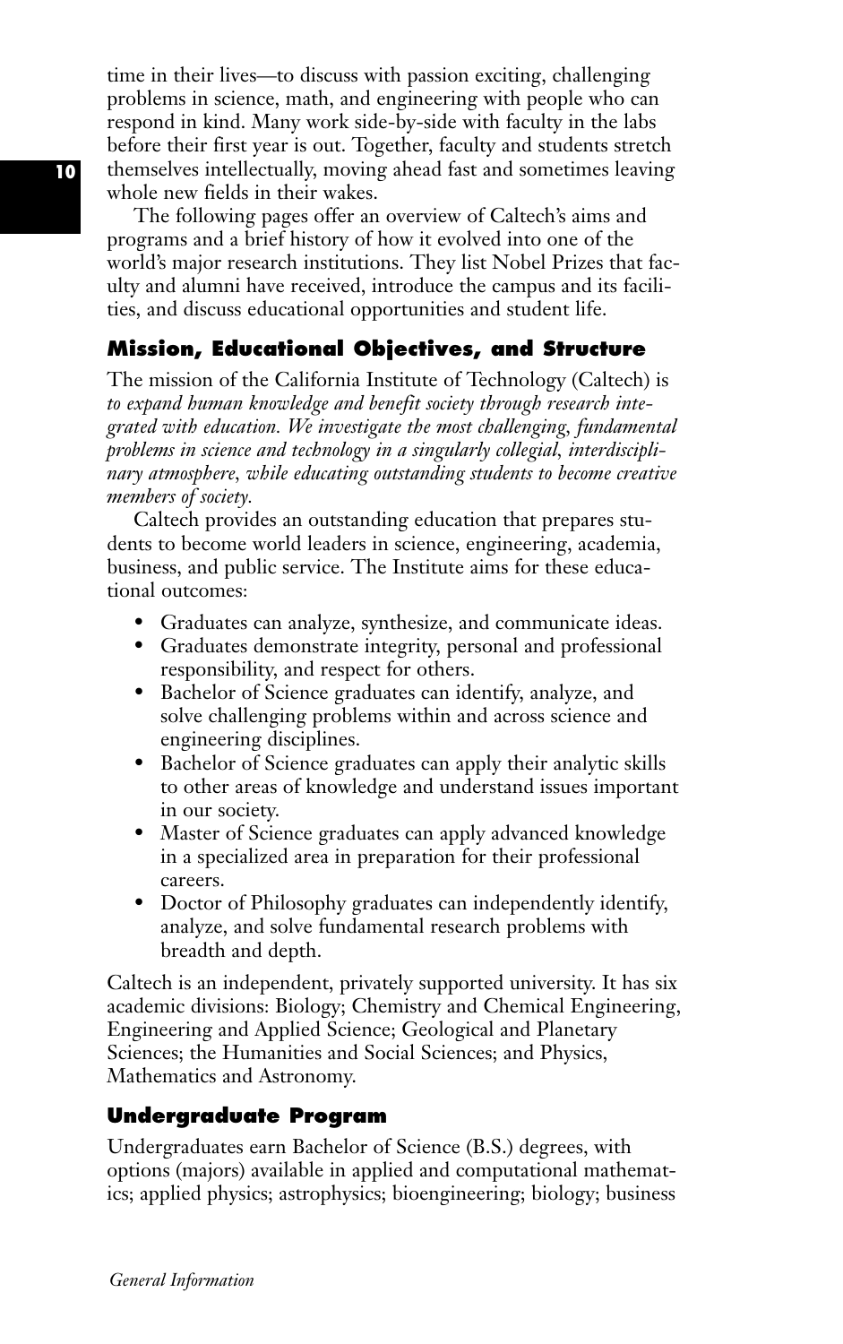time in their lives—to discuss with passion exciting, challenging problems in science, math, and engineering with people who can respond in kind. Many work side-by-side with faculty in the labs before their first year is out. Together, faculty and students stretch themselves intellectually, moving ahead fast and sometimes leaving whole new fields in their wakes.

The following pages offer an overview of Caltech's aims and programs and a brief history of how it evolved into one of the world's major research institutions. They list Nobel Prizes that faculty and alumni have received, introduce the campus and its facilities, and discuss educational opportunities and student life.

## Mission, Educational Objectives, and Structure

The mission of the California Institute of Technology (Caltech) is *to expand human knowledge and benefit society through research integrated with education. We investigate the most challenging, fundamental problems in science and technology in a singularly collegial, interdisciplinary atmosphere, while educating outstanding students to become creative members of society.*

Caltech provides an outstanding education that prepares students to become world leaders in science, engineering, academia, business, and public service. The Institute aims for these educational outcomes:

- Graduates can analyze, synthesize, and communicate ideas.
- Graduates demonstrate integrity, personal and professional responsibility, and respect for others.
- Bachelor of Science graduates can identify, analyze, and solve challenging problems within and across science and engineering disciplines.
- Bachelor of Science graduates can apply their analytic skills to other areas of knowledge and understand issues important in our society.
- Master of Science graduates can apply advanced knowledge in a specialized area in preparation for their professional careers.
- Doctor of Philosophy graduates can independently identify, analyze, and solve fundamental research problems with breadth and depth.

Caltech is an independent, privately supported university. It has six academic divisions: Biology; Chemistry and Chemical Engineering, Engineering and Applied Science; Geological and Planetary Sciences; the Humanities and Social Sciences; and Physics, Mathematics and Astronomy.

## Undergraduate Program

Undergraduates earn Bachelor of Science (B.S.) degrees, with options (majors) available in applied and computational mathematics; applied physics; astrophysics; bioengineering; biology; business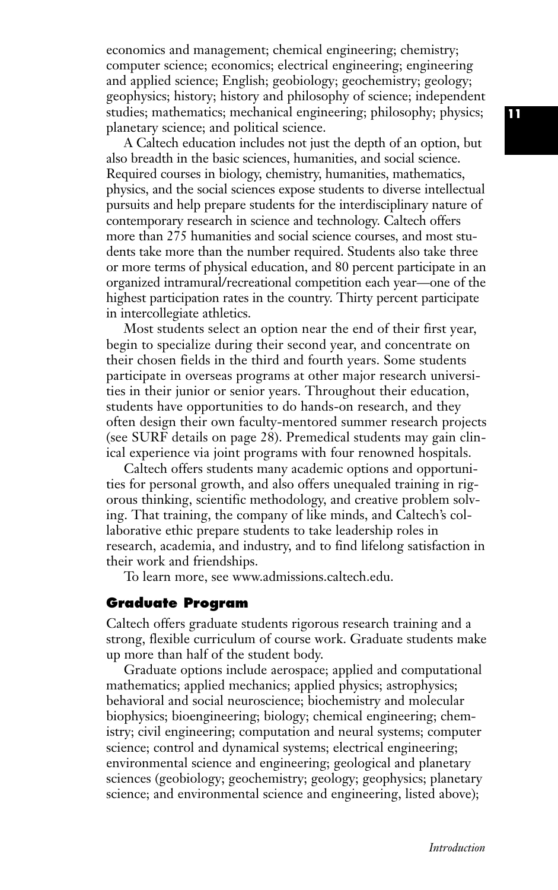economics and management; chemical engineering; chemistry; computer science; economics; electrical engineering; engineering and applied science; English; geobiology; geochemistry; geology; geophysics; history; history and philosophy of science; independent studies; mathematics; mechanical engineering; philosophy; physics; planetary science; and political science.

A Caltech education includes not just the depth of an option, but also breadth in the basic sciences, humanities, and social science. Required courses in biology, chemistry, humanities, mathematics, physics, and the social sciences expose students to diverse intellectual pursuits and help prepare students for the interdisciplinary nature of contemporary research in science and technology. Caltech offers more than 275 humanities and social science courses, and most students take more than the number required. Students also take three or more terms of physical education, and 80 percent participate in an organized intramural/recreational competition each year—one of the highest participation rates in the country. Thirty percent participate in intercollegiate athletics.

Most students select an option near the end of their first year, begin to specialize during their second year, and concentrate on their chosen fields in the third and fourth years. Some students participate in overseas programs at other major research universities in their junior or senior years. Throughout their education, students have opportunities to do hands-on research, and they often design their own faculty-mentored summer research projects (see SURF details on page 28). Premedical students may gain clinical experience via joint programs with four renowned hospitals.

Caltech offers students many academic options and opportunities for personal growth, and also offers unequaled training in rigorous thinking, scientific methodology, and creative problem solving. That training, the company of like minds, and Caltech's collaborative ethic prepare students to take leadership roles in research, academia, and industry, and to find lifelong satisfaction in their work and friendships.

To learn more, see www.admissions.caltech.edu.

## Graduate Program

Caltech offers graduate students rigorous research training and a strong, flexible curriculum of course work. Graduate students make up more than half of the student body.

Graduate options include aerospace; applied and computational mathematics; applied mechanics; applied physics; astrophysics; behavioral and social neuroscience; biochemistry and molecular biophysics; bioengineering; biology; chemical engineering; chemistry; civil engineering; computation and neural systems; computer science; control and dynamical systems; electrical engineering; environmental science and engineering; geological and planetary sciences (geobiology; geochemistry; geology; geophysics; planetary science; and environmental science and engineering, listed above);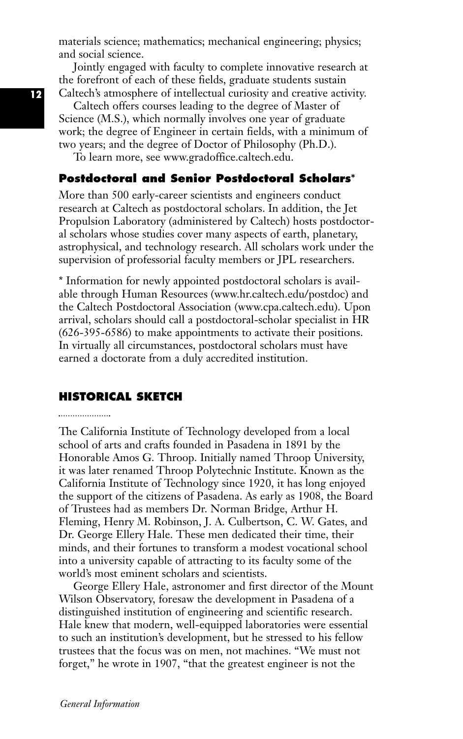materials science; mathematics; mechanical engineering; physics; and social science.

Jointly engaged with faculty to complete innovative research at the forefront of each of these fields, graduate students sustain Caltech's atmosphere of intellectual curiosity and creative activity.

Caltech offers courses leading to the degree of Master of Science (M.S.), which normally involves one year of graduate work; the degree of Engineer in certain fields, with a minimum of two years; and the degree of Doctor of Philosophy (Ph.D.).

To learn more, see www.gradoffice.caltech.edu.

### Postdoctoral and Senior Postdoctoral Scholars*

More than 500 early-career scientists and engineers conduct research at Caltech as postdoctoral scholars. In addition, the Jet Propulsion Laboratory (administered by Caltech) hosts postdoctoral scholars whose studies cover many aspects of earth, planetary, astrophysical, and technology research. All scholars work under the supervision of professorial faculty members or JPL researchers.

* Information for newly appointed postdoctoral scholars is available through Human Resources (www.hr.caltech.edu/postdoc) and the Caltech Postdoctoral Association (www.cpa.caltech.edu). Upon arrival, scholars should call a postdoctoral-scholar specialist in HR (626-395-6586) to make appointments to activate their positions. In virtually all circumstances, postdoctoral scholars must have earned a doctorate from a duly accredited institution.

## HISTORICAL SKETCH

The California Institute of Technology developed from a local school of arts and crafts founded in Pasadena in 1891 by the Honorable Amos G. Throop. Initially named Throop University, it was later renamed Throop Polytechnic Institute. Known as the California Institute of Technology since 1920, it has long enjoyed the support of the citizens of Pasadena. As early as 1908, the Board of Trustees had as members Dr. Norman Bridge, Arthur H. Fleming, Henry M. Robinson, J. A. Culbertson, C. W. Gates, and Dr. George Ellery Hale. These men dedicated their time, their minds, and their fortunes to transform a modest vocational school into a university capable of attracting to its faculty some of the world's most eminent scholars and scientists.

George Ellery Hale, astronomer and first director of the Mount Wilson Observatory, foresaw the development in Pasadena of a distinguished institution of engineering and scientific research. Hale knew that modern, well-equipped laboratories were essential to such an institution's development, but he stressed to his fellow trustees that the focus was on men, not machines. "We must not forget," he wrote in 1907, "that the greatest engineer is not the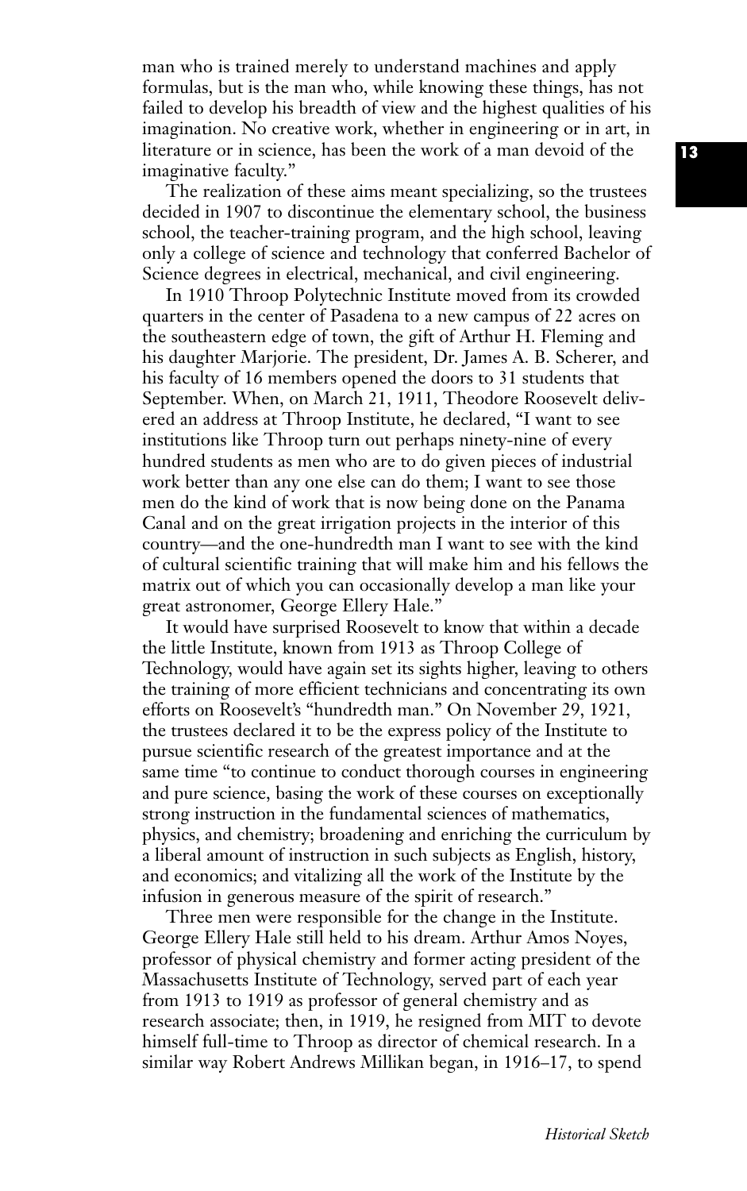man who is trained merely to understand machines and apply formulas, but is the man who, while knowing these things, has not failed to develop his breadth of view and the highest qualities of his imagination. No creative work, whether in engineering or in art, in literature or in science, has been the work of a man devoid of the imaginative faculty."

The realization of these aims meant specializing, so the trustees decided in 1907 to discontinue the elementary school, the business school, the teacher-training program, and the high school, leaving only a college of science and technology that conferred Bachelor of Science degrees in electrical, mechanical, and civil engineering.

In 1910 Throop Polytechnic Institute moved from its crowded quarters in the center of Pasadena to a new campus of 22 acres on the southeastern edge of town, the gift of Arthur H. Fleming and his daughter Marjorie. The president, Dr. James A. B. Scherer, and his faculty of 16 members opened the doors to 31 students that September. When, on March 21, 1911, Theodore Roosevelt delivered an address at Throop Institute, he declared, "I want to see institutions like Throop turn out perhaps ninety-nine of every hundred students as men who are to do given pieces of industrial work better than any one else can do them; I want to see those men do the kind of work that is now being done on the Panama Canal and on the great irrigation projects in the interior of this country—and the one-hundredth man I want to see with the kind of cultural scientific training that will make him and his fellows the matrix out of which you can occasionally develop a man like your great astronomer, George Ellery Hale."

It would have surprised Roosevelt to know that within a decade the little Institute, known from 1913 as Throop College of Technology, would have again set its sights higher, leaving to others the training of more efficient technicians and concentrating its own efforts on Roosevelt's "hundredth man." On November 29, 1921, the trustees declared it to be the express policy of the Institute to pursue scientific research of the greatest importance and at the same time "to continue to conduct thorough courses in engineering and pure science, basing the work of these courses on exceptionally strong instruction in the fundamental sciences of mathematics, physics, and chemistry; broadening and enriching the curriculum by a liberal amount of instruction in such subjects as English, history, and economics; and vitalizing all the work of the Institute by the infusion in generous measure of the spirit of research."

Three men were responsible for the change in the Institute. George Ellery Hale still held to his dream. Arthur Amos Noyes, professor of physical chemistry and former acting president of the Massachusetts Institute of Technology, served part of each year from 1913 to 1919 as professor of general chemistry and as research associate; then, in 1919, he resigned from MIT to devote himself full-time to Throop as director of chemical research. In a similar way Robert Andrews Millikan began, in 1916–17, to spend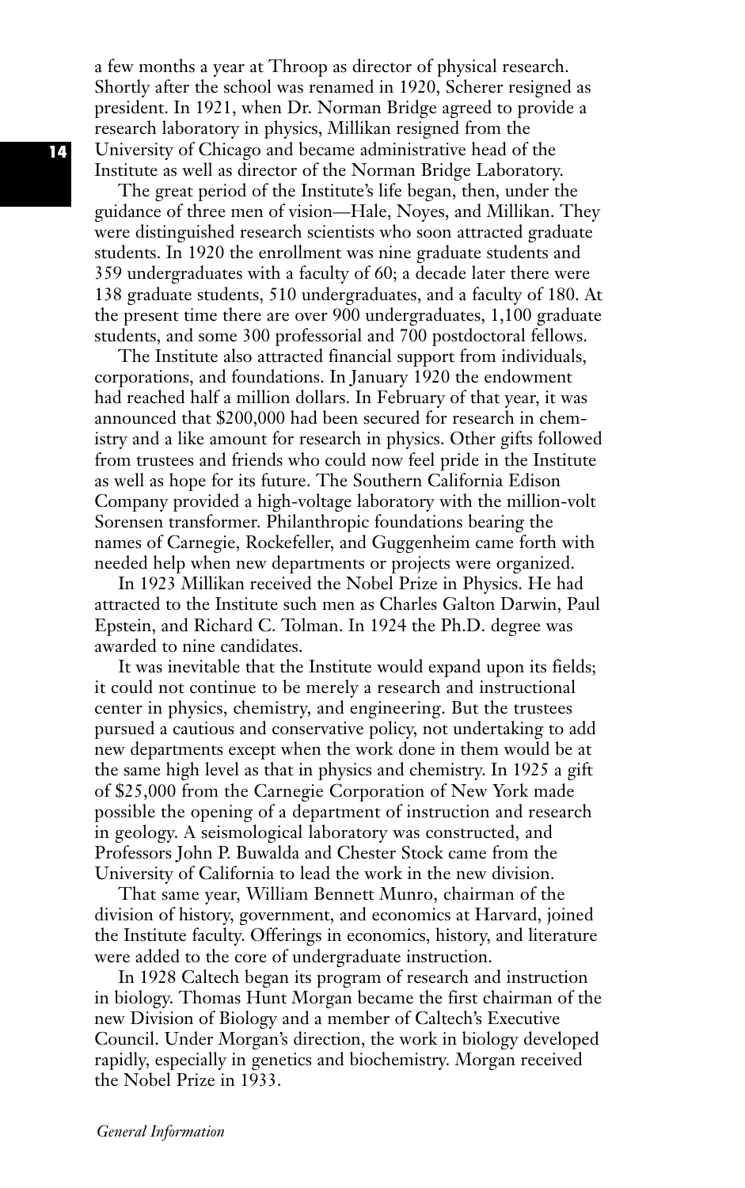a few months a year at Throop as director of physical research. Shortly after the school was renamed in 1920, Scherer resigned as president. In 1921, when Dr. Norman Bridge agreed to provide a research laboratory in physics, Millikan resigned from the University of Chicago and became administrative head of the Institute as well as director of the Norman Bridge Laboratory.

The great period of the Institute's life began, then, under the guidance of three men of vision—Hale, Noyes, and Millikan. They were distinguished research scientists who soon attracted graduate students. In 1920 the enrollment was nine graduate students and 359 undergraduates with a faculty of 60; a decade later there were 138 graduate students, 510 undergraduates, and a faculty of 180. At the present time there are over 900 undergraduates, 1,100 graduate students, and some 300 professorial and 700 postdoctoral fellows.

The Institute also attracted financial support from individuals, corporations, and foundations. In January 1920 the endowment had reached half a million dollars. In February of that year, it was announced that $200,000 had been secured for research in chemistry and a like amount for research in physics. Other gifts followed from trustees and friends who could now feel pride in the Institute as well as hope for its future. The Southern California Edison Company provided a high-voltage laboratory with the million-volt Sorensen transformer. Philanthropic foundations bearing the names of Carnegie, Rockefeller, and Guggenheim came forth with needed help when new departments or projects were organized.

In 1923 Millikan received the Nobel Prize in Physics. He had attracted to the Institute such men as Charles Galton Darwin, Paul Epstein, and Richard C. Tolman. In 1924 the Ph.D. degree was awarded to nine candidates.

It was inevitable that the Institute would expand upon its fields; it could not continue to be merely a research and instructional center in physics, chemistry, and engineering. But the trustees pursued a cautious and conservative policy, not undertaking to add new departments except when the work done in them would be at the same high level as that in physics and chemistry. In 1925 a gift of $25,000 from the Carnegie Corporation of New York made possible the opening of a department of instruction and research in geology. A seismological laboratory was constructed, and Professors John P. Buwalda and Chester Stock came from the University of California to lead the work in the new division.

That same year, William Bennett Munro, chairman of the division of history, government, and economics at Harvard, joined the Institute faculty. Offerings in economics, history, and literature were added to the core of undergraduate instruction.

In 1928 Caltech began its program of research and instruction in biology. Thomas Hunt Morgan became the first chairman of the new Division of Biology and a member of Caltech's Executive Council. Under Morgan's direction, the work in biology developed rapidly, especially in genetics and biochemistry. Morgan received the Nobel Prize in 1933.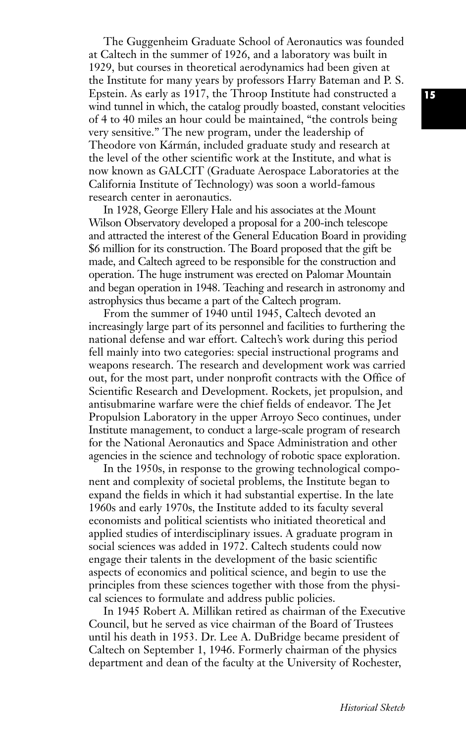The Guggenheim Graduate School of Aeronautics was founded at Caltech in the summer of 1926, and a laboratory was built in 1929, but courses in theoretical aerodynamics had been given at the Institute for many years by professors Harry Bateman and P. S. Epstein. As early as 1917, the Throop Institute had constructed a wind tunnel in which, the catalog proudly boasted, constant velocities of 4 to 40 miles an hour could be maintained, "the controls being very sensitive." The new program, under the leadership of Theodore von Kármán, included graduate study and research at the level of the other scientific work at the Institute, and what is now known as GALCIT (Graduate Aerospace Laboratories at the California Institute of Technology) was soon a world-famous research center in aeronautics.

In 1928, George Ellery Hale and his associates at the Mount Wilson Observatory developed a proposal for a 200-inch telescope and attracted the interest of the General Education Board in providing $6 million for its construction. The Board proposed that the gift be made, and Caltech agreed to be responsible for the construction and operation. The huge instrument was erected on Palomar Mountain and began operation in 1948. Teaching and research in astronomy and astrophysics thus became a part of the Caltech program.

From the summer of 1940 until 1945, Caltech devoted an increasingly large part of its personnel and facilities to furthering the national defense and war effort. Caltech's work during this period fell mainly into two categories: special instructional programs and weapons research. The research and development work was carried out, for the most part, under nonprofit contracts with the Office of Scientific Research and Development. Rockets, jet propulsion, and antisubmarine warfare were the chief fields of endeavor. The Jet Propulsion Laboratory in the upper Arroyo Seco continues, under Institute management, to conduct a large-scale program of research for the National Aeronautics and Space Administration and other agencies in the science and technology of robotic space exploration.

In the 1950s, in response to the growing technological component and complexity of societal problems, the Institute began to expand the fields in which it had substantial expertise. In the late 1960s and early 1970s, the Institute added to its faculty several economists and political scientists who initiated theoretical and applied studies of interdisciplinary issues. A graduate program in social sciences was added in 1972. Caltech students could now engage their talents in the development of the basic scientific aspects of economics and political science, and begin to use the principles from these sciences together with those from the physical sciences to formulate and address public policies.

In 1945 Robert A. Millikan retired as chairman of the Executive Council, but he served as vice chairman of the Board of Trustees until his death in 1953. Dr. Lee A. DuBridge became president of Caltech on September 1, 1946. Formerly chairman of the physics department and dean of the faculty at the University of Rochester,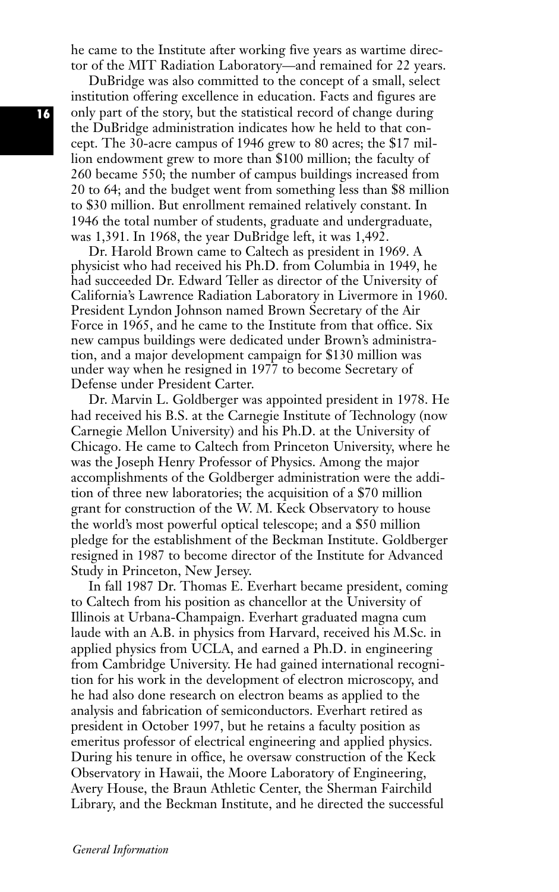he came to the Institute after working five years as wartime director of the MIT Radiation Laboratory—and remained for 22 years.

DuBridge was also committed to the concept of a small, select institution offering excellence in education. Facts and figures are only part of the story, but the statistical record of change during the DuBridge administration indicates how he held to that concept. The 30-acre campus of 1946 grew to 80 acres; the $17 million endowment grew to more than $100 million; the faculty of 260 became 550; the number of campus buildings increased from 20 to 64; and the budget went from something less than $8 million to $30 million. But enrollment remained relatively constant. In 1946 the total number of students, graduate and undergraduate, was 1,391. In 1968, the year DuBridge left, it was 1,492.

Dr. Harold Brown came to Caltech as president in 1969. A physicist who had received his Ph.D. from Columbia in 1949, he had succeeded Dr. Edward Teller as director of the University of California's Lawrence Radiation Laboratory in Livermore in 1960. President Lyndon Johnson named Brown Secretary of the Air Force in 1965, and he came to the Institute from that office. Six new campus buildings were dedicated under Brown's administration, and a major development campaign for $130 million was under way when he resigned in 1977 to become Secretary of Defense under President Carter.

Dr. Marvin L. Goldberger was appointed president in 1978. He had received his B.S. at the Carnegie Institute of Technology (now Carnegie Mellon University) and his Ph.D. at the University of Chicago. He came to Caltech from Princeton University, where he was the Joseph Henry Professor of Physics. Among the major accomplishments of the Goldberger administration were the addition of three new laboratories; the acquisition of a $70 million grant for construction of the W. M. Keck Observatory to house the world's most powerful optical telescope; and a $50 million pledge for the establishment of the Beckman Institute. Goldberger resigned in 1987 to become director of the Institute for Advanced Study in Princeton, New Jersey.

In fall 1987 Dr. Thomas E. Everhart became president, coming to Caltech from his position as chancellor at the University of Illinois at Urbana-Champaign. Everhart graduated magna cum laude with an A.B. in physics from Harvard, received his M.Sc. in applied physics from UCLA, and earned a Ph.D. in engineering from Cambridge University. He had gained international recognition for his work in the development of electron microscopy, and he had also done research on electron beams as applied to the analysis and fabrication of semiconductors. Everhart retired as president in October 1997, but he retains a faculty position as emeritus professor of electrical engineering and applied physics. During his tenure in office, he oversaw construction of the Keck Observatory in Hawaii, the Moore Laboratory of Engineering, Avery House, the Braun Athletic Center, the Sherman Fairchild Library, and the Beckman Institute, and he directed the successful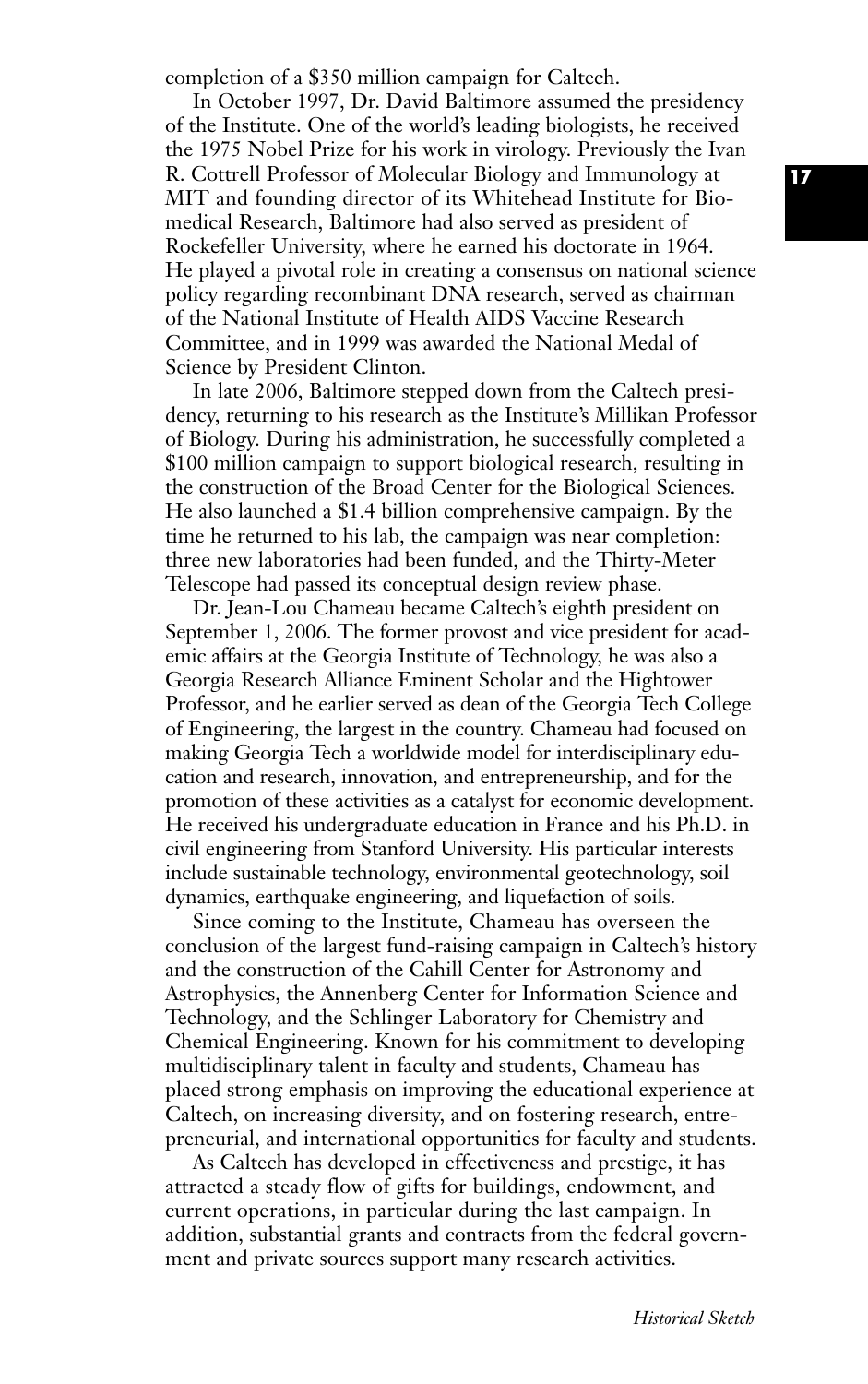completion of a $350 million campaign for Caltech.

In October 1997, Dr. David Baltimore assumed the presidency of the Institute. One of the world's leading biologists, he received the 1975 Nobel Prize for his work in virology. Previously the Ivan R. Cottrell Professor of Molecular Biology and Immunology at MIT and founding director of its Whitehead Institute for Biomedical Research, Baltimore had also served as president of Rockefeller University, where he earned his doctorate in 1964. He played a pivotal role in creating a consensus on national science policy regarding recombinant DNA research, served as chairman of the National Institute of Health AIDS Vaccine Research Committee, and in 1999 was awarded the National Medal of Science by President Clinton.

In late 2006, Baltimore stepped down from the Caltech presidency, returning to his research as the Institute's Millikan Professor of Biology. During his administration, he successfully completed a $100 million campaign to support biological research, resulting in the construction of the Broad Center for the Biological Sciences. He also launched a $1.4 billion comprehensive campaign. By the time he returned to his lab, the campaign was near completion: three new laboratories had been funded, and the Thirty-Meter Telescope had passed its conceptual design review phase.

Dr. Jean-Lou Chameau became Caltech's eighth president on September 1, 2006. The former provost and vice president for academic affairs at the Georgia Institute of Technology, he was also a Georgia Research Alliance Eminent Scholar and the Hightower Professor, and he earlier served as dean of the Georgia Tech College of Engineering, the largest in the country. Chameau had focused on making Georgia Tech a worldwide model for interdisciplinary education and research, innovation, and entrepreneurship, and for the promotion of these activities as a catalyst for economic development. He received his undergraduate education in France and his Ph.D. in civil engineering from Stanford University. His particular interests include sustainable technology, environmental geotechnology, soil dynamics, earthquake engineering, and liquefaction of soils.

Since coming to the Institute, Chameau has overseen the conclusion of the largest fund-raising campaign in Caltech's history and the construction of the Cahill Center for Astronomy and Astrophysics, the Annenberg Center for Information Science and Technology, and the Schlinger Laboratory for Chemistry and Chemical Engineering. Known for his commitment to developing multidisciplinary talent in faculty and students, Chameau has placed strong emphasis on improving the educational experience at Caltech, on increasing diversity, and on fostering research, entrepreneurial, and international opportunities for faculty and students.

As Caltech has developed in effectiveness and prestige, it has attracted a steady flow of gifts for buildings, endowment, and current operations, in particular during the last campaign. In addition, substantial grants and contracts from the federal government and private sources support many research activities.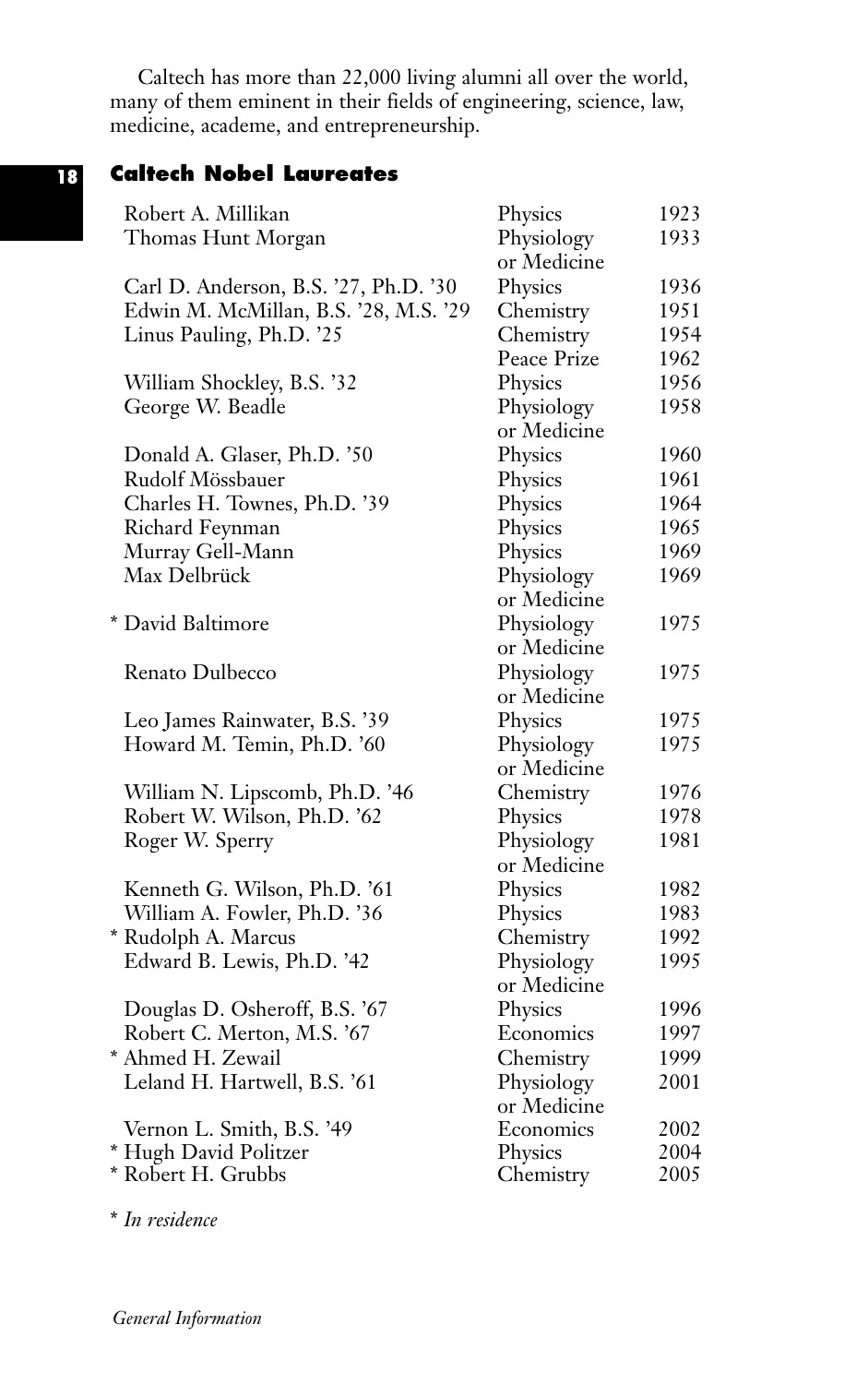Caltech has more than 22,000 living alumni all over the world, many of them eminent in their fields of engineering, science, law, medicine, academe, and entrepreneurship.

## Caltech Nobel Laureates

| | | |
|---|---|---|
| Robert A. Millikan | Physics | 1923 |
| Thomas Hunt Morgan | Physiology or Medicine | 1933 |
| Carl D. Anderson, B.S. '27, Ph.D. '30 | Physics | 1936 |
| Edwin M. McMillan, B.S. '28, M.S. '29 | Chemistry | 1951 |
| Linus Pauling, Ph.D. '25 | Chemistry | 1954 |
| | Peace Prize | 1962 |
| William Shockley, B.S. '32 | Physics | 1956 |
| George W. Beadle | Physiology or Medicine | 1958 |
| Donald A. Glaser, Ph.D. '50 | Physics | 1960 |
| Rudolf Mössbauer | Physics | 1961 |
| Charles H. Townes, Ph.D. '39 | Physics | 1964 |
| Richard Feynman | Physics | 1965 |
| Murray Gell-Mann | Physics | 1969 |
| Max Delbrück | Physiology or Medicine | 1969 |
| * David Baltimore | Physiology or Medicine | 1975 |
| Renato Dulbecco | Physiology or Medicine | 1975 |
| Leo James Rainwater, B.S. '39 | Physics | 1975 |
| Howard M. Temin, Ph.D. '60 | Physiology or Medicine | 1975 |
| William N. Lipscomb, Ph.D. '46 | Chemistry | 1976 |
| Robert W. Wilson, Ph.D. '62 | Physics | 1978 |
| Roger W. Sperry | Physiology or Medicine | 1981 |
| Kenneth G. Wilson, Ph.D. '61 | Physics | 1982 |
| William A. Fowler, Ph.D. '36 | Physics | 1983 |
| * Rudolph A. Marcus | Chemistry | 1992 |
| Edward B. Lewis, Ph.D. '42 | Physiology or Medicine | 1995 |
| Douglas D. Osheroff, B.S. '67 | Physics | 1996 |
| Robert C. Merton, M.S. '67 | Economics | 1997 |
| * Ahmed H. Zewail | Chemistry | 1999 |
| Leland H. Hartwell, B.S. '61 | Physiology or Medicine | 2001 |
| Vernon L. Smith, B.S. '49 | Economics | 2002 |
| * Hugh David Politzer | Physics | 2004 |
| * Robert H. Grubbs | Chemistry | 2005 |

\* *In residence*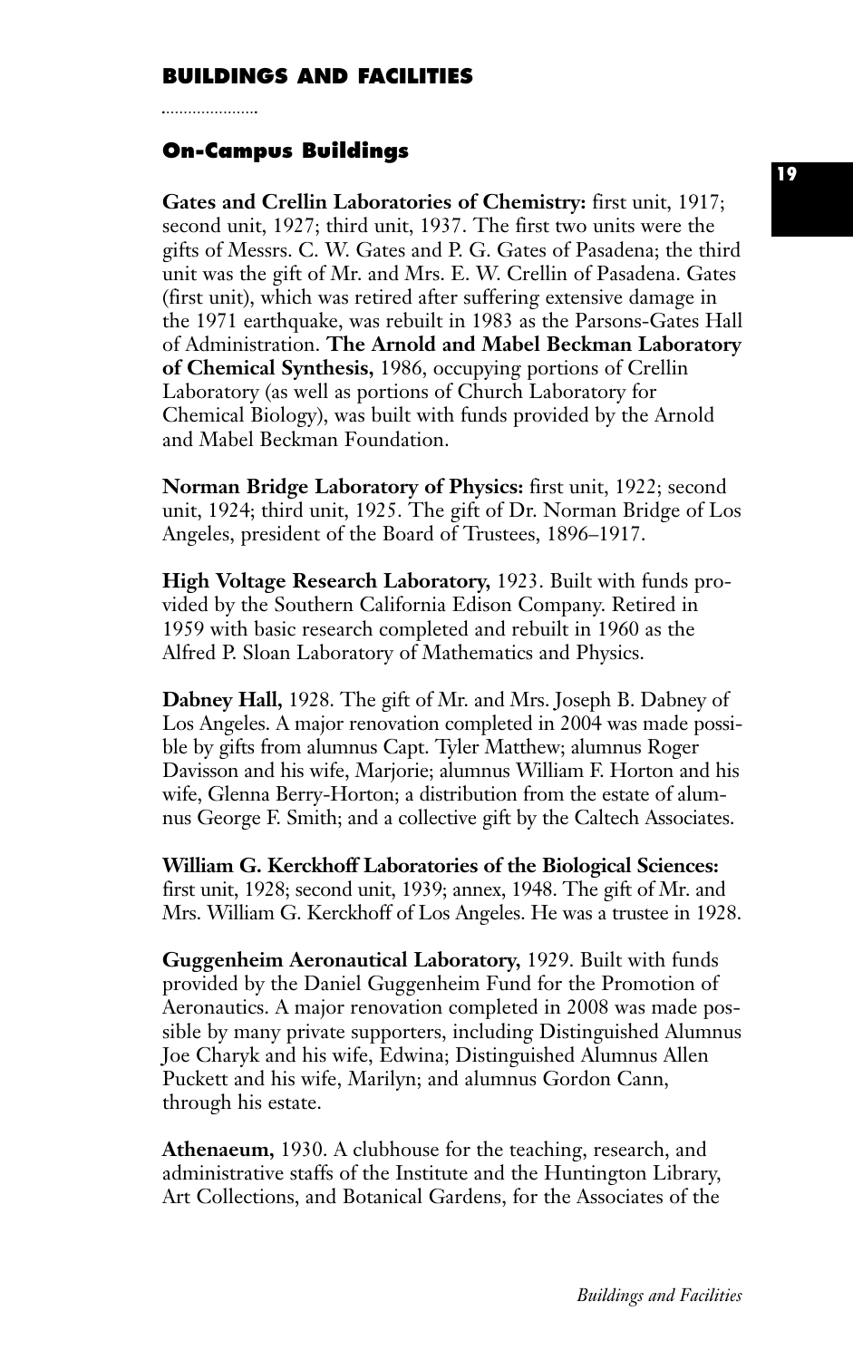## BUILDINGS AND FACILITIES

### On-Campus Buildings

**Gates and Crellin Laboratories of Chemistry:** first unit, 1917; second unit, 1927; third unit, 1937. The first two units were the gifts of Messrs. C. W. Gates and P. G. Gates of Pasadena; the third unit was the gift of Mr. and Mrs. E. W. Crellin of Pasadena. Gates (first unit), which was retired after suffering extensive damage in the 1971 earthquake, was rebuilt in 1983 as the Parsons-Gates Hall of Administration. **The Arnold and Mabel Beckman Laboratory of Chemical Synthesis,** 1986, occupying portions of Crellin Laboratory (as well as portions of Church Laboratory for Chemical Biology), was built with funds provided by the Arnold and Mabel Beckman Foundation.

**Norman Bridge Laboratory of Physics:** first unit, 1922; second unit, 1924; third unit, 1925. The gift of Dr. Norman Bridge of Los Angeles, president of the Board of Trustees, 1896–1917.

**High Voltage Research Laboratory,** 1923. Built with funds provided by the Southern California Edison Company. Retired in 1959 with basic research completed and rebuilt in 1960 as the Alfred P. Sloan Laboratory of Mathematics and Physics.

**Dabney Hall,** 1928. The gift of Mr. and Mrs. Joseph B. Dabney of Los Angeles. A major renovation completed in 2004 was made possible by gifts from alumnus Capt. Tyler Matthew; alumnus Roger Davisson and his wife, Marjorie; alumnus William F. Horton and his wife, Glenna Berry-Horton; a distribution from the estate of alumnus George F. Smith; and a collective gift by the Caltech Associates.

**William G. Kerckhoff Laboratories of the Biological Sciences:** first unit, 1928; second unit, 1939; annex, 1948. The gift of Mr. and Mrs. William G. Kerckhoff of Los Angeles. He was a trustee in 1928.

**Guggenheim Aeronautical Laboratory,** 1929. Built with funds provided by the Daniel Guggenheim Fund for the Promotion of Aeronautics. A major renovation completed in 2008 was made possible by many private supporters, including Distinguished Alumnus Joe Charyk and his wife, Edwina; Distinguished Alumnus Allen Puckett and his wife, Marilyn; and alumnus Gordon Cann, through his estate.

**Athenaeum,** 1930. A clubhouse for the teaching, research, and administrative staffs of the Institute and the Huntington Library, Art Collections, and Botanical Gardens, for the Associates of the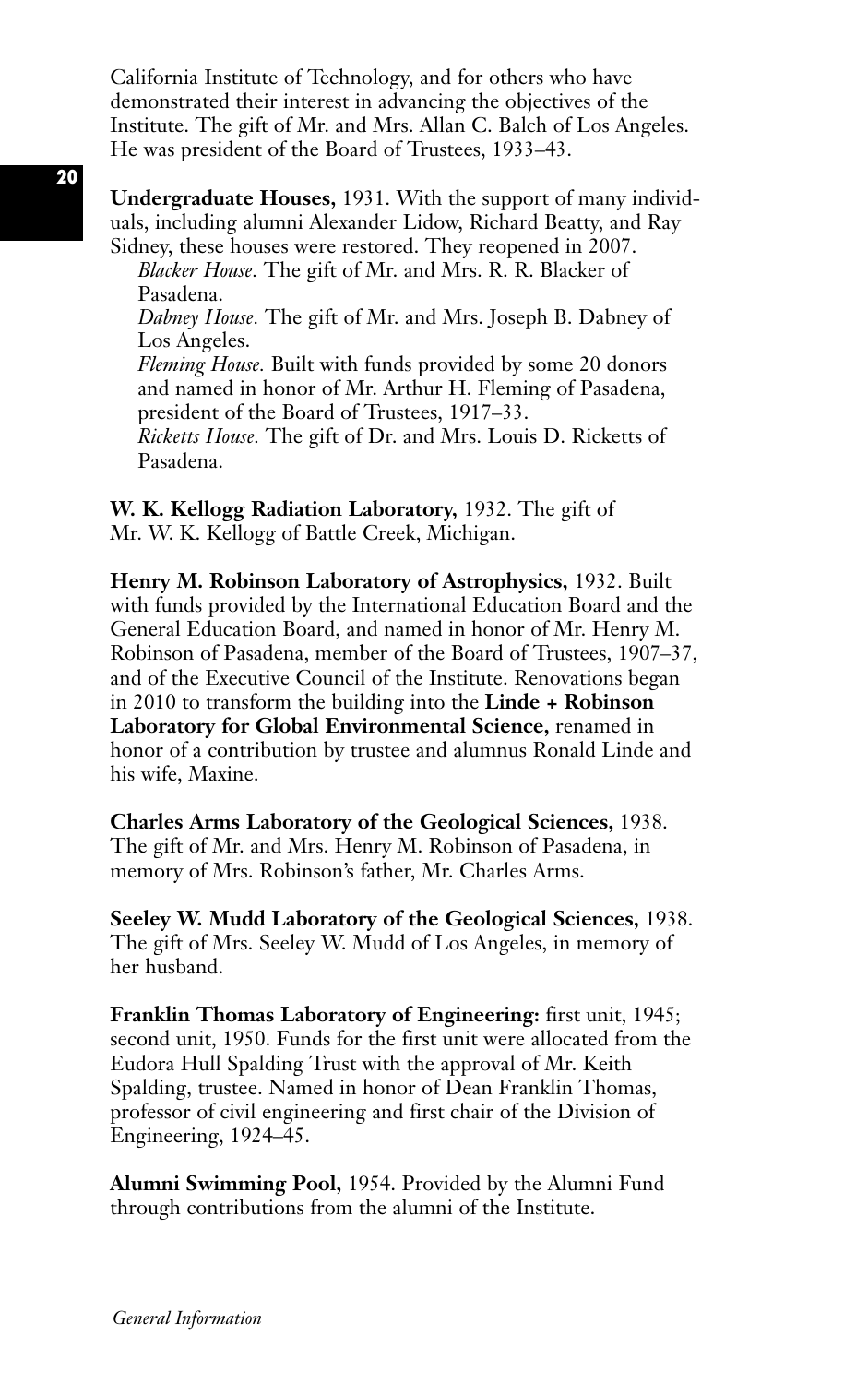California Institute of Technology, and for others who have demonstrated their interest in advancing the objectives of the Institute. The gift of Mr. and Mrs. Allan C. Balch of Los Angeles. He was president of the Board of Trustees, 1933–43.

**Undergraduate Houses,** 1931. With the support of many individuals, including alumni Alexander Lidow, Richard Beatty, and Ray Sidney, these houses were restored. They reopened in 2007.

*Blacker House.* The gift of Mr. and Mrs. R. R. Blacker of Pasadena.

*Dabney House.* The gift of Mr. and Mrs. Joseph B. Dabney of Los Angeles.

*Fleming House.* Built with funds provided by some 20 donors and named in honor of Mr. Arthur H. Fleming of Pasadena, president of the Board of Trustees, 1917–33.

*Ricketts House.* The gift of Dr. and Mrs. Louis D. Ricketts of Pasadena.

**W. K. Kellogg Radiation Laboratory,** 1932. The gift of Mr. W. K. Kellogg of Battle Creek, Michigan.

**Henry M. Robinson Laboratory of Astrophysics,** 1932. Built with funds provided by the International Education Board and the General Education Board, and named in honor of Mr. Henry M. Robinson of Pasadena, member of the Board of Trustees, 1907–37, and of the Executive Council of the Institute. Renovations began in 2010 to transform the building into the **Linde + Robinson Laboratory for Global Environmental Science,** renamed in honor of a contribution by trustee and alumnus Ronald Linde and his wife, Maxine.

**Charles Arms Laboratory of the Geological Sciences,** 1938. The gift of Mr. and Mrs. Henry M. Robinson of Pasadena, in memory of Mrs. Robinson's father, Mr. Charles Arms.

**Seeley W. Mudd Laboratory of the Geological Sciences,** 1938. The gift of Mrs. Seeley W. Mudd of Los Angeles, in memory of her husband.

**Franklin Thomas Laboratory of Engineering:** first unit, 1945; second unit, 1950. Funds for the first unit were allocated from the Eudora Hull Spalding Trust with the approval of Mr. Keith Spalding, trustee. Named in honor of Dean Franklin Thomas, professor of civil engineering and first chair of the Division of Engineering, 1924–45.

**Alumni Swimming Pool,** 1954. Provided by the Alumni Fund through contributions from the alumni of the Institute.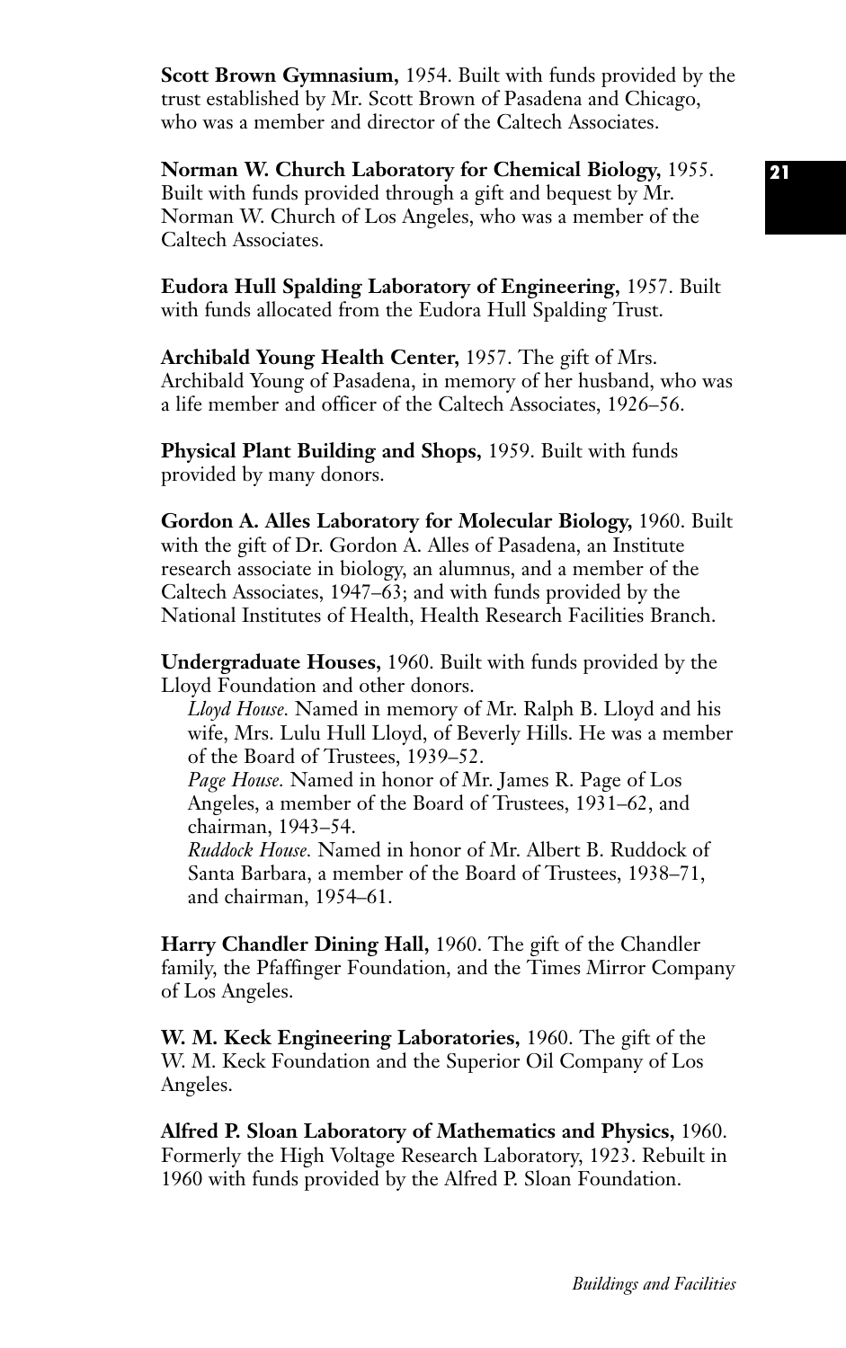**Scott Brown Gymnasium,** 1954. Built with funds provided by the trust established by Mr. Scott Brown of Pasadena and Chicago, who was a member and director of the Caltech Associates.

**Norman W. Church Laboratory for Chemical Biology,** 1955. Built with funds provided through a gift and bequest by Mr. Norman W. Church of Los Angeles, who was a member of the Caltech Associates.

**Eudora Hull Spalding Laboratory of Engineering,** 1957. Built with funds allocated from the Eudora Hull Spalding Trust.

**Archibald Young Health Center,** 1957. The gift of Mrs. Archibald Young of Pasadena, in memory of her husband, who was a life member and officer of the Caltech Associates, 1926–56.

**Physical Plant Building and Shops,** 1959. Built with funds provided by many donors.

**Gordon A. Alles Laboratory for Molecular Biology,** 1960. Built with the gift of Dr. Gordon A. Alles of Pasadena, an Institute research associate in biology, an alumnus, and a member of the Caltech Associates, 1947–63; and with funds provided by the National Institutes of Health, Health Research Facilities Branch.

**Undergraduate Houses,** 1960. Built with funds provided by the Lloyd Foundation and other donors.

*Lloyd House.* Named in memory of Mr. Ralph B. Lloyd and his wife, Mrs. Lulu Hull Lloyd, of Beverly Hills. He was a member of the Board of Trustees, 1939–52.

*Page House.* Named in honor of Mr. James R. Page of Los Angeles, a member of the Board of Trustees, 1931–62, and chairman, 1943–54.

*Ruddock House.* Named in honor of Mr. Albert B. Ruddock of Santa Barbara, a member of the Board of Trustees, 1938–71, and chairman, 1954–61.

**Harry Chandler Dining Hall,** 1960. The gift of the Chandler family, the Pfaffinger Foundation, and the Times Mirror Company of Los Angeles.

**W. M. Keck Engineering Laboratories,** 1960. The gift of the W. M. Keck Foundation and the Superior Oil Company of Los Angeles.

**Alfred P. Sloan Laboratory of Mathematics and Physics,** 1960. Formerly the High Voltage Research Laboratory, 1923. Rebuilt in 1960 with funds provided by the Alfred P. Sloan Foundation.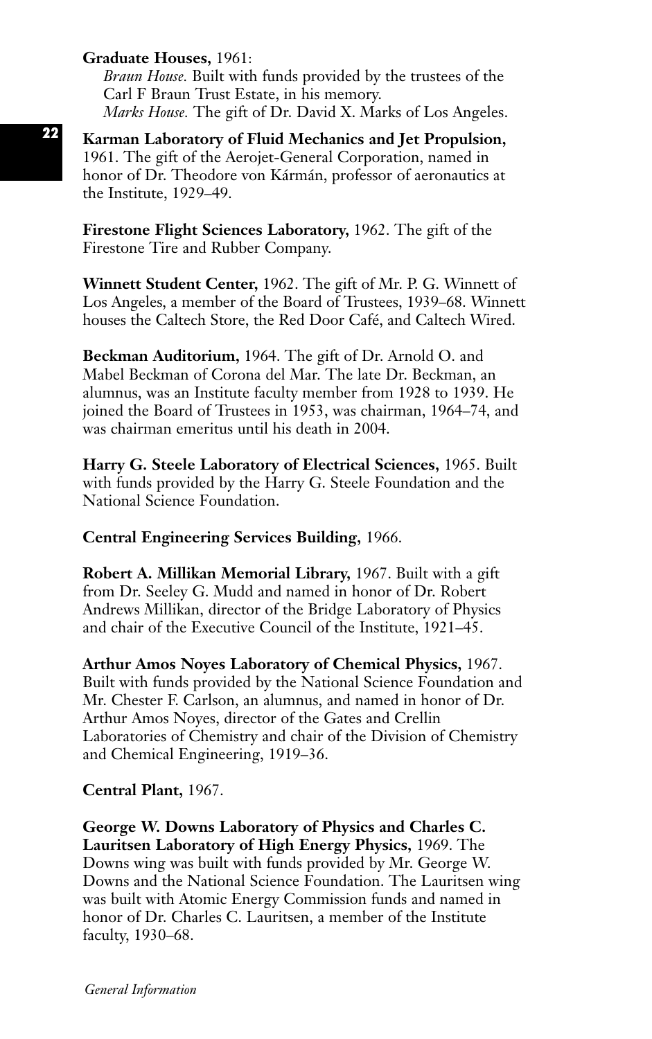**Graduate Houses,** 1961:

*Braun House.* Built with funds provided by the trustees of the Carl F Braun Trust Estate, in his memory.

*Marks House.* The gift of Dr. David X. Marks of Los Angeles.

**Karman Laboratory of Fluid Mechanics and Jet Propulsion,** 1961. The gift of the Aerojet-General Corporation, named in honor of Dr. Theodore von Kármán, professor of aeronautics at the Institute, 1929–49.

**Firestone Flight Sciences Laboratory,** 1962. The gift of the Firestone Tire and Rubber Company.

**Winnett Student Center,** 1962. The gift of Mr. P. G. Winnett of Los Angeles, a member of the Board of Trustees, 1939–68. Winnett houses the Caltech Store, the Red Door Café, and Caltech Wired.

**Beckman Auditorium,** 1964. The gift of Dr. Arnold O. and Mabel Beckman of Corona del Mar. The late Dr. Beckman, an alumnus, was an Institute faculty member from 1928 to 1939. He joined the Board of Trustees in 1953, was chairman, 1964–74, and was chairman emeritus until his death in 2004.

**Harry G. Steele Laboratory of Electrical Sciences,** 1965. Built with funds provided by the Harry G. Steele Foundation and the National Science Foundation.

**Central Engineering Services Building,** 1966.

**Robert A. Millikan Memorial Library,** 1967. Built with a gift from Dr. Seeley G. Mudd and named in honor of Dr. Robert Andrews Millikan, director of the Bridge Laboratory of Physics and chair of the Executive Council of the Institute, 1921–45.

**Arthur Amos Noyes Laboratory of Chemical Physics,** 1967. Built with funds provided by the National Science Foundation and Mr. Chester F. Carlson, an alumnus, and named in honor of Dr. Arthur Amos Noyes, director of the Gates and Crellin Laboratories of Chemistry and chair of the Division of Chemistry and Chemical Engineering, 1919–36.

**Central Plant,** 1967.

**George W. Downs Laboratory of Physics and Charles C. Lauritsen Laboratory of High Energy Physics,** 1969. The Downs wing was built with funds provided by Mr. George W. Downs and the National Science Foundation. The Lauritsen wing was built with Atomic Energy Commission funds and named in honor of Dr. Charles C. Lauritsen, a member of the Institute faculty, 1930–68.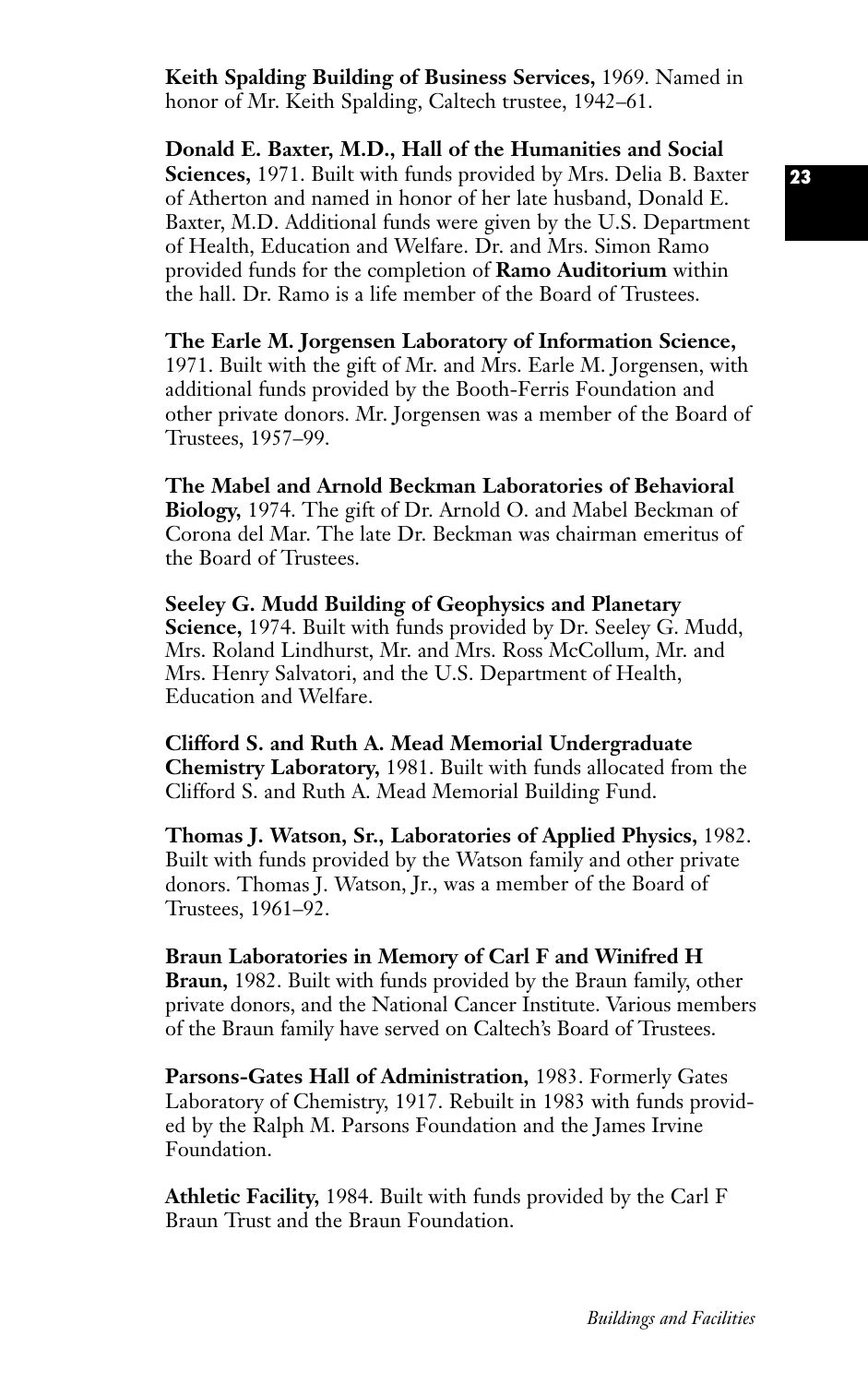**Keith Spalding Building of Business Services,** 1969. Named in honor of Mr. Keith Spalding, Caltech trustee, 1942–61.

**Donald E. Baxter, M.D., Hall of the Humanities and Social Sciences,** 1971. Built with funds provided by Mrs. Delia B. Baxter of Atherton and named in honor of her late husband, Donald E. Baxter, M.D. Additional funds were given by the U.S. Department of Health, Education and Welfare. Dr. and Mrs. Simon Ramo provided funds for the completion of **Ramo Auditorium** within the hall. Dr. Ramo is a life member of the Board of Trustees.

**The Earle M. Jorgensen Laboratory of Information Science,** 1971. Built with the gift of Mr. and Mrs. Earle M. Jorgensen, with additional funds provided by the Booth-Ferris Foundation and other private donors. Mr. Jorgensen was a member of the Board of Trustees, 1957–99.

**The Mabel and Arnold Beckman Laboratories of Behavioral Biology,** 1974. The gift of Dr. Arnold O. and Mabel Beckman of Corona del Mar. The late Dr. Beckman was chairman emeritus of the Board of Trustees.

**Seeley G. Mudd Building of Geophysics and Planetary Science,** 1974. Built with funds provided by Dr. Seeley G. Mudd, Mrs. Roland Lindhurst, Mr. and Mrs. Ross McCollum, Mr. and Mrs. Henry Salvatori, and the U.S. Department of Health, Education and Welfare.

**Clifford S. and Ruth A. Mead Memorial Undergraduate Chemistry Laboratory,** 1981. Built with funds allocated from the Clifford S. and Ruth A. Mead Memorial Building Fund.

**Thomas J. Watson, Sr., Laboratories of Applied Physics,** 1982. Built with funds provided by the Watson family and other private donors. Thomas J. Watson, Jr., was a member of the Board of Trustees, 1961–92.

**Braun Laboratories in Memory of Carl F and Winifred H Braun,** 1982. Built with funds provided by the Braun family, other private donors, and the National Cancer Institute. Various members of the Braun family have served on Caltech's Board of Trustees.

**Parsons-Gates Hall of Administration,** 1983. Formerly Gates Laboratory of Chemistry, 1917. Rebuilt in 1983 with funds provided by the Ralph M. Parsons Foundation and the James Irvine Foundation.

**Athletic Facility,** 1984. Built with funds provided by the Carl F Braun Trust and the Braun Foundation.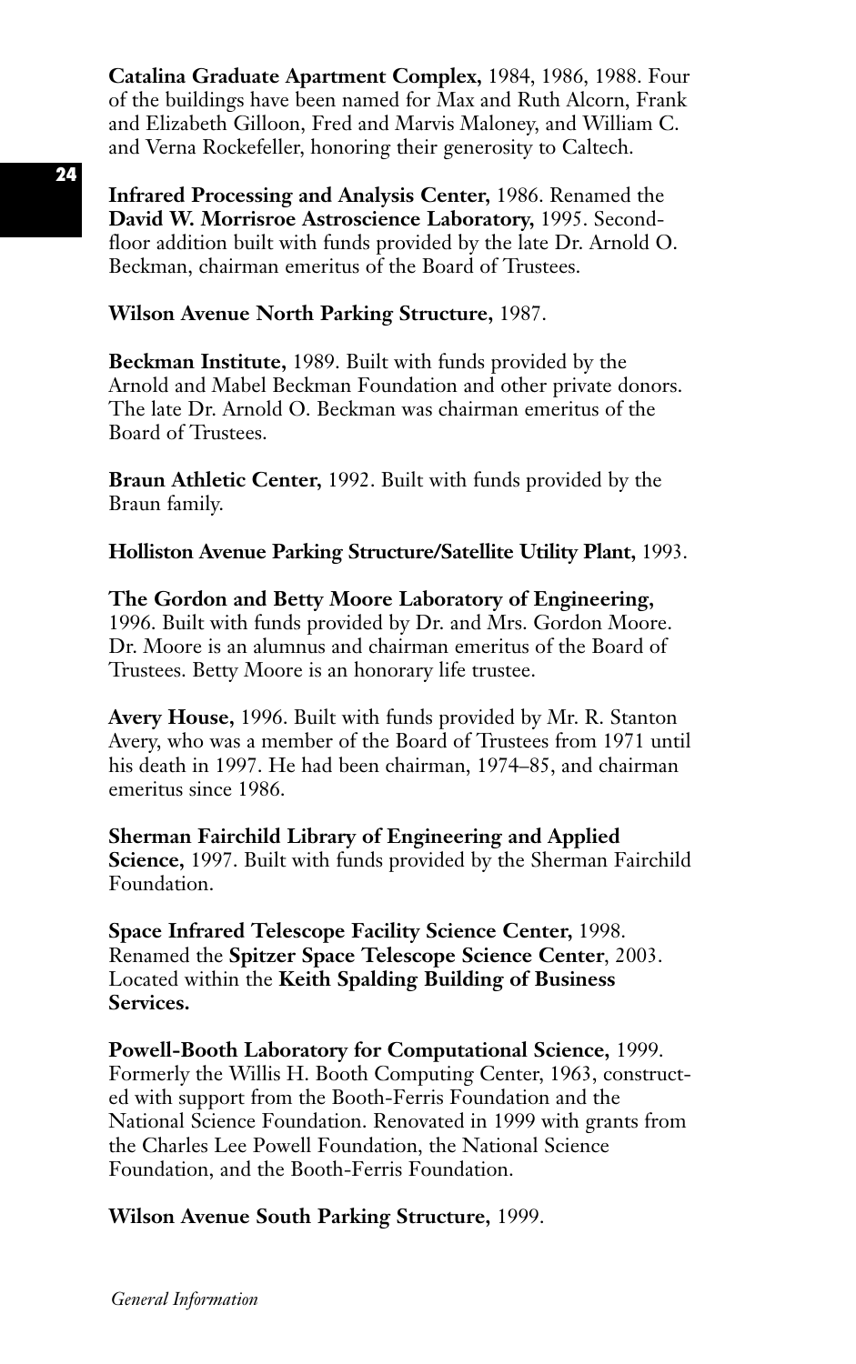**Catalina Graduate Apartment Complex,** 1984, 1986, 1988. Four of the buildings have been named for Max and Ruth Alcorn, Frank and Elizabeth Gilloon, Fred and Marvis Maloney, and William C. and Verna Rockefeller, honoring their generosity to Caltech.

**Infrared Processing and Analysis Center,** 1986. Renamed the **David W. Morrisroe Astroscience Laboratory,** 1995. Second-floor addition built with funds provided by the late Dr. Arnold O. Beckman, chairman emeritus of the Board of Trustees.

**Wilson Avenue North Parking Structure,** 1987.

**Beckman Institute,** 1989. Built with funds provided by the Arnold and Mabel Beckman Foundation and other private donors. The late Dr. Arnold O. Beckman was chairman emeritus of the Board of Trustees.

**Braun Athletic Center,** 1992. Built with funds provided by the Braun family.

**Holliston Avenue Parking Structure/Satellite Utility Plant,** 1993.

**The Gordon and Betty Moore Laboratory of Engineering,** 1996. Built with funds provided by Dr. and Mrs. Gordon Moore. Dr. Moore is an alumnus and chairman emeritus of the Board of Trustees. Betty Moore is an honorary life trustee.

**Avery House,** 1996. Built with funds provided by Mr. R. Stanton Avery, who was a member of the Board of Trustees from 1971 until his death in 1997. He had been chairman, 1974–85, and chairman emeritus since 1986.

**Sherman Fairchild Library of Engineering and Applied Science,** 1997. Built with funds provided by the Sherman Fairchild Foundation.

**Space Infrared Telescope Facility Science Center,** 1998. Renamed the **Spitzer Space Telescope Science Center**, 2003. Located within the **Keith Spalding Building of Business Services.**

**Powell-Booth Laboratory for Computational Science,** 1999. Formerly the Willis H. Booth Computing Center, 1963, constructed with support from the Booth-Ferris Foundation and the National Science Foundation. Renovated in 1999 with grants from the Charles Lee Powell Foundation, the National Science Foundation, and the Booth-Ferris Foundation.

**Wilson Avenue South Parking Structure,** 1999.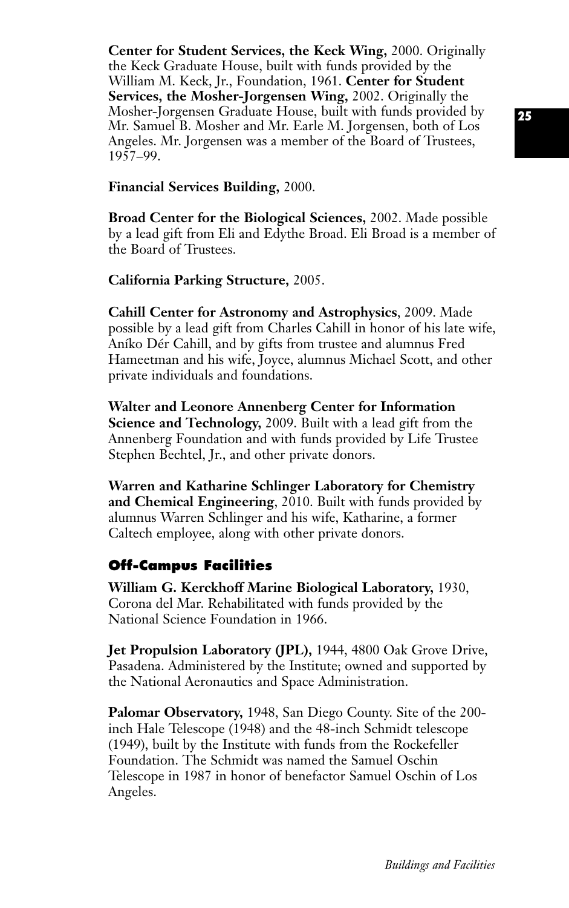**Center for Student Services, the Keck Wing,** 2000. Originally the Keck Graduate House, built with funds provided by the William M. Keck, Jr., Foundation, 1961. **Center for Student Services, the Mosher-Jorgensen Wing,** 2002. Originally the Mosher-Jorgensen Graduate House, built with funds provided by Mr. Samuel B. Mosher and Mr. Earle M. Jorgensen, both of Los Angeles. Mr. Jorgensen was a member of the Board of Trustees, 1957–99.

**Financial Services Building,** 2000.

**Broad Center for the Biological Sciences,** 2002. Made possible by a lead gift from Eli and Edythe Broad. Eli Broad is a member of the Board of Trustees.

**California Parking Structure,** 2005.

**Cahill Center for Astronomy and Astrophysics**, 2009. Made possible by a lead gift from Charles Cahill in honor of his late wife, Aníko Dér Cahill, and by gifts from trustee and alumnus Fred Hameetman and his wife, Joyce, alumnus Michael Scott, and other private individuals and foundations.

**Walter and Leonore Annenberg Center for Information Science and Technology,** 2009. Built with a lead gift from the Annenberg Foundation and with funds provided by Life Trustee Stephen Bechtel, Jr., and other private donors.

**Warren and Katharine Schlinger Laboratory for Chemistry and Chemical Engineering**, 2010. Built with funds provided by alumnus Warren Schlinger and his wife, Katharine, a former Caltech employee, along with other private donors.

## Off-Campus Facilities

**William G. Kerckhoff Marine Biological Laboratory,** 1930, Corona del Mar. Rehabilitated with funds provided by the National Science Foundation in 1966.

**Jet Propulsion Laboratory (JPL),** 1944, 4800 Oak Grove Drive, Pasadena. Administered by the Institute; owned and supported by the National Aeronautics and Space Administration.

**Palomar Observatory,** 1948, San Diego County. Site of the 200-inch Hale Telescope (1948) and the 48-inch Schmidt telescope (1949), built by the Institute with funds from the Rockefeller Foundation. The Schmidt was named the Samuel Oschin Telescope in 1987 in honor of benefactor Samuel Oschin of Los Angeles.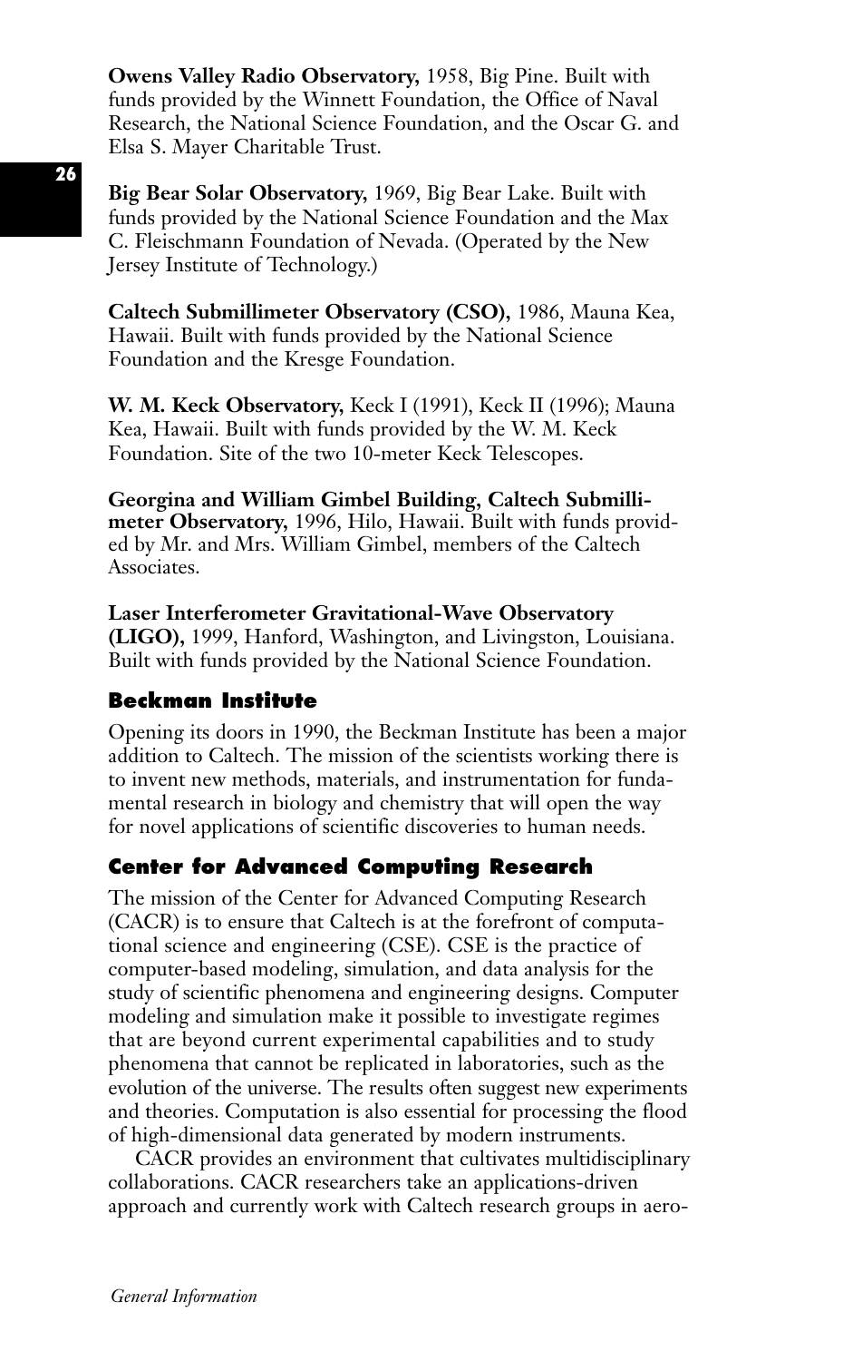**Owens Valley Radio Observatory,** 1958, Big Pine. Built with funds provided by the Winnett Foundation, the Office of Naval Research, the National Science Foundation, and the Oscar G. and Elsa S. Mayer Charitable Trust.

**Big Bear Solar Observatory,** 1969, Big Bear Lake. Built with funds provided by the National Science Foundation and the Max C. Fleischmann Foundation of Nevada. (Operated by the New Jersey Institute of Technology.)

**Caltech Submillimeter Observatory (CSO),** 1986, Mauna Kea, Hawaii. Built with funds provided by the National Science Foundation and the Kresge Foundation.

**W. M. Keck Observatory,** Keck I (1991), Keck II (1996); Mauna Kea, Hawaii. Built with funds provided by the W. M. Keck Foundation. Site of the two 10-meter Keck Telescopes.

**Georgina and William Gimbel Building, Caltech Submillimeter Observatory,** 1996, Hilo, Hawaii. Built with funds provided by Mr. and Mrs. William Gimbel, members of the Caltech Associates.

**Laser Interferometer Gravitational-Wave Observatory (LIGO),** 1999, Hanford, Washington, and Livingston, Louisiana. Built with funds provided by the National Science Foundation.

## Beckman Institute

Opening its doors in 1990, the Beckman Institute has been a major addition to Caltech. The mission of the scientists working there is to invent new methods, materials, and instrumentation for fundamental research in biology and chemistry that will open the way for novel applications of scientific discoveries to human needs.

## Center for Advanced Computing Research

The mission of the Center for Advanced Computing Research (CACR) is to ensure that Caltech is at the forefront of computational science and engineering (CSE). CSE is the practice of computer-based modeling, simulation, and data analysis for the study of scientific phenomena and engineering designs. Computer modeling and simulation make it possible to investigate regimes that are beyond current experimental capabilities and to study phenomena that cannot be replicated in laboratories, such as the evolution of the universe. The results often suggest new experiments and theories. Computation is also essential for processing the flood of high-dimensional data generated by modern instruments.

CACR provides an environment that cultivates multidisciplinary collaborations. CACR researchers take an applications-driven approach and currently work with Caltech research groups in aero-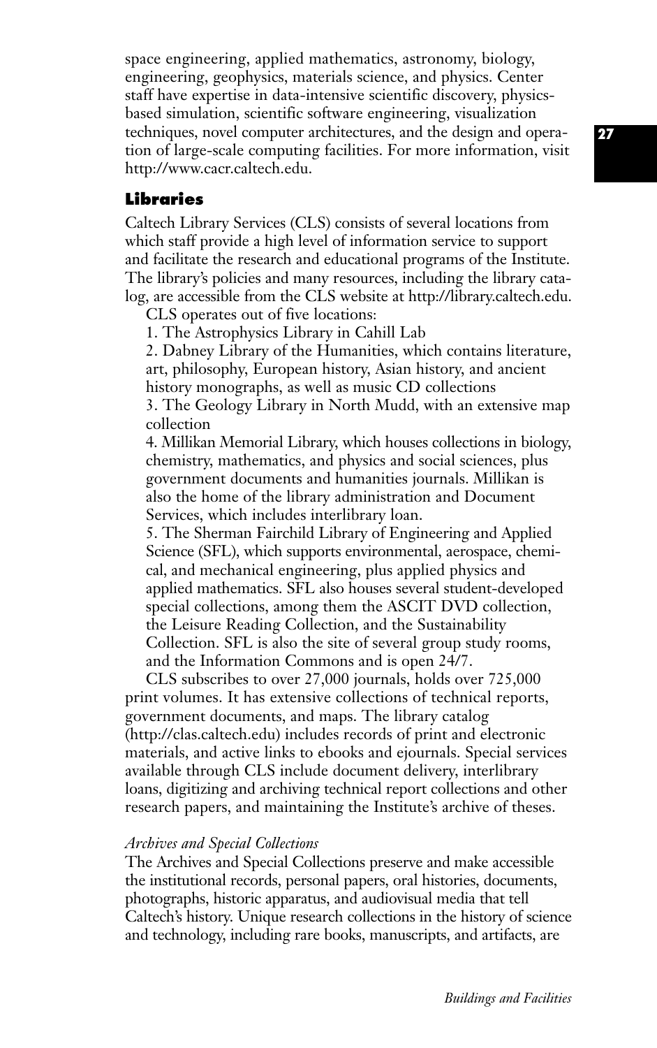space engineering, applied mathematics, astronomy, biology, engineering, geophysics, materials science, and physics. Center staff have expertise in data-intensive scientific discovery, physics-based simulation, scientific software engineering, visualization techniques, novel computer architectures, and the design and operation of large-scale computing facilities. For more information, visit http://www.cacr.caltech.edu.

## Libraries

Caltech Library Services (CLS) consists of several locations from which staff provide a high level of information service to support and facilitate the research and educational programs of the Institute. The library's policies and many resources, including the library catalog, are accessible from the CLS website at http://library.caltech.edu.

CLS operates out of five locations:

1. The Astrophysics Library in Cahill Lab
2. Dabney Library of the Humanities, which contains literature, art, philosophy, European history, Asian history, and ancient history monographs, as well as music CD collections
3. The Geology Library in North Mudd, with an extensive map collection
4. Millikan Memorial Library, which houses collections in biology, chemistry, mathematics, and physics and social sciences, plus government documents and humanities journals. Millikan is also the home of the library administration and Document Services, which includes interlibrary loan.
5. The Sherman Fairchild Library of Engineering and Applied Science (SFL), which supports environmental, aerospace, chemical, and mechanical engineering, plus applied physics and applied mathematics. SFL also houses several student-developed special collections, among them the ASCIT DVD collection, the Leisure Reading Collection, and the Sustainability Collection. SFL is also the site of several group study rooms, and the Information Commons and is open 24/7.

CLS subscribes to over 27,000 journals, holds over 725,000 print volumes. It has extensive collections of technical reports, government documents, and maps. The library catalog (http://clas.caltech.edu) includes records of print and electronic materials, and active links to ebooks and ejournals. Special services available through CLS include document delivery, interlibrary loans, digitizing and archiving technical report collections and other research papers, and maintaining the Institute's archive of theses.

*Archives and Special Collections*

The Archives and Special Collections preserve and make accessible the institutional records, personal papers, oral histories, documents, photographs, historic apparatus, and audiovisual media that tell Caltech's history. Unique research collections in the history of science and technology, including rare books, manuscripts, and artifacts, are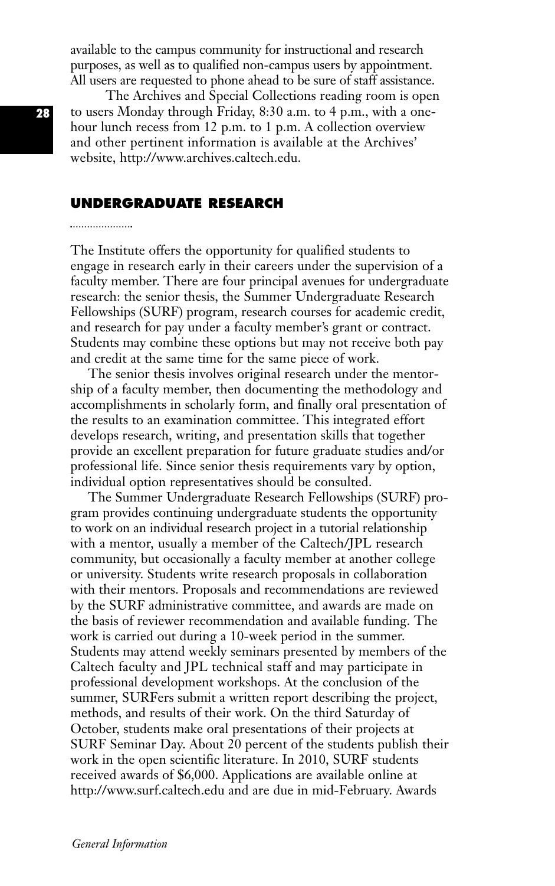available to the campus community for instructional and research purposes, as well as to qualified non-campus users by appointment. All users are requested to phone ahead to be sure of staff assistance.

The Archives and Special Collections reading room is open to users Monday through Friday, 8:30 a.m. to 4 p.m., with a one-hour lunch recess from 12 p.m. to 1 p.m. A collection overview and other pertinent information is available at the Archives' website, http://www.archives.caltech.edu.

## UNDERGRADUATE RESEARCH

The Institute offers the opportunity for qualified students to engage in research early in their careers under the supervision of a faculty member. There are four principal avenues for undergraduate research: the senior thesis, the Summer Undergraduate Research Fellowships (SURF) program, research courses for academic credit, and research for pay under a faculty member's grant or contract. Students may combine these options but may not receive both pay and credit at the same time for the same piece of work.

The senior thesis involves original research under the mentorship of a faculty member, then documenting the methodology and accomplishments in scholarly form, and finally oral presentation of the results to an examination committee. This integrated effort develops research, writing, and presentation skills that together provide an excellent preparation for future graduate studies and/or professional life. Since senior thesis requirements vary by option, individual option representatives should be consulted.

The Summer Undergraduate Research Fellowships (SURF) program provides continuing undergraduate students the opportunity to work on an individual research project in a tutorial relationship with a mentor, usually a member of the Caltech/JPL research community, but occasionally a faculty member at another college or university. Students write research proposals in collaboration with their mentors. Proposals and recommendations are reviewed by the SURF administrative committee, and awards are made on the basis of reviewer recommendation and available funding. The work is carried out during a 10-week period in the summer. Students may attend weekly seminars presented by members of the Caltech faculty and JPL technical staff and may participate in professional development workshops. At the conclusion of the summer, SURFers submit a written report describing the project, methods, and results of their work. On the third Saturday of October, students make oral presentations of their projects at SURF Seminar Day. About 20 percent of the students publish their work in the open scientific literature. In 2010, SURF students received awards of $6,000. Applications are available online at http://www.surf.caltech.edu and are due in mid-February. Awards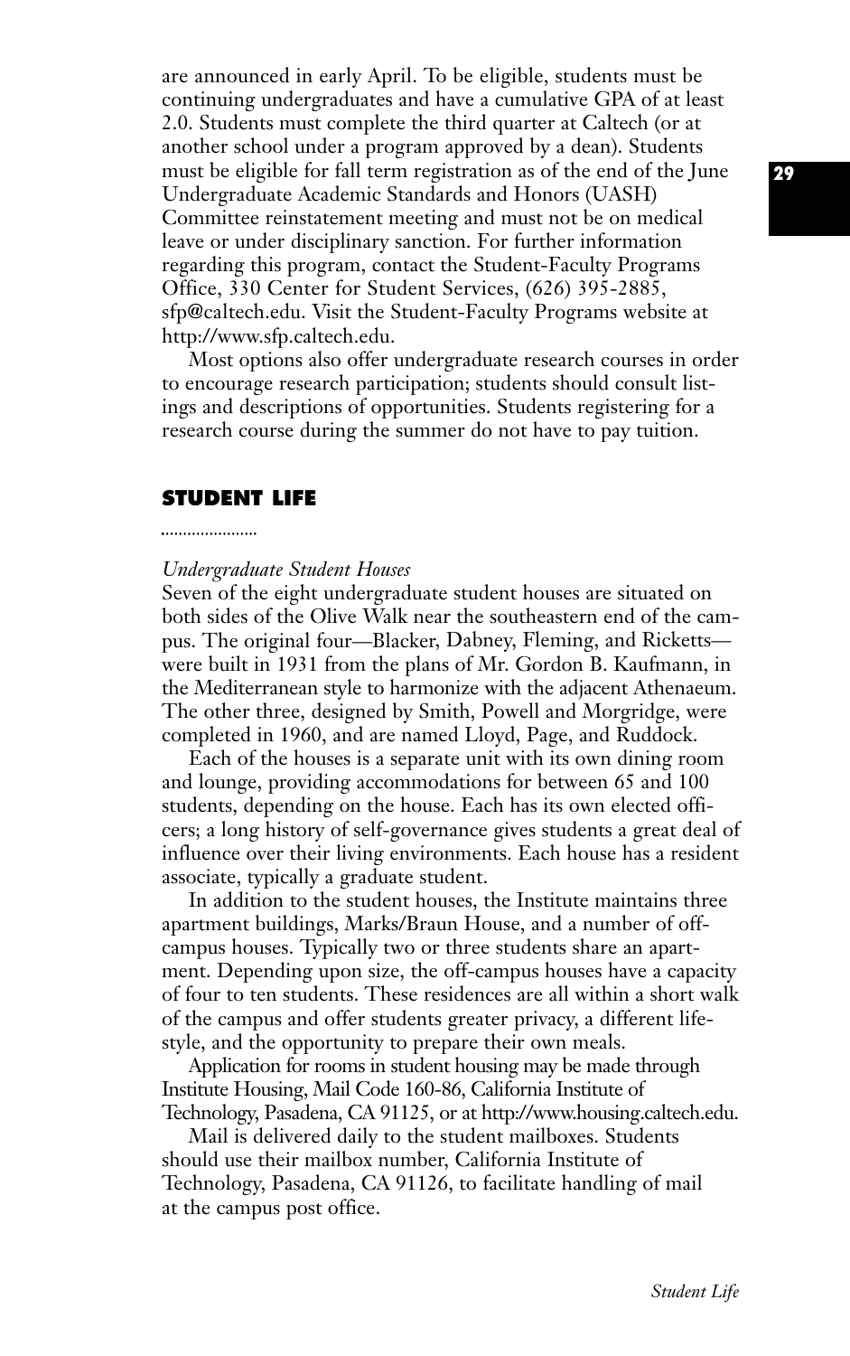are announced in early April. To be eligible, students must be continuing undergraduates and have a cumulative GPA of at least 2.0. Students must complete the third quarter at Caltech (or at another school under a program approved by a dean). Students must be eligible for fall term registration as of the end of the June Undergraduate Academic Standards and Honors (UASH) Committee reinstatement meeting and must not be on medical leave or under disciplinary sanction. For further information regarding this program, contact the Student-Faculty Programs Office, 330 Center for Student Services, (626) 395-2885, sfp@caltech.edu. Visit the Student-Faculty Programs website at http://www.sfp.caltech.edu.

Most options also offer undergraduate research courses in order to encourage research participation; students should consult listings and descriptions of opportunities. Students registering for a research course during the summer do not have to pay tuition.

## STUDENT LIFE

*Undergraduate Student Houses*

Seven of the eight undergraduate student houses are situated on both sides of the Olive Walk near the southeastern end of the campus. The original four—Blacker, Dabney, Fleming, and Ricketts—were built in 1931 from the plans of Mr. Gordon B. Kaufmann, in the Mediterranean style to harmonize with the adjacent Athenaeum. The other three, designed by Smith, Powell and Morgridge, were completed in 1960, and are named Lloyd, Page, and Ruddock.

Each of the houses is a separate unit with its own dining room and lounge, providing accommodations for between 65 and 100 students, depending on the house. Each has its own elected officers; a long history of self-governance gives students a great deal of influence over their living environments. Each house has a resident associate, typically a graduate student.

In addition to the student houses, the Institute maintains three apartment buildings, Marks/Braun House, and a number of off-campus houses. Typically two or three students share an apartment. Depending upon size, the off-campus houses have a capacity of four to ten students. These residences are all within a short walk of the campus and offer students greater privacy, a different lifestyle, and the opportunity to prepare their own meals.

Application for rooms in student housing may be made through Institute Housing, Mail Code 160-86, California Institute of Technology, Pasadena, CA 91125, or at http://www.housing.caltech.edu.

Mail is delivered daily to the student mailboxes. Students should use their mailbox number, California Institute of Technology, Pasadena, CA 91126, to facilitate handling of mail at the campus post office.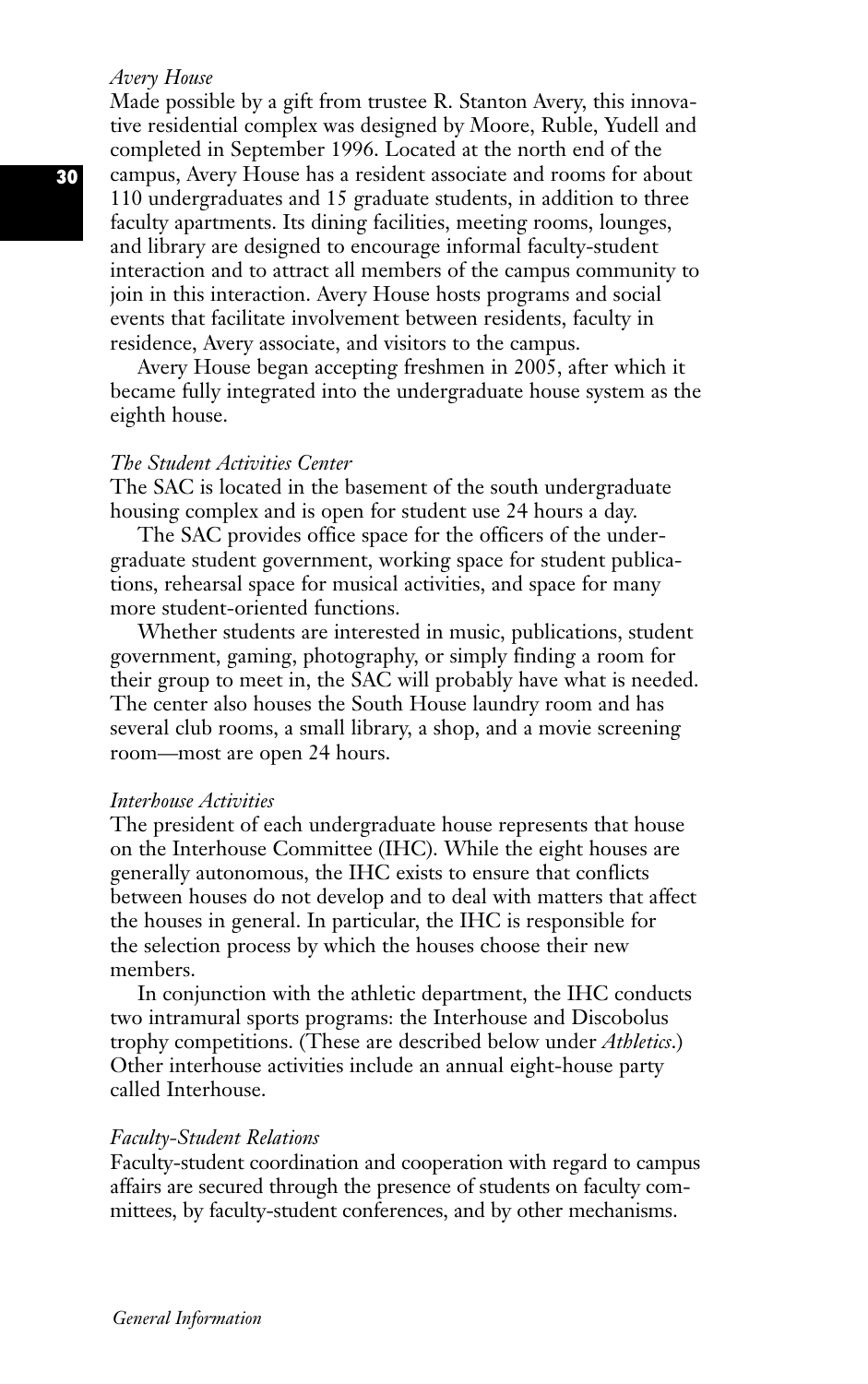### *Avery House*

Made possible by a gift from trustee R. Stanton Avery, this innovative residential complex was designed by Moore, Ruble, Yudell and completed in September 1996. Located at the north end of the campus, Avery House has a resident associate and rooms for about 110 undergraduates and 15 graduate students, in addition to three faculty apartments. Its dining facilities, meeting rooms, lounges, and library are designed to encourage informal faculty-student interaction and to attract all members of the campus community to join in this interaction. Avery House hosts programs and social events that facilitate involvement between residents, faculty in residence, Avery associate, and visitors to the campus.

Avery House began accepting freshmen in 2005, after which it became fully integrated into the undergraduate house system as the eighth house.

### *The Student Activities Center*

The SAC is located in the basement of the south undergraduate housing complex and is open for student use 24 hours a day.

The SAC provides office space for the officers of the undergraduate student government, working space for student publications, rehearsal space for musical activities, and space for many more student-oriented functions.

Whether students are interested in music, publications, student government, gaming, photography, or simply finding a room for their group to meet in, the SAC will probably have what is needed. The center also houses the South House laundry room and has several club rooms, a small library, a shop, and a movie screening room—most are open 24 hours.

### *Interhouse Activities*

The president of each undergraduate house represents that house on the Interhouse Committee (IHC). While the eight houses are generally autonomous, the IHC exists to ensure that conflicts between houses do not develop and to deal with matters that affect the houses in general. In particular, the IHC is responsible for the selection process by which the houses choose their new members.

In conjunction with the athletic department, the IHC conducts two intramural sports programs: the Interhouse and Discobolus trophy competitions. (These are described below under *Athletics*.) Other interhouse activities include an annual eight-house party called Interhouse.

### *Faculty-Student Relations*

Faculty-student coordination and cooperation with regard to campus affairs are secured through the presence of students on faculty committees, by faculty-student conferences, and by other mechanisms.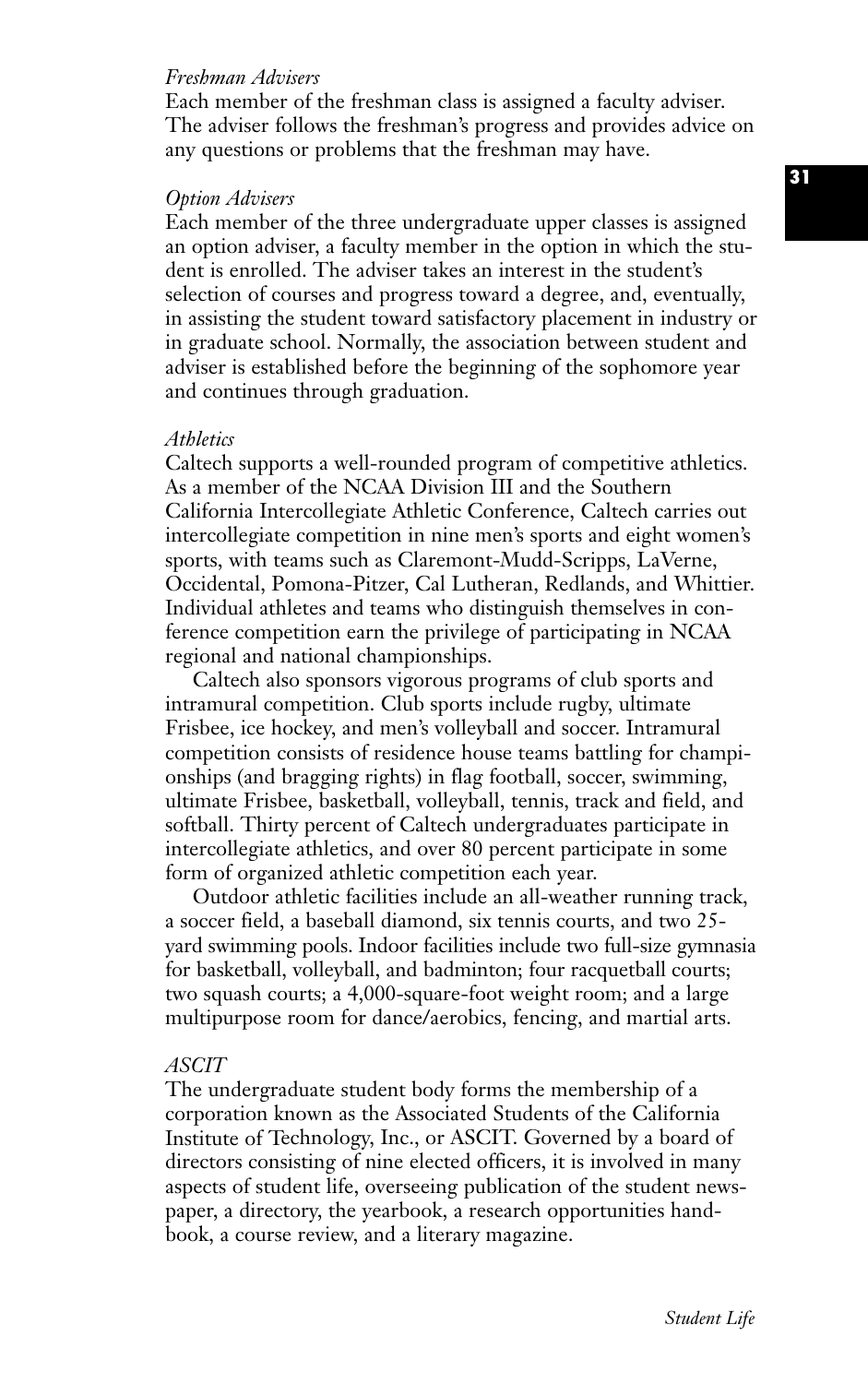*Freshman Advisers*

Each member of the freshman class is assigned a faculty adviser. The adviser follows the freshman's progress and provides advice on any questions or problems that the freshman may have.

*Option Advisers*

Each member of the three undergraduate upper classes is assigned an option adviser, a faculty member in the option in which the student is enrolled. The adviser takes an interest in the student's selection of courses and progress toward a degree, and, eventually, in assisting the student toward satisfactory placement in industry or in graduate school. Normally, the association between student and adviser is established before the beginning of the sophomore year and continues through graduation.

*Athletics*

Caltech supports a well-rounded program of competitive athletics. As a member of the NCAA Division III and the Southern California Intercollegiate Athletic Conference, Caltech carries out intercollegiate competition in nine men's sports and eight women's sports, with teams such as Claremont-Mudd-Scripps, LaVerne, Occidental, Pomona-Pitzer, Cal Lutheran, Redlands, and Whittier. Individual athletes and teams who distinguish themselves in conference competition earn the privilege of participating in NCAA regional and national championships.

Caltech also sponsors vigorous programs of club sports and intramural competition. Club sports include rugby, ultimate Frisbee, ice hockey, and men's volleyball and soccer. Intramural competition consists of residence house teams battling for championships (and bragging rights) in flag football, soccer, swimming, ultimate Frisbee, basketball, volleyball, tennis, track and field, and softball. Thirty percent of Caltech undergraduates participate in intercollegiate athletics, and over 80 percent participate in some form of organized athletic competition each year.

Outdoor athletic facilities include an all-weather running track, a soccer field, a baseball diamond, six tennis courts, and two 25-yard swimming pools. Indoor facilities include two full-size gymnasia for basketball, volleyball, and badminton; four racquetball courts; two squash courts; a 4,000-square-foot weight room; and a large multipurpose room for dance/aerobics, fencing, and martial arts.

*ASCIT*

The undergraduate student body forms the membership of a corporation known as the Associated Students of the California Institute of Technology, Inc., or ASCIT. Governed by a board of directors consisting of nine elected officers, it is involved in many aspects of student life, overseeing publication of the student newspaper, a directory, the yearbook, a research opportunities handbook, a course review, and a literary magazine.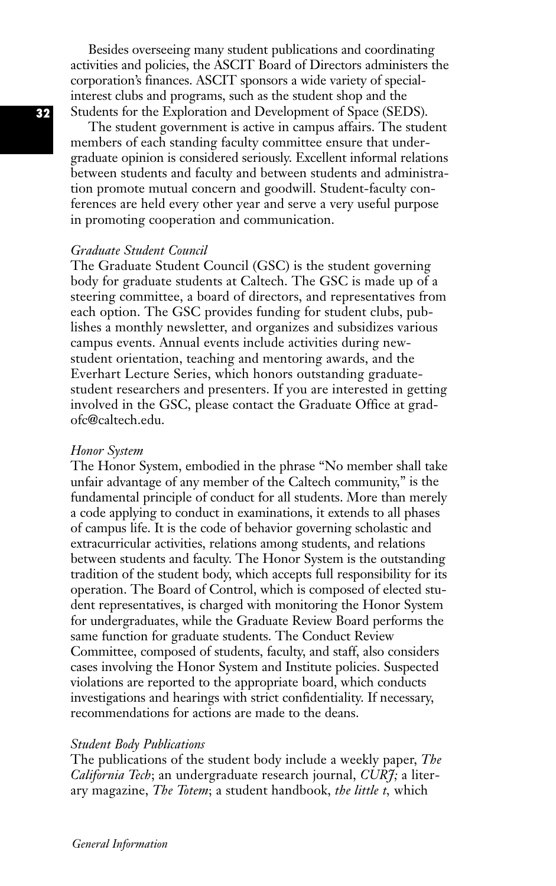Besides overseeing many student publications and coordinating activities and policies, the ASCIT Board of Directors administers the corporation's finances. ASCIT sponsors a wide variety of special-interest clubs and programs, such as the student shop and the Students for the Exploration and Development of Space (SEDS).

The student government is active in campus affairs. The student members of each standing faculty committee ensure that undergraduate opinion is considered seriously. Excellent informal relations between students and faculty and between students and administration promote mutual concern and goodwill. Student-faculty conferences are held every other year and serve a very useful purpose in promoting cooperation and communication.

### *Graduate Student Council*

The Graduate Student Council (GSC) is the student governing body for graduate students at Caltech. The GSC is made up of a steering committee, a board of directors, and representatives from each option. The GSC provides funding for student clubs, publishes a monthly newsletter, and organizes and subsidizes various campus events. Annual events include activities during new-student orientation, teaching and mentoring awards, and the Everhart Lecture Series, which honors outstanding graduate-student researchers and presenters. If you are interested in getting involved in the GSC, please contact the Graduate Office at gradofc@caltech.edu.

### *Honor System*

The Honor System, embodied in the phrase "No member shall take unfair advantage of any member of the Caltech community," is the fundamental principle of conduct for all students. More than merely a code applying to conduct in examinations, it extends to all phases of campus life. It is the code of behavior governing scholastic and extracurricular activities, relations among students, and relations between students and faculty. The Honor System is the outstanding tradition of the student body, which accepts full responsibility for its operation. The Board of Control, which is composed of elected student representatives, is charged with monitoring the Honor System for undergraduates, while the Graduate Review Board performs the same function for graduate students. The Conduct Review Committee, composed of students, faculty, and staff, also considers cases involving the Honor System and Institute policies. Suspected violations are reported to the appropriate board, which conducts investigations and hearings with strict confidentiality. If necessary, recommendations for actions are made to the deans.

### *Student Body Publications*

The publications of the student body include a weekly paper, *The California Tech*; an undergraduate research journal, *CURJ;* a literary magazine, *The Totem*; a student handbook, *the little t*, which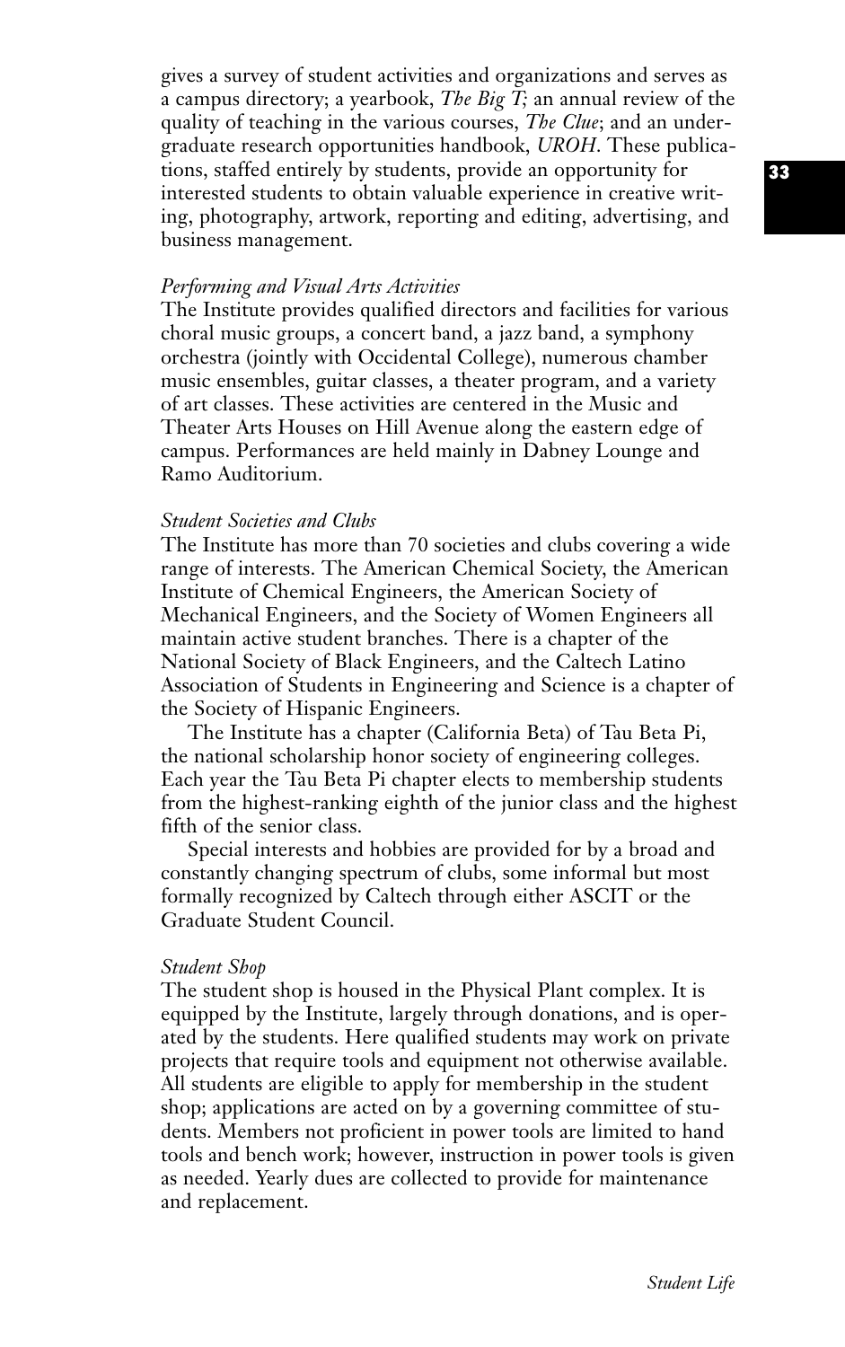gives a survey of student activities and organizations and serves as a campus directory; a yearbook, *The Big T;* an annual review of the quality of teaching in the various courses, *The Clue*; and an undergraduate research opportunities handbook, *UROH*. These publications, staffed entirely by students, provide an opportunity for interested students to obtain valuable experience in creative writing, photography, artwork, reporting and editing, advertising, and business management.

*Performing and Visual Arts Activities*

The Institute provides qualified directors and facilities for various choral music groups, a concert band, a jazz band, a symphony orchestra (jointly with Occidental College), numerous chamber music ensembles, guitar classes, a theater program, and a variety of art classes. These activities are centered in the Music and Theater Arts Houses on Hill Avenue along the eastern edge of campus. Performances are held mainly in Dabney Lounge and Ramo Auditorium.

*Student Societies and Clubs*

The Institute has more than 70 societies and clubs covering a wide range of interests. The American Chemical Society, the American Institute of Chemical Engineers, the American Society of Mechanical Engineers, and the Society of Women Engineers all maintain active student branches. There is a chapter of the National Society of Black Engineers, and the Caltech Latino Association of Students in Engineering and Science is a chapter of the Society of Hispanic Engineers.

The Institute has a chapter (California Beta) of Tau Beta Pi, the national scholarship honor society of engineering colleges. Each year the Tau Beta Pi chapter elects to membership students from the highest-ranking eighth of the junior class and the highest fifth of the senior class.

Special interests and hobbies are provided for by a broad and constantly changing spectrum of clubs, some informal but most formally recognized by Caltech through either ASCIT or the Graduate Student Council.

*Student Shop*

The student shop is housed in the Physical Plant complex. It is equipped by the Institute, largely through donations, and is operated by the students. Here qualified students may work on private projects that require tools and equipment not otherwise available. All students are eligible to apply for membership in the student shop; applications are acted on by a governing committee of students. Members not proficient in power tools are limited to hand tools and bench work; however, instruction in power tools is given as needed. Yearly dues are collected to provide for maintenance and replacement.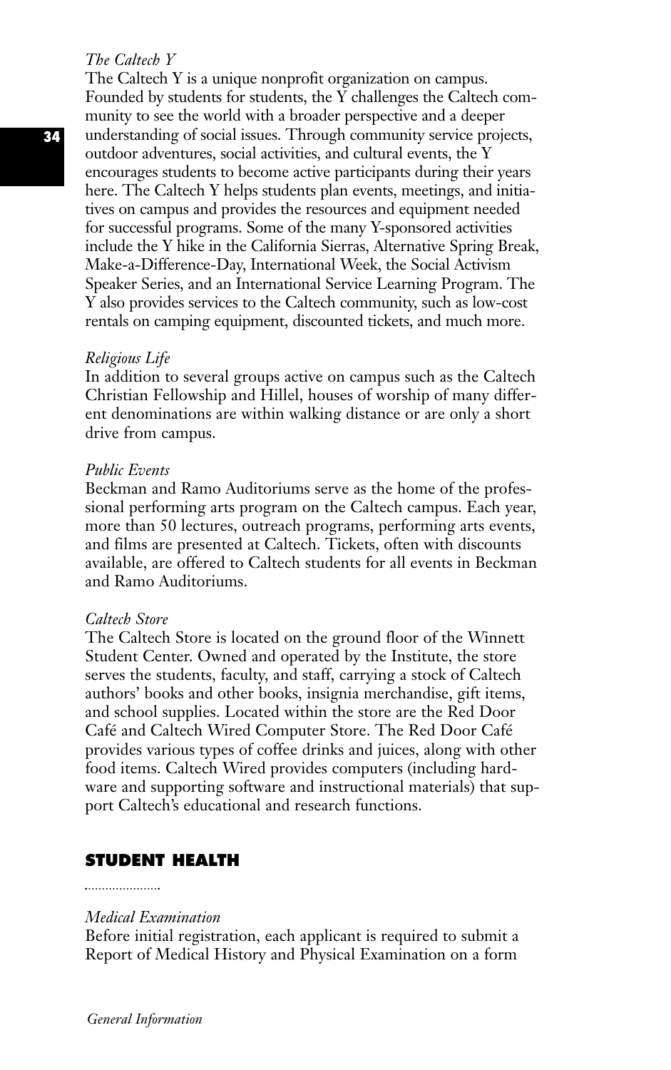*The Caltech Y*

The Caltech Y is a unique nonprofit organization on campus. Founded by students for students, the Y challenges the Caltech community to see the world with a broader perspective and a deeper understanding of social issues. Through community service projects, outdoor adventures, social activities, and cultural events, the Y encourages students to become active participants during their years here. The Caltech Y helps students plan events, meetings, and initiatives on campus and provides the resources and equipment needed for successful programs. Some of the many Y-sponsored activities include the Y hike in the California Sierras, Alternative Spring Break, Make-a-Difference-Day, International Week, the Social Activism Speaker Series, and an International Service Learning Program. The Y also provides services to the Caltech community, such as low-cost rentals on camping equipment, discounted tickets, and much more.

*Religious Life*

In addition to several groups active on campus such as the Caltech Christian Fellowship and Hillel, houses of worship of many different denominations are within walking distance or are only a short drive from campus.

*Public Events*

Beckman and Ramo Auditoriums serve as the home of the professional performing arts program on the Caltech campus. Each year, more than 50 lectures, outreach programs, performing arts events, and films are presented at Caltech. Tickets, often with discounts available, are offered to Caltech students for all events in Beckman and Ramo Auditoriums.

*Caltech Store*

The Caltech Store is located on the ground floor of the Winnett Student Center. Owned and operated by the Institute, the store serves the students, faculty, and staff, carrying a stock of Caltech authors' books and other books, insignia merchandise, gift items, and school supplies. Located within the store are the Red Door Café and Caltech Wired Computer Store. The Red Door Café provides various types of coffee drinks and juices, along with other food items. Caltech Wired provides computers (including hardware and supporting software and instructional materials) that support Caltech's educational and research functions.

## STUDENT HEALTH

*Medical Examination*

Before initial registration, each applicant is required to submit a Report of Medical History and Physical Examination on a form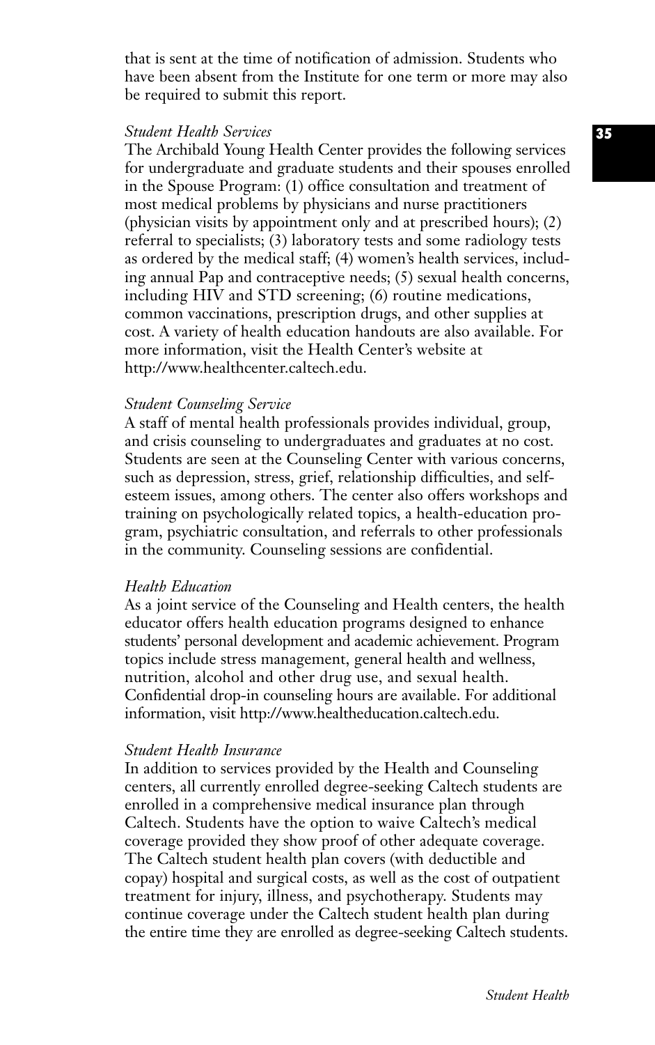that is sent at the time of notification of admission. Students who have been absent from the Institute for one term or more may also be required to submit this report.

*Student Health Services*

The Archibald Young Health Center provides the following services for undergraduate and graduate students and their spouses enrolled in the Spouse Program: (1) office consultation and treatment of most medical problems by physicians and nurse practitioners (physician visits by appointment only and at prescribed hours); (2) referral to specialists; (3) laboratory tests and some radiology tests as ordered by the medical staff; (4) women's health services, including annual Pap and contraceptive needs; (5) sexual health concerns, including HIV and STD screening; (6) routine medications, common vaccinations, prescription drugs, and other supplies at cost. A variety of health education handouts are also available. For more information, visit the Health Center's website at http://www.healthcenter.caltech.edu.

*Student Counseling Service*

A staff of mental health professionals provides individual, group, and crisis counseling to undergraduates and graduates at no cost. Students are seen at the Counseling Center with various concerns, such as depression, stress, grief, relationship difficulties, and self-esteem issues, among others. The center also offers workshops and training on psychologically related topics, a health-education program, psychiatric consultation, and referrals to other professionals in the community. Counseling sessions are confidential.

*Health Education*

As a joint service of the Counseling and Health centers, the health educator offers health education programs designed to enhance students' personal development and academic achievement. Program topics include stress management, general health and wellness, nutrition, alcohol and other drug use, and sexual health. Confidential drop-in counseling hours are available. For additional information, visit http://www.healtheducation.caltech.edu.

*Student Health Insurance*

In addition to services provided by the Health and Counseling centers, all currently enrolled degree-seeking Caltech students are enrolled in a comprehensive medical insurance plan through Caltech. Students have the option to waive Caltech's medical coverage provided they show proof of other adequate coverage. The Caltech student health plan covers (with deductible and copay) hospital and surgical costs, as well as the cost of outpatient treatment for injury, illness, and psychotherapy. Students may continue coverage under the Caltech student health plan during the entire time they are enrolled as degree-seeking Caltech students.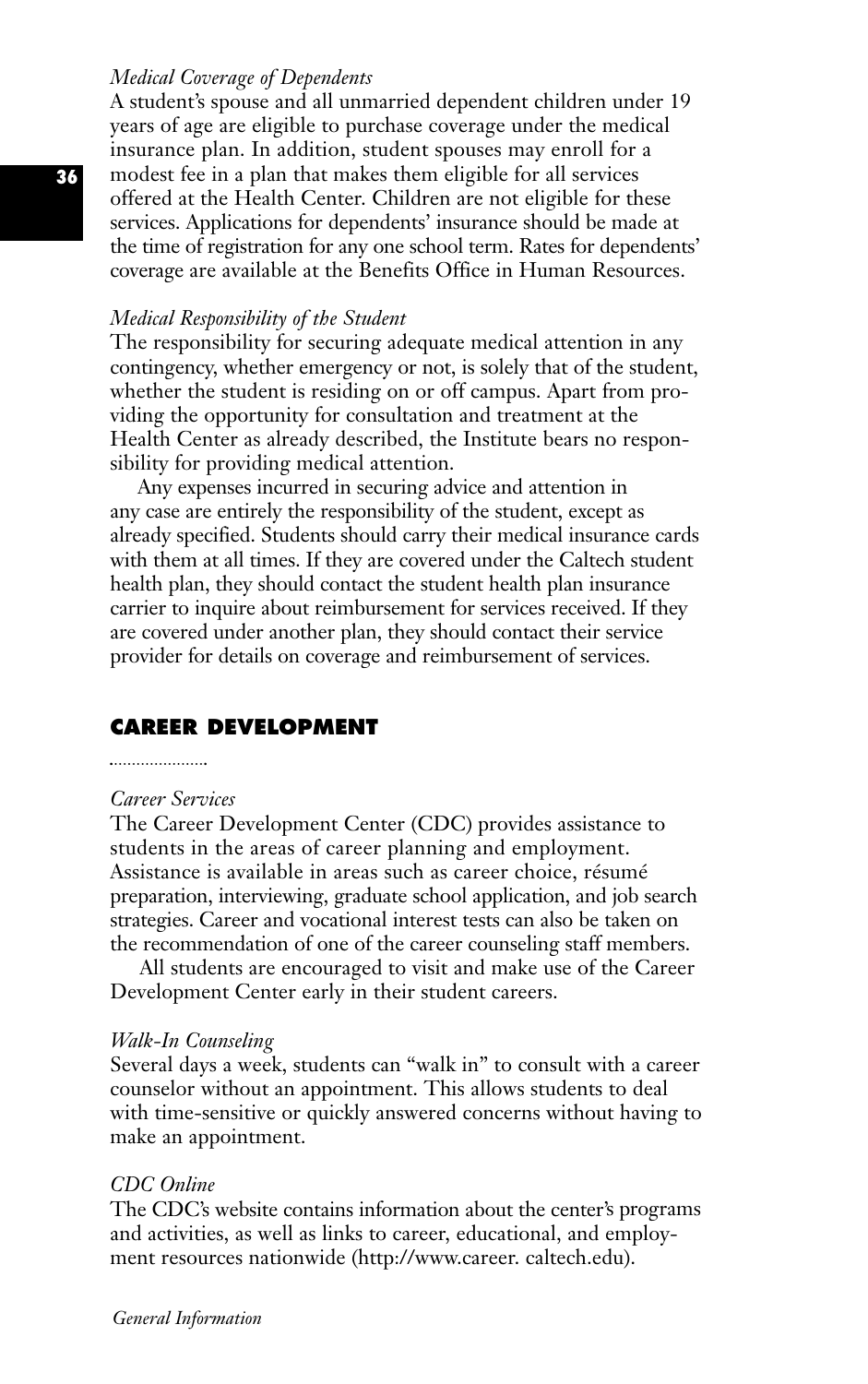*Medical Coverage of Dependents*

A student's spouse and all unmarried dependent children under 19 years of age are eligible to purchase coverage under the medical insurance plan. In addition, student spouses may enroll for a modest fee in a plan that makes them eligible for all services offered at the Health Center. Children are not eligible for these services. Applications for dependents' insurance should be made at the time of registration for any one school term. Rates for dependents' coverage are available at the Benefits Office in Human Resources.

*Medical Responsibility of the Student*

The responsibility for securing adequate medical attention in any contingency, whether emergency or not, is solely that of the student, whether the student is residing on or off campus. Apart from providing the opportunity for consultation and treatment at the Health Center as already described, the Institute bears no responsibility for providing medical attention.

Any expenses incurred in securing advice and attention in any case are entirely the responsibility of the student, except as already specified. Students should carry their medical insurance cards with them at all times. If they are covered under the Caltech student health plan, they should contact the student health plan insurance carrier to inquire about reimbursement for services received. If they are covered under another plan, they should contact their service provider for details on coverage and reimbursement of services.

## CAREER DEVELOPMENT

*Career Services*

The Career Development Center (CDC) provides assistance to students in the areas of career planning and employment. Assistance is available in areas such as career choice, résumé preparation, interviewing, graduate school application, and job search strategies. Career and vocational interest tests can also be taken on the recommendation of one of the career counseling staff members.

All students are encouraged to visit and make use of the Career Development Center early in their student careers.

*Walk-In Counseling*

Several days a week, students can "walk in" to consult with a career counselor without an appointment. This allows students to deal with time-sensitive or quickly answered concerns without having to make an appointment.

*CDC Online*

The CDC's website contains information about the center's programs and activities, as well as links to career, educational, and employment resources nationwide (http://www.career. caltech.edu).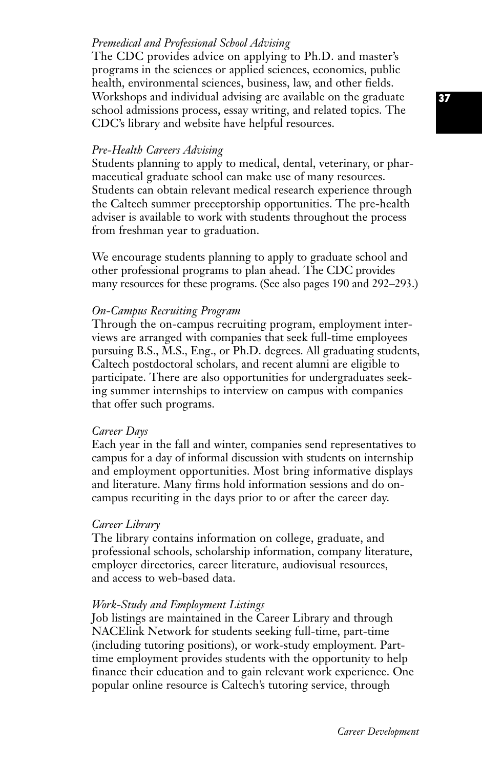*Premedical and Professional School Advising*

The CDC provides advice on applying to Ph.D. and master's programs in the sciences or applied sciences, economics, public health, environmental sciences, business, law, and other fields. Workshops and individual advising are available on the graduate school admissions process, essay writing, and related topics. The CDC's library and website have helpful resources.

*Pre-Health Careers Advising*

Students planning to apply to medical, dental, veterinary, or pharmaceutical graduate school can make use of many resources. Students can obtain relevant medical research experience through the Caltech summer preceptorship opportunities. The pre-health adviser is available to work with students throughout the process from freshman year to graduation.

We encourage students planning to apply to graduate school and other professional programs to plan ahead. The CDC provides many resources for these programs. (See also pages 190 and 292–293.)

*On-Campus Recruiting Program*

Through the on-campus recruiting program, employment interviews are arranged with companies that seek full-time employees pursuing B.S., M.S., Eng., or Ph.D. degrees. All graduating students, Caltech postdoctoral scholars, and recent alumni are eligible to participate. There are also opportunities for undergraduates seeking summer internships to interview on campus with companies that offer such programs.

*Career Days*

Each year in the fall and winter, companies send representatives to campus for a day of informal discussion with students on internship and employment opportunities. Most bring informative displays and literature. Many firms hold information sessions and do on-campus recuriting in the days prior to or after the career day.

*Career Library*

The library contains information on college, graduate, and professional schools, scholarship information, company literature, employer directories, career literature, audiovisual resources, and access to web-based data.

*Work-Study and Employment Listings*

Job listings are maintained in the Career Library and through NACElink Network for students seeking full-time, part-time (including tutoring positions), or work-study employment. Part-time employment provides students with the opportunity to help finance their education and to gain relevant work experience. One popular online resource is Caltech's tutoring service, through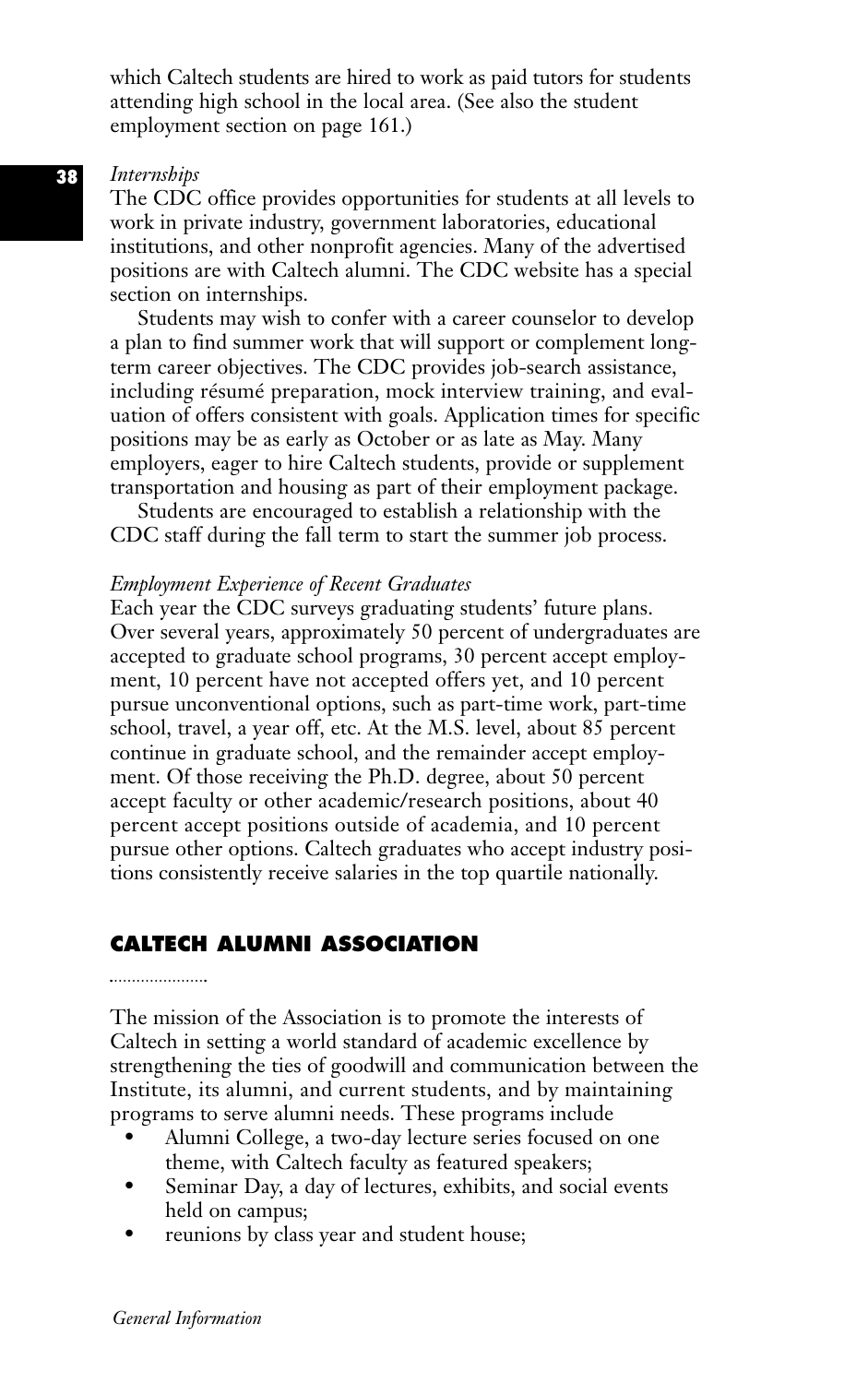which Caltech students are hired to work as paid tutors for students attending high school in the local area. (See also the student employment section on page 161.)

*Internships*

The CDC office provides opportunities for students at all levels to work in private industry, government laboratories, educational institutions, and other nonprofit agencies. Many of the advertised positions are with Caltech alumni. The CDC website has a special section on internships.

Students may wish to confer with a career counselor to develop a plan to find summer work that will support or complement long-term career objectives. The CDC provides job-search assistance, including résumé preparation, mock interview training, and evaluation of offers consistent with goals. Application times for specific positions may be as early as October or as late as May. Many employers, eager to hire Caltech students, provide or supplement transportation and housing as part of their employment package.

Students are encouraged to establish a relationship with the CDC staff during the fall term to start the summer job process.

*Employment Experience of Recent Graduates*

Each year the CDC surveys graduating students' future plans. Over several years, approximately 50 percent of undergraduates are accepted to graduate school programs, 30 percent accept employment, 10 percent have not accepted offers yet, and 10 percent pursue unconventional options, such as part-time work, part-time school, travel, a year off, etc. At the M.S. level, about 85 percent continue in graduate school, and the remainder accept employment. Of those receiving the Ph.D. degree, about 50 percent accept faculty or other academic/research positions, about 40 percent accept positions outside of academia, and 10 percent pursue other options. Caltech graduates who accept industry positions consistently receive salaries in the top quartile nationally.

## CALTECH ALUMNI ASSOCIATION

The mission of the Association is to promote the interests of Caltech in setting a world standard of academic excellence by strengthening the ties of goodwill and communication between the Institute, its alumni, and current students, and by maintaining programs to serve alumni needs. These programs include

- Alumni College, a two-day lecture series focused on one theme, with Caltech faculty as featured speakers;
- Seminar Day, a day of lectures, exhibits, and social events held on campus;
- reunions by class year and student house;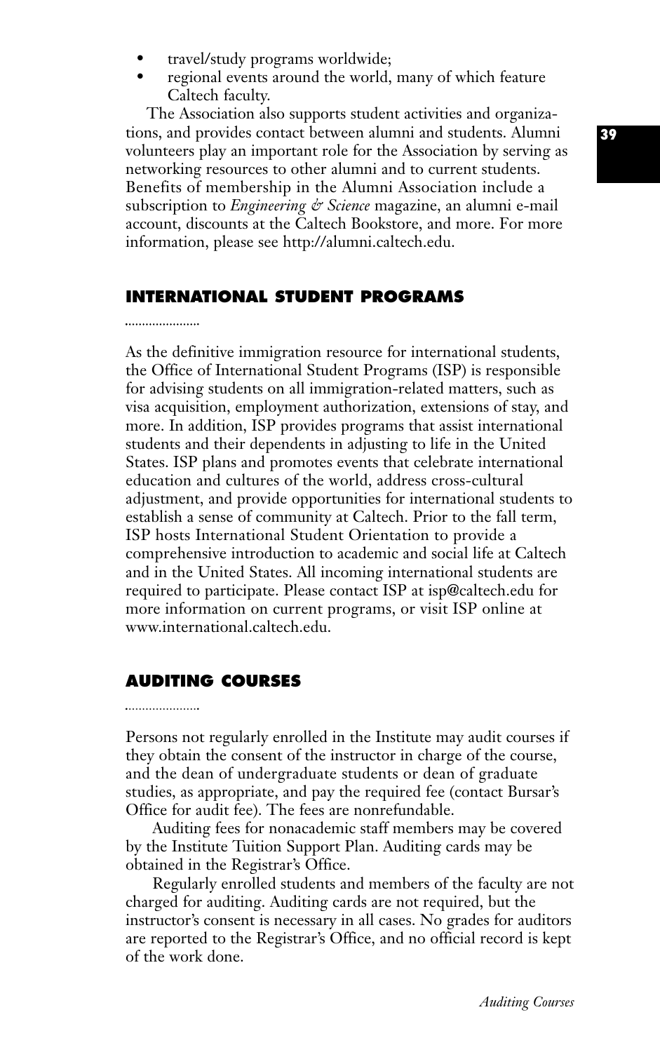- travel/study programs worldwide;
- regional events around the world, many of which feature Caltech faculty.

The Association also supports student activities and organizations, and provides contact between alumni and students. Alumni volunteers play an important role for the Association by serving as networking resources to other alumni and to current students. Benefits of membership in the Alumni Association include a subscription to *Engineering & Science* magazine, an alumni e-mail account, discounts at the Caltech Bookstore, and more. For more information, please see http://alumni.caltech.edu.

## INTERNATIONAL STUDENT PROGRAMS

As the definitive immigration resource for international students, the Office of International Student Programs (ISP) is responsible for advising students on all immigration-related matters, such as visa acquisition, employment authorization, extensions of stay, and more. In addition, ISP provides programs that assist international students and their dependents in adjusting to life in the United States. ISP plans and promotes events that celebrate international education and cultures of the world, address cross-cultural adjustment, and provide opportunities for international students to establish a sense of community at Caltech. Prior to the fall term, ISP hosts International Student Orientation to provide a comprehensive introduction to academic and social life at Caltech and in the United States. All incoming international students are required to participate. Please contact ISP at isp@caltech.edu for more information on current programs, or visit ISP online at www.international.caltech.edu.

## AUDITING COURSES

Persons not regularly enrolled in the Institute may audit courses if they obtain the consent of the instructor in charge of the course, and the dean of undergraduate students or dean of graduate studies, as appropriate, and pay the required fee (contact Bursar's Office for audit fee). The fees are nonrefundable.

Auditing fees for nonacademic staff members may be covered by the Institute Tuition Support Plan. Auditing cards may be obtained in the Registrar's Office.

Regularly enrolled students and members of the faculty are not charged for auditing. Auditing cards are not required, but the instructor's consent is necessary in all cases. No grades for auditors are reported to the Registrar's Office, and no official record is kept of the work done.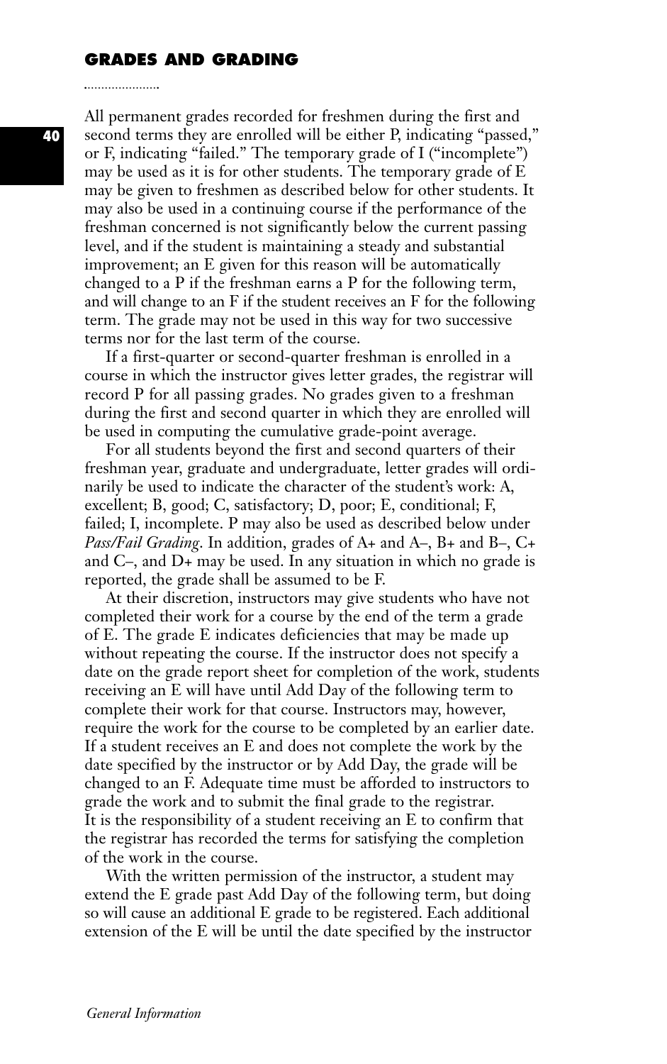## GRADES AND GRADING

All permanent grades recorded for freshmen during the first and second terms they are enrolled will be either P, indicating "passed," or F, indicating "failed." The temporary grade of I ("incomplete") may be used as it is for other students. The temporary grade of E may be given to freshmen as described below for other students. It may also be used in a continuing course if the performance of the freshman concerned is not significantly below the current passing level, and if the student is maintaining a steady and substantial improvement; an E given for this reason will be automatically changed to a P if the freshman earns a P for the following term, and will change to an F if the student receives an F for the following term. The grade may not be used in this way for two successive terms nor for the last term of the course.

If a first-quarter or second-quarter freshman is enrolled in a course in which the instructor gives letter grades, the registrar will record P for all passing grades. No grades given to a freshman during the first and second quarter in which they are enrolled will be used in computing the cumulative grade-point average.

For all students beyond the first and second quarters of their freshman year, graduate and undergraduate, letter grades will ordinarily be used to indicate the character of the student's work: A, excellent; B, good; C, satisfactory; D, poor; E, conditional; F, failed; I, incomplete. P may also be used as described below under *Pass/Fail Grading*. In addition, grades of A+ and A–, B+ and B–, C+ and C–, and D+ may be used. In any situation in which no grade is reported, the grade shall be assumed to be F.

At their discretion, instructors may give students who have not completed their work for a course by the end of the term a grade of E. The grade E indicates deficiencies that may be made up without repeating the course. If the instructor does not specify a date on the grade report sheet for completion of the work, students receiving an E will have until Add Day of the following term to complete their work for that course. Instructors may, however, require the work for the course to be completed by an earlier date. If a student receives an E and does not complete the work by the date specified by the instructor or by Add Day, the grade will be changed to an F. Adequate time must be afforded to instructors to grade the work and to submit the final grade to the registrar. It is the responsibility of a student receiving an E to confirm that the registrar has recorded the terms for satisfying the completion of the work in the course.

With the written permission of the instructor, a student may extend the E grade past Add Day of the following term, but doing so will cause an additional E grade to be registered. Each additional extension of the E will be until the date specified by the instructor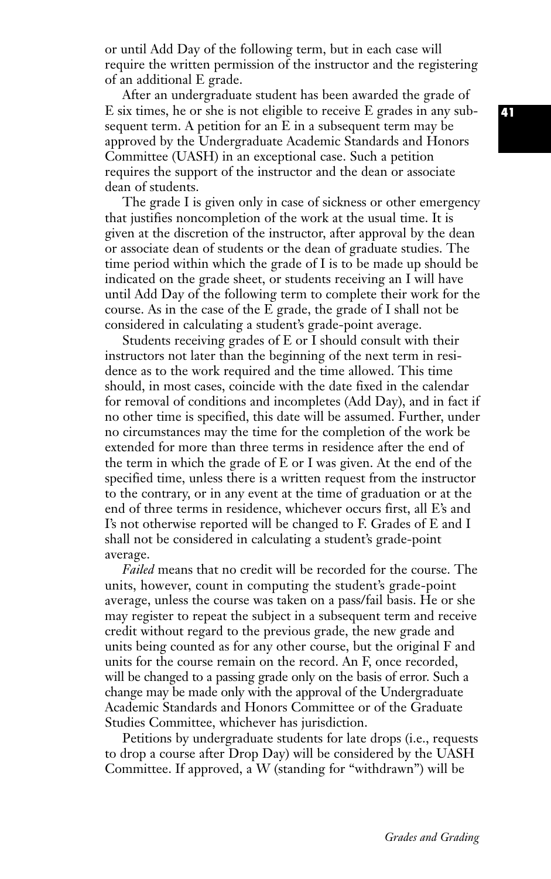or until Add Day of the following term, but in each case will require the written permission of the instructor and the registering of an additional E grade.

After an undergraduate student has been awarded the grade of E six times, he or she is not eligible to receive E grades in any subsequent term. A petition for an E in a subsequent term may be approved by the Undergraduate Academic Standards and Honors Committee (UASH) in an exceptional case. Such a petition requires the support of the instructor and the dean or associate dean of students.

The grade I is given only in case of sickness or other emergency that justifies noncompletion of the work at the usual time. It is given at the discretion of the instructor, after approval by the dean or associate dean of students or the dean of graduate studies. The time period within which the grade of I is to be made up should be indicated on the grade sheet, or students receiving an I will have until Add Day of the following term to complete their work for the course. As in the case of the E grade, the grade of I shall not be considered in calculating a student's grade-point average.

Students receiving grades of E or I should consult with their instructors not later than the beginning of the next term in residence as to the work required and the time allowed. This time should, in most cases, coincide with the date fixed in the calendar for removal of conditions and incompletes (Add Day), and in fact if no other time is specified, this date will be assumed. Further, under no circumstances may the time for the completion of the work be extended for more than three terms in residence after the end of the term in which the grade of E or I was given. At the end of the specified time, unless there is a written request from the instructor to the contrary, or in any event at the time of graduation or at the end of three terms in residence, whichever occurs first, all E's and I's not otherwise reported will be changed to F. Grades of E and I shall not be considered in calculating a student's grade-point average.

*Failed* means that no credit will be recorded for the course. The units, however, count in computing the student's grade-point average, unless the course was taken on a pass/fail basis. He or she may register to repeat the subject in a subsequent term and receive credit without regard to the previous grade, the new grade and units being counted as for any other course, but the original F and units for the course remain on the record. An F, once recorded, will be changed to a passing grade only on the basis of error. Such a change may be made only with the approval of the Undergraduate Academic Standards and Honors Committee or of the Graduate Studies Committee, whichever has jurisdiction.

Petitions by undergraduate students for late drops (i.e., requests to drop a course after Drop Day) will be considered by the UASH Committee. If approved, a W (standing for "withdrawn") will be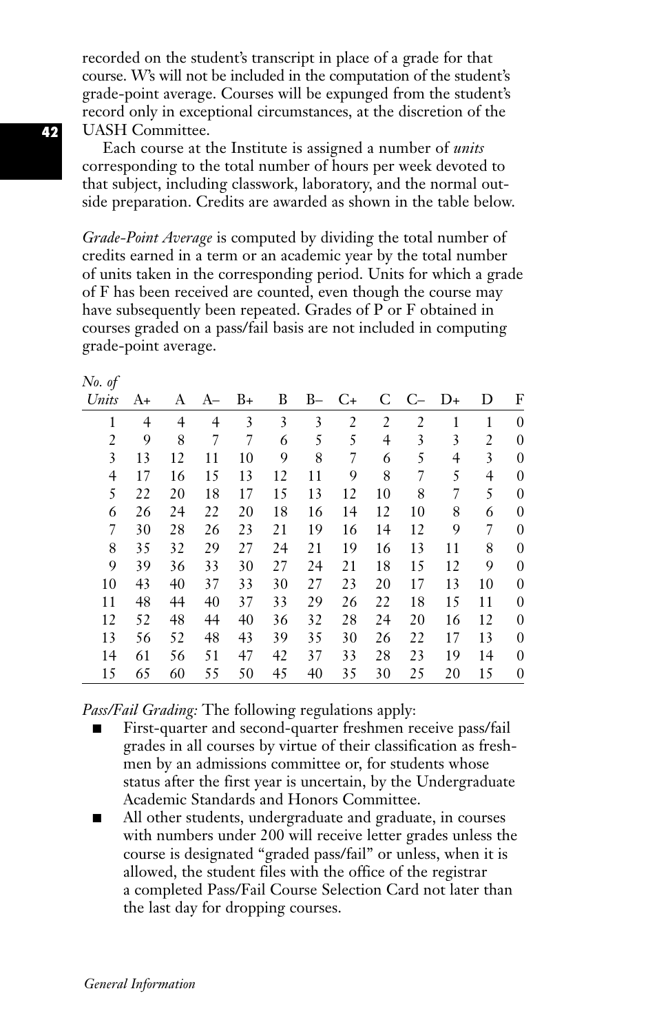recorded on the student's transcript in place of a grade for that course. W's will not be included in the computation of the student's grade-point average. Courses will be expunged from the student's record only in exceptional circumstances, at the discretion of the UASH Committee.

Each course at the Institute is assigned a number of *units* corresponding to the total number of hours per week devoted to that subject, including classwork, laboratory, and the normal outside preparation. Credits are awarded as shown in the table below.

*Grade-Point Average* is computed by dividing the total number of credits earned in a term or an academic year by the total number of units taken in the corresponding period. Units for which a grade of F has been received are counted, even though the course may have subsequently been repeated. Grades of P or F obtained in courses graded on a pass/fail basis are not included in computing grade-point average.

| *No. of Units* | A+ | A | A– | B+ | B | B– | C+ | C | C– | D+ | D | F |
|---|---|---|---|---|---|---|---|---|---|---|---|---|
| 1 | 4 | 4 | 4 | 3 | 3 | 3 | 2 | 2 | 2 | 1 | 1 | 0 |
| 2 | 9 | 8 | 7 | 7 | 6 | 5 | 5 | 4 | 3 | 3 | 2 | 0 |
| 3 | 13 | 12 | 11 | 10 | 9 | 8 | 7 | 6 | 5 | 4 | 3 | 0 |
| 4 | 17 | 16 | 15 | 13 | 12 | 11 | 9 | 8 | 7 | 5 | 4 | 0 |
| 5 | 22 | 20 | 18 | 17 | 15 | 13 | 12 | 10 | 8 | 7 | 5 | 0 |
| 6 | 26 | 24 | 22 | 20 | 18 | 16 | 14 | 12 | 10 | 8 | 6 | 0 |
| 7 | 30 | 28 | 26 | 23 | 21 | 19 | 16 | 14 | 12 | 9 | 7 | 0 |
| 8 | 35 | 32 | 29 | 27 | 24 | 21 | 19 | 16 | 13 | 11 | 8 | 0 |
| 9 | 39 | 36 | 33 | 30 | 27 | 24 | 21 | 18 | 15 | 12 | 9 | 0 |
| 10 | 43 | 40 | 37 | 33 | 30 | 27 | 23 | 20 | 17 | 13 | 10 | 0 |
| 11 | 48 | 44 | 40 | 37 | 33 | 29 | 26 | 22 | 18 | 15 | 11 | 0 |
| 12 | 52 | 48 | 44 | 40 | 36 | 32 | 28 | 24 | 20 | 16 | 12 | 0 |
| 13 | 56 | 52 | 48 | 43 | 39 | 35 | 30 | 26 | 22 | 17 | 13 | 0 |
| 14 | 61 | 56 | 51 | 47 | 42 | 37 | 33 | 28 | 23 | 19 | 14 | 0 |
| 15 | 65 | 60 | 55 | 50 | 45 | 40 | 35 | 30 | 25 | 20 | 15 | 0 |

*Pass/Fail Grading:* The following regulations apply:

- First-quarter and second-quarter freshmen receive pass/fail grades in all courses by virtue of their classification as freshmen by an admissions committee or, for students whose status after the first year is uncertain, by the Undergraduate Academic Standards and Honors Committee.
- All other students, undergraduate and graduate, in courses with numbers under 200 will receive letter grades unless the course is designated "graded pass/fail" or unless, when it is allowed, the student files with the office of the registrar a completed Pass/Fail Course Selection Card not later than the last day for dropping courses.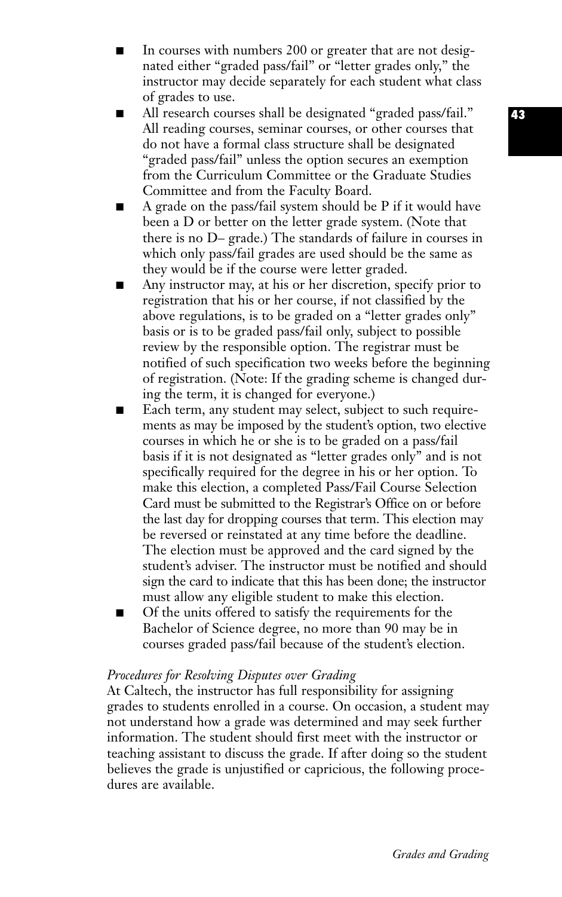- In courses with numbers 200 or greater that are not designated either "graded pass/fail" or "letter grades only," the instructor may decide separately for each student what class of grades to use.
- All research courses shall be designated "graded pass/fail." All reading courses, seminar courses, or other courses that do not have a formal class structure shall be designated "graded pass/fail" unless the option secures an exemption from the Curriculum Committee or the Graduate Studies Committee and from the Faculty Board.
- A grade on the pass/fail system should be P if it would have been a D or better on the letter grade system. (Note that there is no D– grade.) The standards of failure in courses in which only pass/fail grades are used should be the same as they would be if the course were letter graded.
- Any instructor may, at his or her discretion, specify prior to registration that his or her course, if not classified by the above regulations, is to be graded on a "letter grades only" basis or is to be graded pass/fail only, subject to possible review by the responsible option. The registrar must be notified of such specification two weeks before the beginning of registration. (Note: If the grading scheme is changed during the term, it is changed for everyone.)
- Each term, any student may select, subject to such requirements as may be imposed by the student's option, two elective courses in which he or she is to be graded on a pass/fail basis if it is not designated as "letter grades only" and is not specifically required for the degree in his or her option. To make this election, a completed Pass/Fail Course Selection Card must be submitted to the Registrar's Office on or before the last day for dropping courses that term. This election may be reversed or reinstated at any time before the deadline. The election must be approved and the card signed by the student's adviser. The instructor must be notified and should sign the card to indicate that this has been done; the instructor must allow any eligible student to make this election.
- Of the units offered to satisfy the requirements for the Bachelor of Science degree, no more than 90 may be in courses graded pass/fail because of the student's election.

*Procedures for Resolving Disputes over Grading*

At Caltech, the instructor has full responsibility for assigning grades to students enrolled in a course. On occasion, a student may not understand how a grade was determined and may seek further information. The student should first meet with the instructor or teaching assistant to discuss the grade. If after doing so the student believes the grade is unjustified or capricious, the following procedures are available.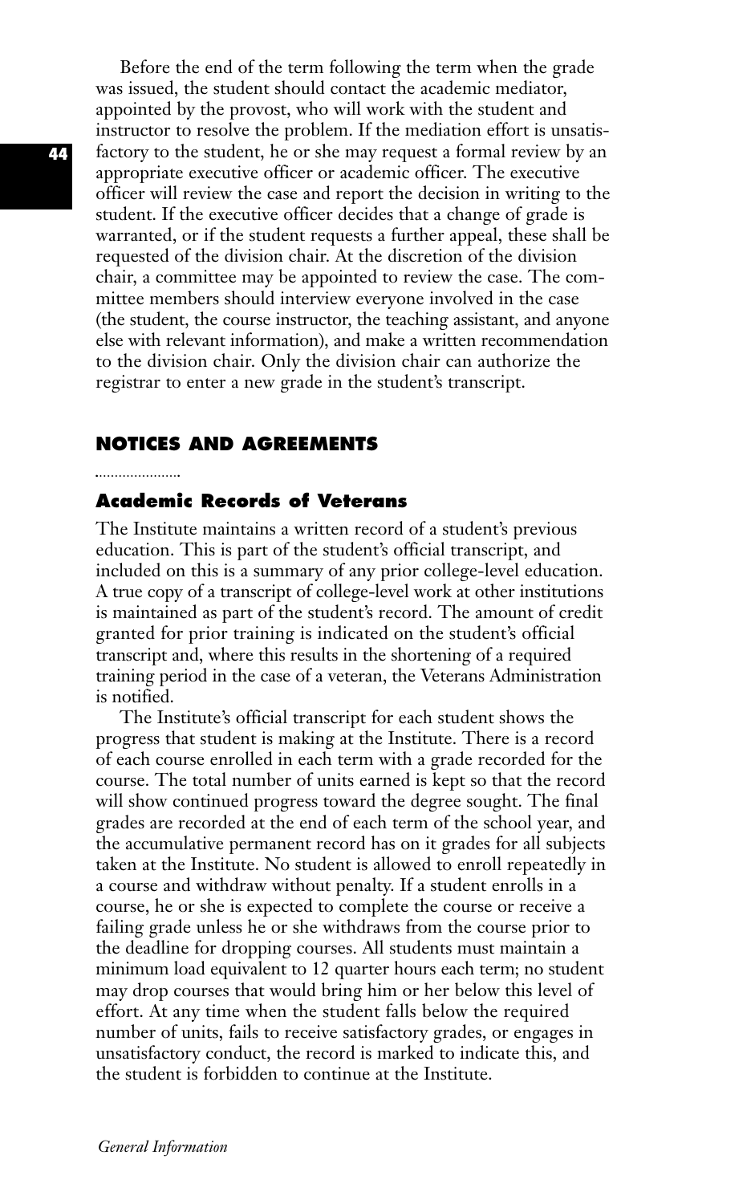Before the end of the term following the term when the grade was issued, the student should contact the academic mediator, appointed by the provost, who will work with the student and instructor to resolve the problem. If the mediation effort is unsatisfactory to the student, he or she may request a formal review by an appropriate executive officer or academic officer. The executive officer will review the case and report the decision in writing to the student. If the executive officer decides that a change of grade is warranted, or if the student requests a further appeal, these shall be requested of the division chair. At the discretion of the division chair, a committee may be appointed to review the case. The committee members should interview everyone involved in the case (the student, the course instructor, the teaching assistant, and anyone else with relevant information), and make a written recommendation to the division chair. Only the division chair can authorize the registrar to enter a new grade in the student's transcript.

## NOTICES AND AGREEMENTS

### Academic Records of Veterans

The Institute maintains a written record of a student's previous education. This is part of the student's official transcript, and included on this is a summary of any prior college-level education. A true copy of a transcript of college-level work at other institutions is maintained as part of the student's record. The amount of credit granted for prior training is indicated on the student's official transcript and, where this results in the shortening of a required training period in the case of a veteran, the Veterans Administration is notified.

The Institute's official transcript for each student shows the progress that student is making at the Institute. There is a record of each course enrolled in each term with a grade recorded for the course. The total number of units earned is kept so that the record will show continued progress toward the degree sought. The final grades are recorded at the end of each term of the school year, and the accumulative permanent record has on it grades for all subjects taken at the Institute. No student is allowed to enroll repeatedly in a course and withdraw without penalty. If a student enrolls in a course, he or she is expected to complete the course or receive a failing grade unless he or she withdraws from the course prior to the deadline for dropping courses. All students must maintain a minimum load equivalent to 12 quarter hours each term; no student may drop courses that would bring him or her below this level of effort. At any time when the student falls below the required number of units, fails to receive satisfactory grades, or engages in unsatisfactory conduct, the record is marked to indicate this, and the student is forbidden to continue at the Institute.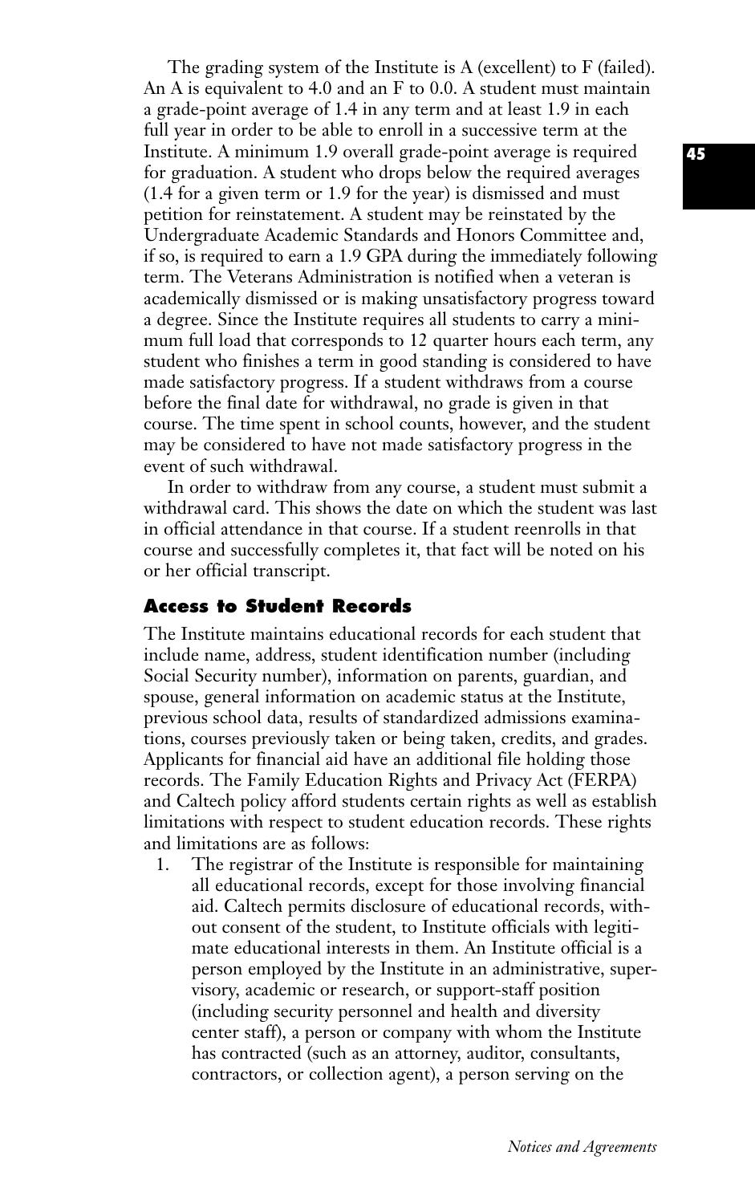The grading system of the Institute is A (excellent) to F (failed). An A is equivalent to 4.0 and an F to 0.0. A student must maintain a grade-point average of 1.4 in any term and at least 1.9 in each full year in order to be able to enroll in a successive term at the Institute. A minimum 1.9 overall grade-point average is required for graduation. A student who drops below the required averages (1.4 for a given term or 1.9 for the year) is dismissed and must petition for reinstatement. A student may be reinstated by the Undergraduate Academic Standards and Honors Committee and, if so, is required to earn a 1.9 GPA during the immediately following term. The Veterans Administration is notified when a veteran is academically dismissed or is making unsatisfactory progress toward a degree. Since the Institute requires all students to carry a minimum full load that corresponds to 12 quarter hours each term, any student who finishes a term in good standing is considered to have made satisfactory progress. If a student withdraws from a course before the final date for withdrawal, no grade is given in that course. The time spent in school counts, however, and the student may be considered to have not made satisfactory progress in the event of such withdrawal.

In order to withdraw from any course, a student must submit a withdrawal card. This shows the date on which the student was last in official attendance in that course. If a student reenrolls in that course and successfully completes it, that fact will be noted on his or her official transcript.

## Access to Student Records

The Institute maintains educational records for each student that include name, address, student identification number (including Social Security number), information on parents, guardian, and spouse, general information on academic status at the Institute, previous school data, results of standardized admissions examinations, courses previously taken or being taken, credits, and grades. Applicants for financial aid have an additional file holding those records. The Family Education Rights and Privacy Act (FERPA) and Caltech policy afford students certain rights as well as establish limitations with respect to student education records. These rights and limitations are as follows:

1. The registrar of the Institute is responsible for maintaining all educational records, except for those involving financial aid. Caltech permits disclosure of educational records, without consent of the student, to Institute officials with legitimate educational interests in them. An Institute official is a person employed by the Institute in an administrative, supervisory, academic or research, or support-staff position (including security personnel and health and diversity center staff), a person or company with whom the Institute has contracted (such as an attorney, auditor, consultants, contractors, or collection agent), a person serving on the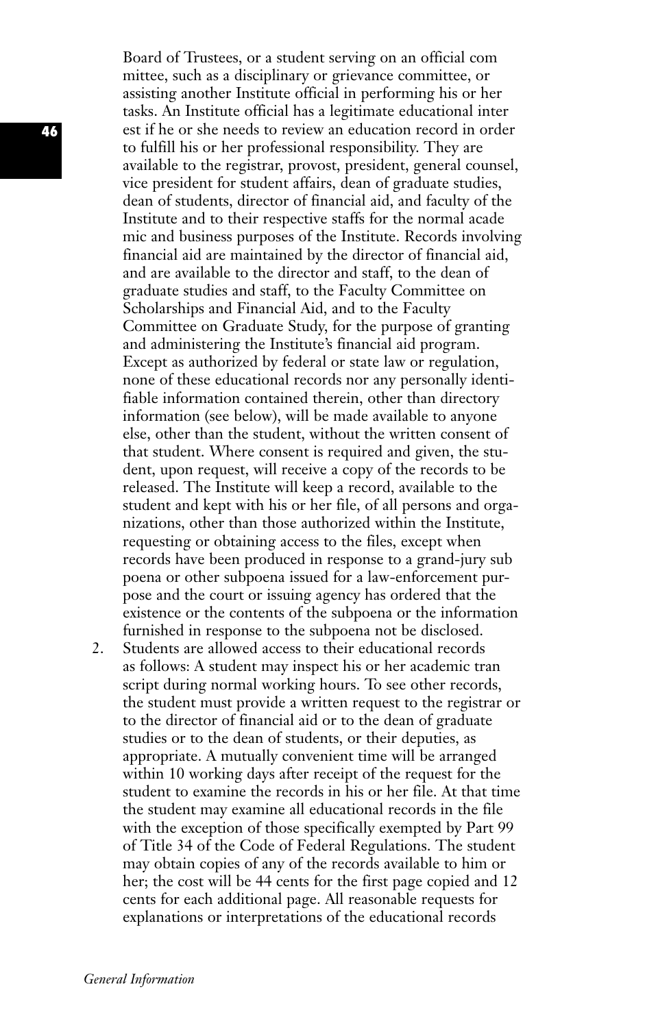Board of Trustees, or a student serving on an official committee, such as a disciplinary or grievance committee, or assisting another Institute official in performing his or her tasks. An Institute official has a legitimate educational interest if he or she needs to review an education record in order to fulfill his or her professional responsibility. They are available to the registrar, provost, president, general counsel, vice president for student affairs, dean of graduate studies, dean of students, director of financial aid, and faculty of the Institute and to their respective staffs for the normal academic and business purposes of the Institute. Records involving financial aid are maintained by the director of financial aid, and are available to the director and staff, to the dean of graduate studies and staff, to the Faculty Committee on Scholarships and Financial Aid, and to the Faculty Committee on Graduate Study, for the purpose of granting and administering the Institute's financial aid program. Except as authorized by federal or state law or regulation, none of these educational records nor any personally identifiable information contained therein, other than directory information (see below), will be made available to anyone else, other than the student, without the written consent of that student. Where consent is required and given, the student, upon request, will receive a copy of the records to be released. The Institute will keep a record, available to the student and kept with his or her file, of all persons and organizations, other than those authorized within the Institute, requesting or obtaining access to the files, except when records have been produced in response to a grand-jury subpoena or other subpoena issued for a law-enforcement purpose and the court or issuing agency has ordered that the existence or the contents of the subpoena or the information furnished in response to the subpoena not be disclosed.

2. Students are allowed access to their educational records as follows: A student may inspect his or her academic transcript during normal working hours. To see other records, the student must provide a written request to the registrar or to the director of financial aid or to the dean of graduate studies or to the dean of students, or their deputies, as appropriate. A mutually convenient time will be arranged within 10 working days after receipt of the request for the student to examine the records in his or her file. At that time the student may examine all educational records in the file with the exception of those specifically exempted by Part 99 of Title 34 of the Code of Federal Regulations. The student may obtain copies of any of the records available to him or her; the cost will be 44 cents for the first page copied and 12 cents for each additional page. All reasonable requests for explanations or interpretations of the educational records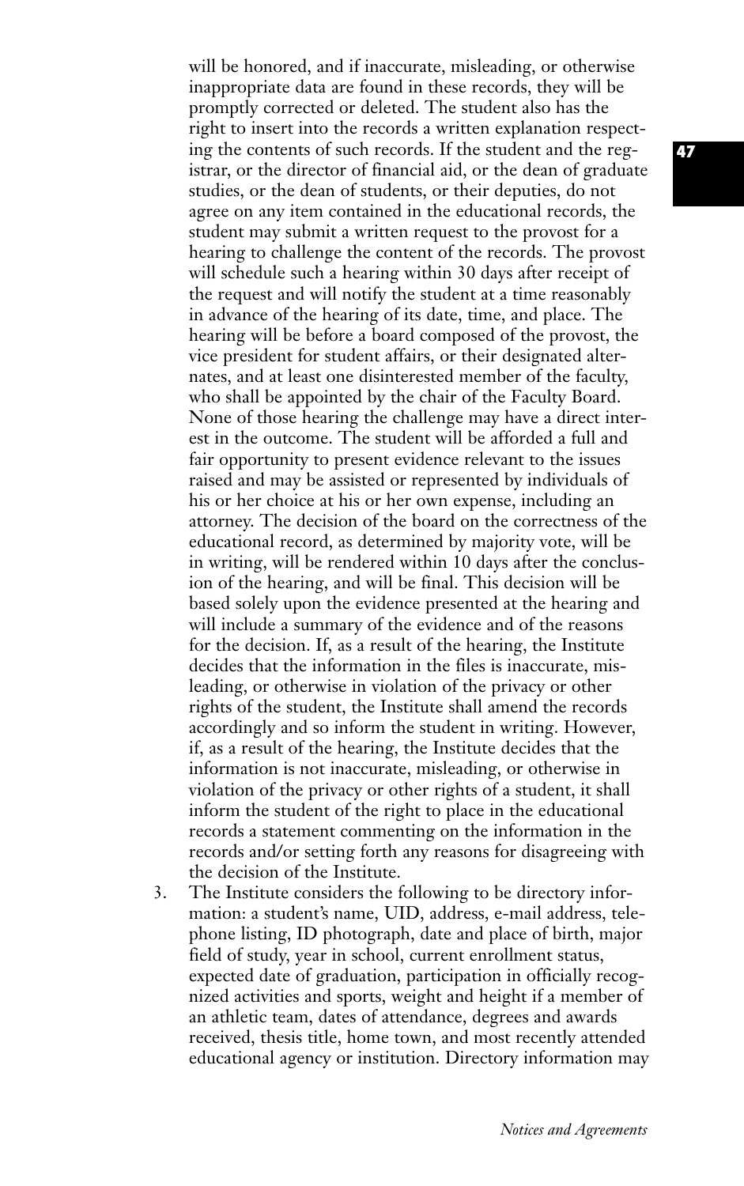will be honored, and if inaccurate, misleading, or otherwise inappropriate data are found in these records, they will be promptly corrected or deleted. The student also has the right to insert into the records a written explanation respecting the contents of such records. If the student and the registrar, or the director of financial aid, or the dean of graduate studies, or the dean of students, or their deputies, do not agree on any item contained in the educational records, the student may submit a written request to the provost for a hearing to challenge the content of the records. The provost will schedule such a hearing within 30 days after receipt of the request and will notify the student at a time reasonably in advance of the hearing of its date, time, and place. The hearing will be before a board composed of the provost, the vice president for student affairs, or their designated alternates, and at least one disinterested member of the faculty, who shall be appointed by the chair of the Faculty Board. None of those hearing the challenge may have a direct interest in the outcome. The student will be afforded a full and fair opportunity to present evidence relevant to the issues raised and may be assisted or represented by individuals of his or her choice at his or her own expense, including an attorney. The decision of the board on the correctness of the educational record, as determined by majority vote, will be in writing, will be rendered within 10 days after the conclusion of the hearing, and will be final. This decision will be based solely upon the evidence presented at the hearing and will include a summary of the evidence and of the reasons for the decision. If, as a result of the hearing, the Institute decides that the information in the files is inaccurate, misleading, or otherwise in violation of the privacy or other rights of the student, the Institute shall amend the records accordingly and so inform the student in writing. However, if, as a result of the hearing, the Institute decides that the information is not inaccurate, misleading, or otherwise in violation of the privacy or other rights of a student, it shall inform the student of the right to place in the educational records a statement commenting on the information in the records and/or setting forth any reasons for disagreeing with the decision of the Institute.

3. The Institute considers the following to be directory information: a student's name, UID, address, e-mail address, telephone listing, ID photograph, date and place of birth, major field of study, year in school, current enrollment status, expected date of graduation, participation in officially recognized activities and sports, weight and height if a member of an athletic team, dates of attendance, degrees and awards received, thesis title, home town, and most recently attended educational agency or institution. Directory information may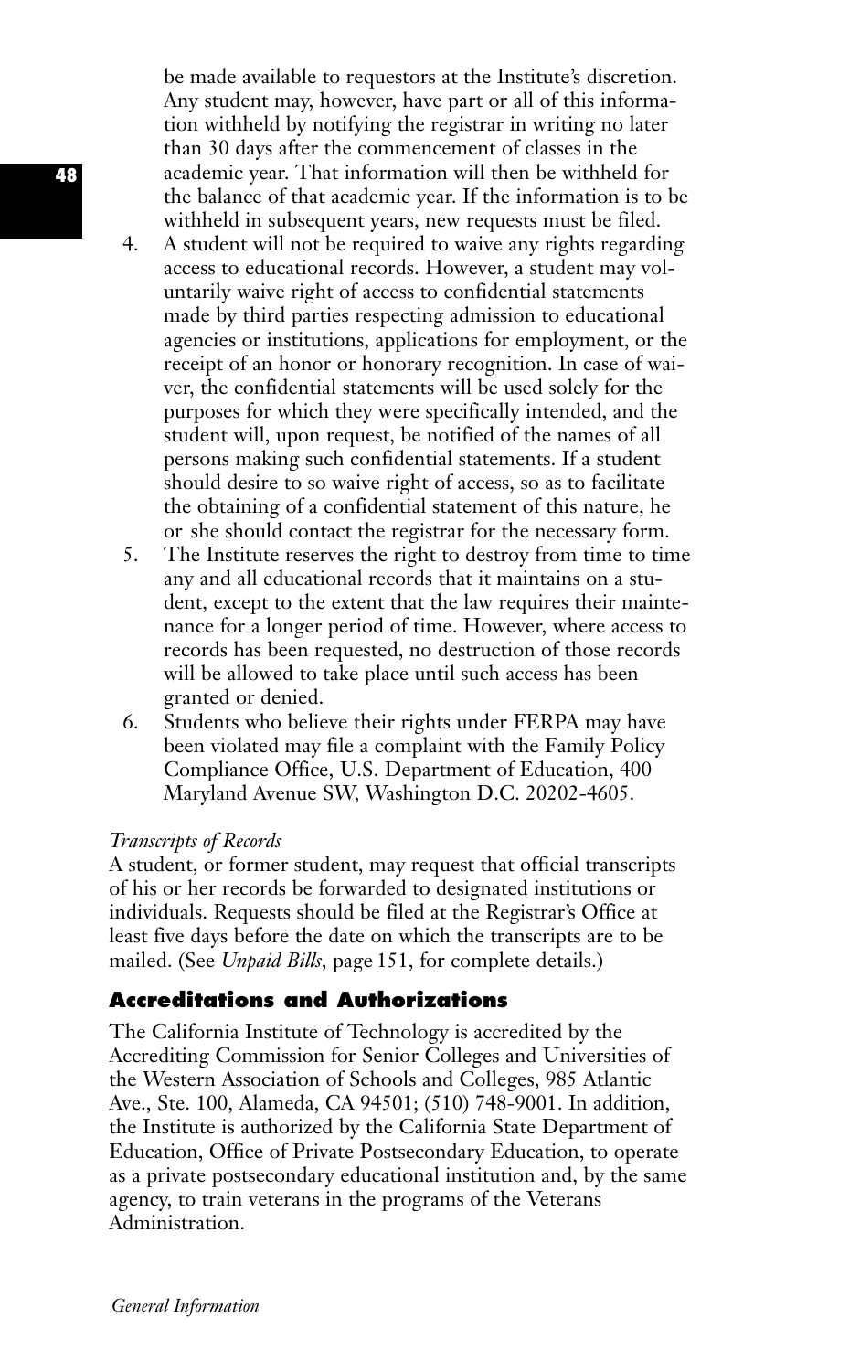be made available to requestors at the Institute's discretion. Any student may, however, have part or all of this information withheld by notifying the registrar in writing no later than 30 days after the commencement of classes in the academic year. That information will then be withheld for the balance of that academic year. If the information is to be withheld in subsequent years, new requests must be filed.

4. A student will not be required to waive any rights regarding access to educational records. However, a student may voluntarily waive right of access to confidential statements made by third parties respecting admission to educational agencies or institutions, applications for employment, or the receipt of an honor or honorary recognition. In case of waiver, the confidential statements will be used solely for the purposes for which they were specifically intended, and the student will, upon request, be notified of the names of all persons making such confidential statements. If a student should desire to so waive right of access, so as to facilitate the obtaining of a confidential statement of this nature, he or she should contact the registrar for the necessary form.
5. The Institute reserves the right to destroy from time to time any and all educational records that it maintains on a student, except to the extent that the law requires their maintenance for a longer period of time. However, where access to records has been requested, no destruction of those records will be allowed to take place until such access has been granted or denied.
6. Students who believe their rights under FERPA may have been violated may file a complaint with the Family Policy Compliance Office, U.S. Department of Education, 400 Maryland Avenue SW, Washington D.C. 20202-4605.

*Transcripts of Records*

A student, or former student, may request that official transcripts of his or her records be forwarded to designated institutions or individuals. Requests should be filed at the Registrar's Office at least five days before the date on which the transcripts are to be mailed. (See *Unpaid Bills*, page 151, for complete details.)

## Accreditations and Authorizations

The California Institute of Technology is accredited by the Accrediting Commission for Senior Colleges and Universities of the Western Association of Schools and Colleges, 985 Atlantic Ave., Ste. 100, Alameda, CA 94501; (510) 748-9001. In addition, the Institute is authorized by the California State Department of Education, Office of Private Postsecondary Education, to operate as a private postsecondary educational institution and, by the same agency, to train veterans in the programs of the Veterans Administration.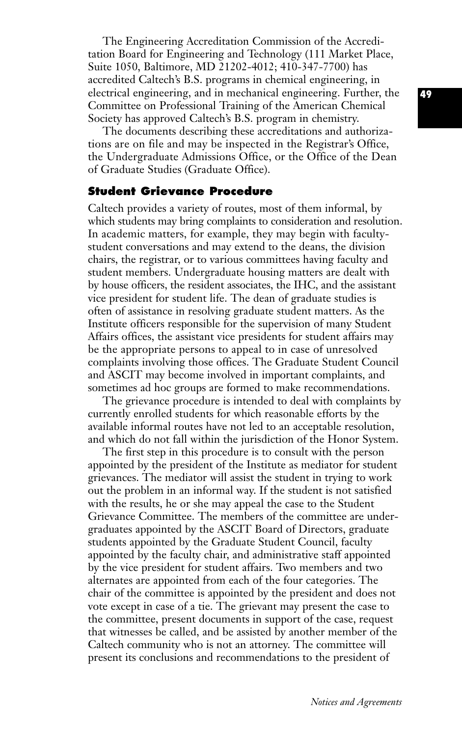The Engineering Accreditation Commission of the Accreditation Board for Engineering and Technology (111 Market Place, Suite 1050, Baltimore, MD 21202-4012; 410-347-7700) has accredited Caltech's B.S. programs in chemical engineering, in electrical engineering, and in mechanical engineering. Further, the Committee on Professional Training of the American Chemical Society has approved Caltech's B.S. program in chemistry.

The documents describing these accreditations and authorizations are on file and may be inspected in the Registrar's Office, the Undergraduate Admissions Office, or the Office of the Dean of Graduate Studies (Graduate Office).

## Student Grievance Procedure

Caltech provides a variety of routes, most of them informal, by which students may bring complaints to consideration and resolution. In academic matters, for example, they may begin with faculty-student conversations and may extend to the deans, the division chairs, the registrar, or to various committees having faculty and student members. Undergraduate housing matters are dealt with by house officers, the resident associates, the IHC, and the assistant vice president for student life. The dean of graduate studies is often of assistance in resolving graduate student matters. As the Institute officers responsible for the supervision of many Student Affairs offices, the assistant vice presidents for student affairs may be the appropriate persons to appeal to in case of unresolved complaints involving those offices. The Graduate Student Council and ASCIT may become involved in important complaints, and sometimes ad hoc groups are formed to make recommendations.

The grievance procedure is intended to deal with complaints by currently enrolled students for which reasonable efforts by the available informal routes have not led to an acceptable resolution, and which do not fall within the jurisdiction of the Honor System.

The first step in this procedure is to consult with the person appointed by the president of the Institute as mediator for student grievances. The mediator will assist the student in trying to work out the problem in an informal way. If the student is not satisfied with the results, he or she may appeal the case to the Student Grievance Committee. The members of the committee are undergraduates appointed by the ASCIT Board of Directors, graduate students appointed by the Graduate Student Council, faculty appointed by the faculty chair, and administrative staff appointed by the vice president for student affairs. Two members and two alternates are appointed from each of the four categories. The chair of the committee is appointed by the president and does not vote except in case of a tie. The grievant may present the case to the committee, present documents in support of the case, request that witnesses be called, and be assisted by another member of the Caltech community who is not an attorney. The committee will present its conclusions and recommendations to the president of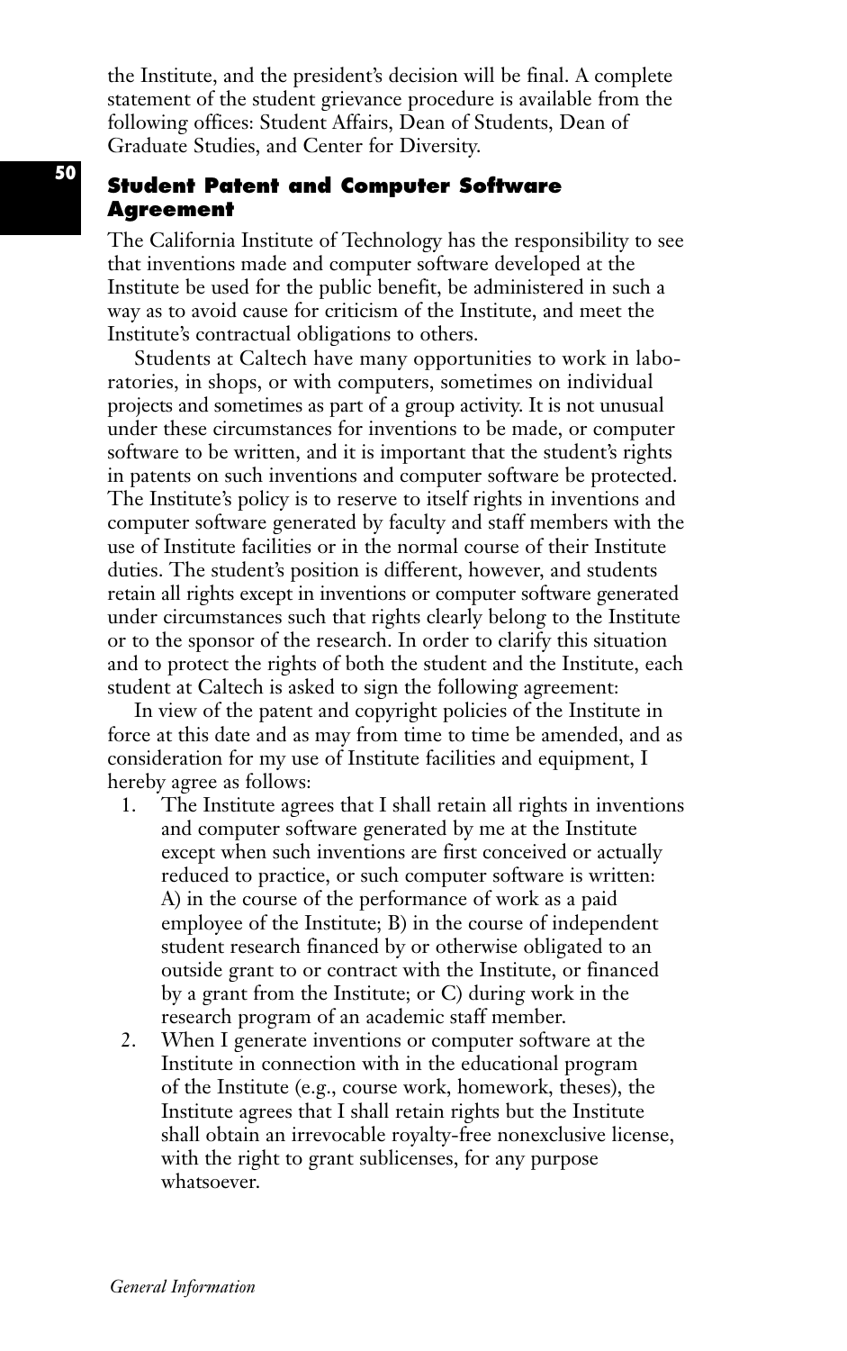the Institute, and the president's decision will be final. A complete statement of the student grievance procedure is available from the following offices: Student Affairs, Dean of Students, Dean of Graduate Studies, and Center for Diversity.

## Student Patent and Computer Software Agreement

The California Institute of Technology has the responsibility to see that inventions made and computer software developed at the Institute be used for the public benefit, be administered in such a way as to avoid cause for criticism of the Institute, and meet the Institute's contractual obligations to others.

Students at Caltech have many opportunities to work in laboratories, in shops, or with computers, sometimes on individual projects and sometimes as part of a group activity. It is not unusual under these circumstances for inventions to be made, or computer software to be written, and it is important that the student's rights in patents on such inventions and computer software be protected. The Institute's policy is to reserve to itself rights in inventions and computer software generated by faculty and staff members with the use of Institute facilities or in the normal course of their Institute duties. The student's position is different, however, and students retain all rights except in inventions or computer software generated under circumstances such that rights clearly belong to the Institute or to the sponsor of the research. In order to clarify this situation and to protect the rights of both the student and the Institute, each student at Caltech is asked to sign the following agreement:

In view of the patent and copyright policies of the Institute in force at this date and as may from time to time be amended, and as consideration for my use of Institute facilities and equipment, I hereby agree as follows:

1. The Institute agrees that I shall retain all rights in inventions and computer software generated by me at the Institute except when such inventions are first conceived or actually reduced to practice, or such computer software is written: A) in the course of the performance of work as a paid employee of the Institute; B) in the course of independent student research financed by or otherwise obligated to an outside grant to or contract with the Institute, or financed by a grant from the Institute; or C) during work in the research program of an academic staff member.
2. When I generate inventions or computer software at the Institute in connection with in the educational program of the Institute (e.g., course work, homework, theses), the Institute agrees that I shall retain rights but the Institute shall obtain an irrevocable royalty-free nonexclusive license, with the right to grant sublicenses, for any purpose whatsoever.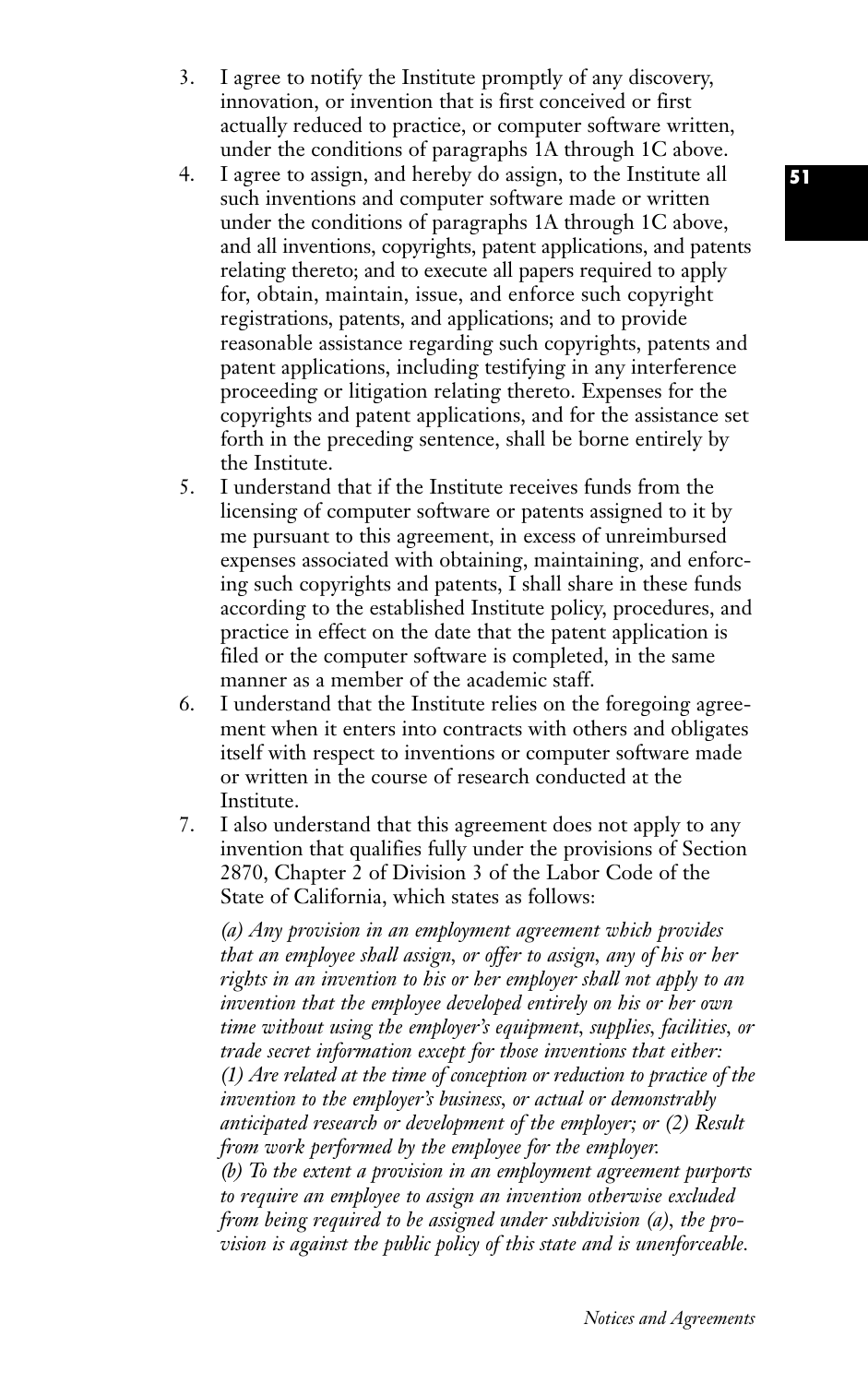3. I agree to notify the Institute promptly of any discovery, innovation, or invention that is first conceived or first actually reduced to practice, or computer software written, under the conditions of paragraphs 1A through 1C above.
4. I agree to assign, and hereby do assign, to the Institute all such inventions and computer software made or written under the conditions of paragraphs 1A through 1C above, and all inventions, copyrights, patent applications, and patents relating thereto; and to execute all papers required to apply for, obtain, maintain, issue, and enforce such copyright registrations, patents, and applications; and to provide reasonable assistance regarding such copyrights, patents and patent applications, including testifying in any interference proceeding or litigation relating thereto. Expenses for the copyrights and patent applications, and for the assistance set forth in the preceding sentence, shall be borne entirely by the Institute.
5. I understand that if the Institute receives funds from the licensing of computer software or patents assigned to it by me pursuant to this agreement, in excess of unreimbursed expenses associated with obtaining, maintaining, and enforcing such copyrights and patents, I shall share in these funds according to the established Institute policy, procedures, and practice in effect on the date that the patent application is filed or the computer software is completed, in the same manner as a member of the academic staff.
6. I understand that the Institute relies on the foregoing agreement when it enters into contracts with others and obligates itself with respect to inventions or computer software made or written in the course of research conducted at the Institute.
7. I also understand that this agreement does not apply to any invention that qualifies fully under the provisions of Section 2870, Chapter 2 of Division 3 of the Labor Code of the State of California, which states as follows:

   *(a) Any provision in an employment agreement which provides that an employee shall assign, or offer to assign, any of his or her rights in an invention to his or her employer shall not apply to an invention that the employee developed entirely on his or her own time without using the employer's equipment, supplies, facilities, or trade secret information except for those inventions that either: (1) Are related at the time of conception or reduction to practice of the invention to the employer's business, or actual or demonstrably anticipated research or development of the employer; or (2) Result from work performed by the employee for the employer.*
   *(b) To the extent a provision in an employment agreement purports to require an employee to assign an invention otherwise excluded from being required to be assigned under subdivision (a), the provision is against the public policy of this state and is unenforceable.*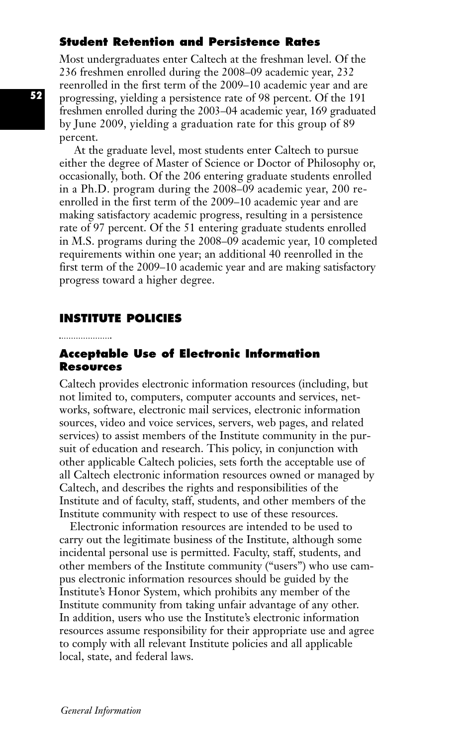### Student Retention and Persistence Rates

Most undergraduates enter Caltech at the freshman level. Of the 236 freshmen enrolled during the 2008–09 academic year, 232 reenrolled in the first term of the 2009–10 academic year and are progressing, yielding a persistence rate of 98 percent. Of the 191 freshmen enrolled during the 2003–04 academic year, 169 graduated by June 2009, yielding a graduation rate for this group of 89 percent.

At the graduate level, most students enter Caltech to pursue either the degree of Master of Science or Doctor of Philosophy or, occasionally, both. Of the 206 entering graduate students enrolled in a Ph.D. program during the 2008–09 academic year, 200 reenrolled in the first term of the 2009–10 academic year and are making satisfactory academic progress, resulting in a persistence rate of 97 percent. Of the 51 entering graduate students enrolled in M.S. programs during the 2008–09 academic year, 10 completed requirements within one year; an additional 40 reenrolled in the first term of the 2009–10 academic year and are making satisfactory progress toward a higher degree.

## INSTITUTE POLICIES

### Acceptable Use of Electronic Information Resources

Caltech provides electronic information resources (including, but not limited to, computers, computer accounts and services, networks, software, electronic mail services, electronic information sources, video and voice services, servers, web pages, and related services) to assist members of the Institute community in the pursuit of education and research. This policy, in conjunction with other applicable Caltech policies, sets forth the acceptable use of all Caltech electronic information resources owned or managed by Caltech, and describes the rights and responsibilities of the Institute and of faculty, staff, students, and other members of the Institute community with respect to use of these resources.

Electronic information resources are intended to be used to carry out the legitimate business of the Institute, although some incidental personal use is permitted. Faculty, staff, students, and other members of the Institute community ("users") who use campus electronic information resources should be guided by the Institute's Honor System, which prohibits any member of the Institute community from taking unfair advantage of any other. In addition, users who use the Institute's electronic information resources assume responsibility for their appropriate use and agree to comply with all relevant Institute policies and all applicable local, state, and federal laws.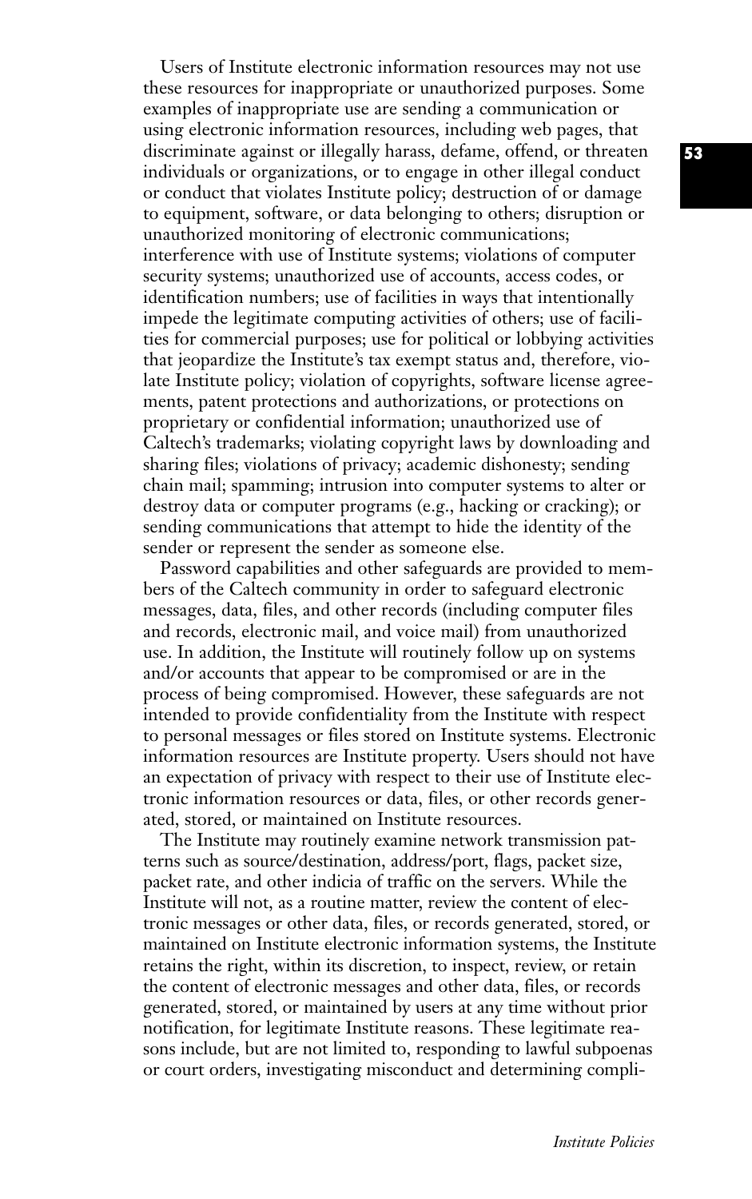Users of Institute electronic information resources may not use these resources for inappropriate or unauthorized purposes. Some examples of inappropriate use are sending a communication or using electronic information resources, including web pages, that discriminate against or illegally harass, defame, offend, or threaten individuals or organizations, or to engage in other illegal conduct or conduct that violates Institute policy; destruction of or damage to equipment, software, or data belonging to others; disruption or unauthorized monitoring of electronic communications; interference with use of Institute systems; violations of computer security systems; unauthorized use of accounts, access codes, or identification numbers; use of facilities in ways that intentionally impede the legitimate computing activities of others; use of facilities for commercial purposes; use for political or lobbying activities that jeopardize the Institute's tax exempt status and, therefore, violate Institute policy; violation of copyrights, software license agreements, patent protections and authorizations, or protections on proprietary or confidential information; unauthorized use of Caltech's trademarks; violating copyright laws by downloading and sharing files; violations of privacy; academic dishonesty; sending chain mail; spamming; intrusion into computer systems to alter or destroy data or computer programs (e.g., hacking or cracking); or sending communications that attempt to hide the identity of the sender or represent the sender as someone else.

Password capabilities and other safeguards are provided to members of the Caltech community in order to safeguard electronic messages, data, files, and other records (including computer files and records, electronic mail, and voice mail) from unauthorized use. In addition, the Institute will routinely follow up on systems and/or accounts that appear to be compromised or are in the process of being compromised. However, these safeguards are not intended to provide confidentiality from the Institute with respect to personal messages or files stored on Institute systems. Electronic information resources are Institute property. Users should not have an expectation of privacy with respect to their use of Institute electronic information resources or data, files, or other records generated, stored, or maintained on Institute resources.

The Institute may routinely examine network transmission patterns such as source/destination, address/port, flags, packet size, packet rate, and other indicia of traffic on the servers. While the Institute will not, as a routine matter, review the content of electronic messages or other data, files, or records generated, stored, or maintained on Institute electronic information systems, the Institute retains the right, within its discretion, to inspect, review, or retain the content of electronic messages and other data, files, or records generated, stored, or maintained by users at any time without prior notification, for legitimate Institute reasons. These legitimate reasons include, but are not limited to, responding to lawful subpoenas or court orders, investigating misconduct and determining compli-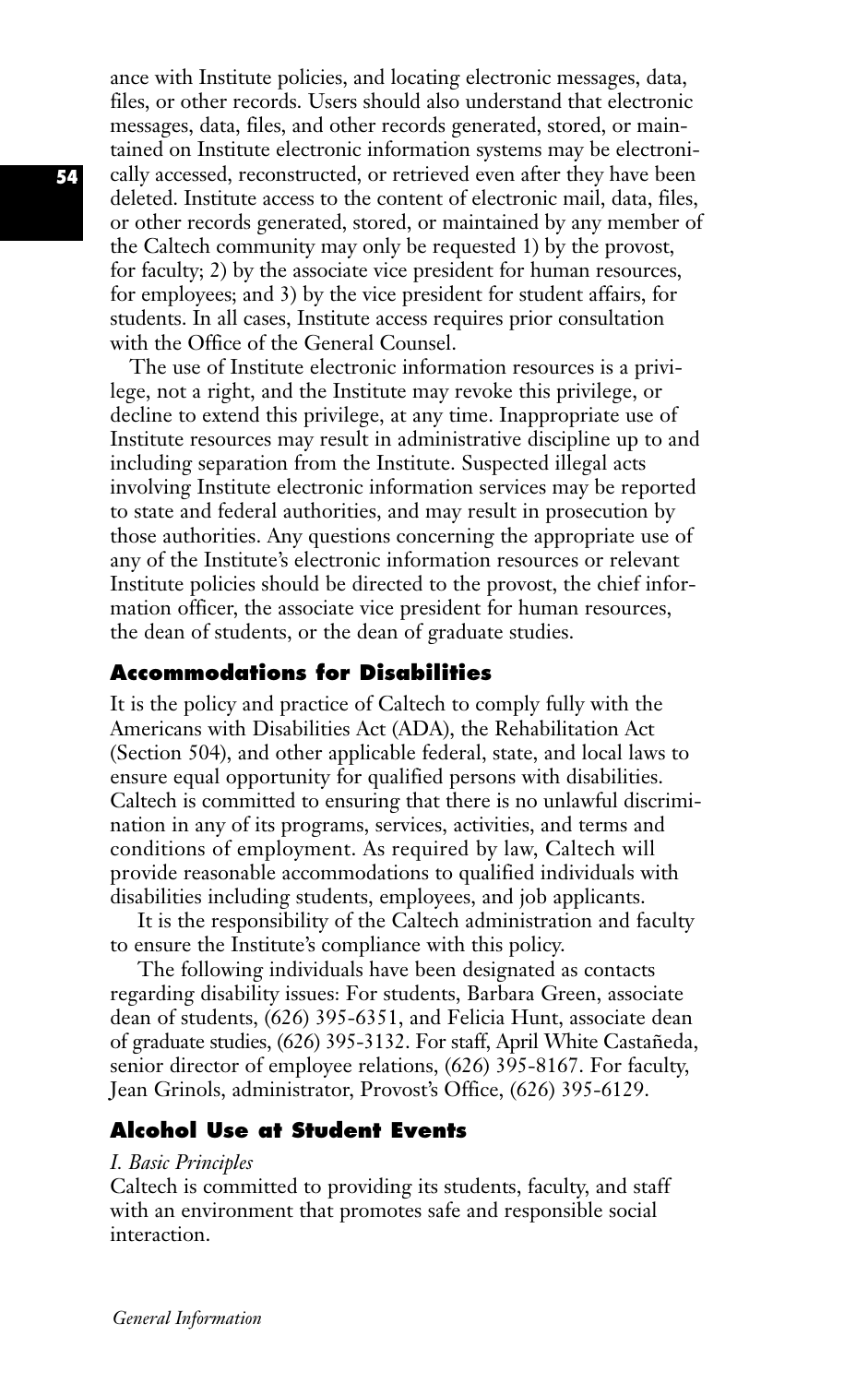ance with Institute policies, and locating electronic messages, data, files, or other records. Users should also understand that electronic messages, data, files, and other records generated, stored, or maintained on Institute electronic information systems may be electronically accessed, reconstructed, or retrieved even after they have been deleted. Institute access to the content of electronic mail, data, files, or other records generated, stored, or maintained by any member of the Caltech community may only be requested 1) by the provost, for faculty; 2) by the associate vice president for human resources, for employees; and 3) by the vice president for student affairs, for students. In all cases, Institute access requires prior consultation with the Office of the General Counsel.

The use of Institute electronic information resources is a privilege, not a right, and the Institute may revoke this privilege, or decline to extend this privilege, at any time. Inappropriate use of Institute resources may result in administrative discipline up to and including separation from the Institute. Suspected illegal acts involving Institute electronic information services may be reported to state and federal authorities, and may result in prosecution by those authorities. Any questions concerning the appropriate use of any of the Institute's electronic information resources or relevant Institute policies should be directed to the provost, the chief information officer, the associate vice president for human resources, the dean of students, or the dean of graduate studies.

## Accommodations for Disabilities

It is the policy and practice of Caltech to comply fully with the Americans with Disabilities Act (ADA), the Rehabilitation Act (Section 504), and other applicable federal, state, and local laws to ensure equal opportunity for qualified persons with disabilities. Caltech is committed to ensuring that there is no unlawful discrimination in any of its programs, services, activities, and terms and conditions of employment. As required by law, Caltech will provide reasonable accommodations to qualified individuals with disabilities including students, employees, and job applicants.

It is the responsibility of the Caltech administration and faculty to ensure the Institute's compliance with this policy.

The following individuals have been designated as contacts regarding disability issues: For students, Barbara Green, associate dean of students, (626) 395-6351, and Felicia Hunt, associate dean of graduate studies, (626) 395-3132. For staff, April White Castañeda, senior director of employee relations, (626) 395-8167. For faculty, Jean Grinols, administrator, Provost's Office, (626) 395-6129.

## Alcohol Use at Student Events

*I. Basic Principles*

Caltech is committed to providing its students, faculty, and staff with an environment that promotes safe and responsible social interaction.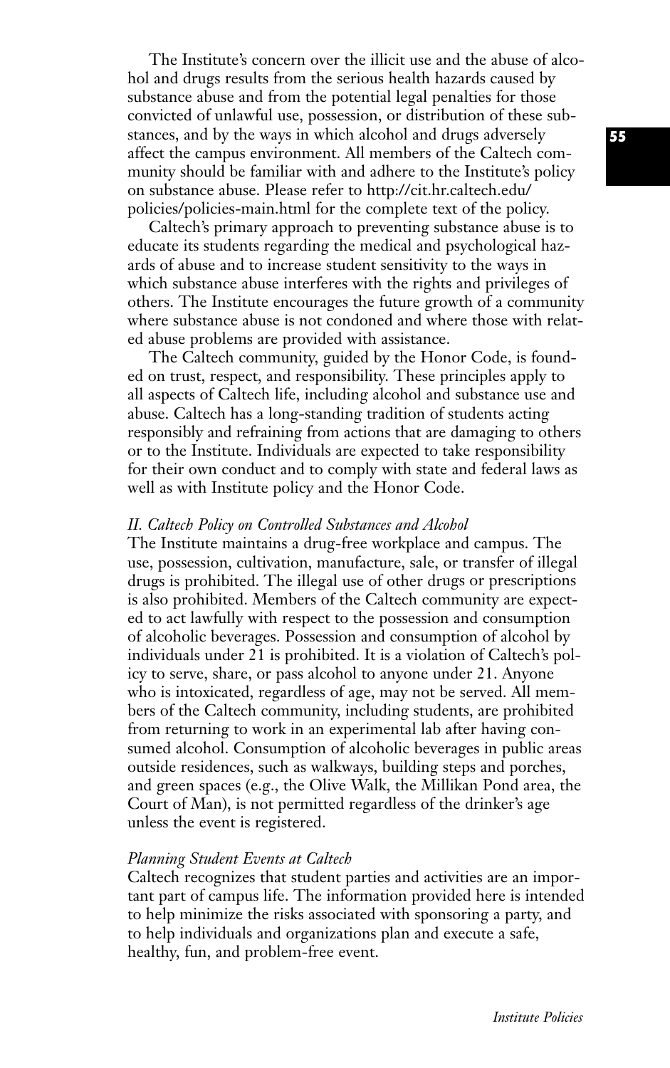The Institute's concern over the illicit use and the abuse of alcohol and drugs results from the serious health hazards caused by substance abuse and from the potential legal penalties for those convicted of unlawful use, possession, or distribution of these substances, and by the ways in which alcohol and drugs adversely affect the campus environment. All members of the Caltech community should be familiar with and adhere to the Institute's policy on substance abuse. Please refer to http://cit.hr.caltech.edu/policies/policies-main.html for the complete text of the policy.

Caltech's primary approach to preventing substance abuse is to educate its students regarding the medical and psychological hazards of abuse and to increase student sensitivity to the ways in which substance abuse interferes with the rights and privileges of others. The Institute encourages the future growth of a community where substance abuse is not condoned and where those with related abuse problems are provided with assistance.

The Caltech community, guided by the Honor Code, is founded on trust, respect, and responsibility. These principles apply to all aspects of Caltech life, including alcohol and substance use and abuse. Caltech has a long-standing tradition of students acting responsibly and refraining from actions that are damaging to others or to the Institute. Individuals are expected to take responsibility for their own conduct and to comply with state and federal laws as well as with Institute policy and the Honor Code.

*II. Caltech Policy on Controlled Substances and Alcohol*

The Institute maintains a drug-free workplace and campus. The use, possession, cultivation, manufacture, sale, or transfer of illegal drugs is prohibited. The illegal use of other drugs or prescriptions is also prohibited. Members of the Caltech community are expected to act lawfully with respect to the possession and consumption of alcoholic beverages. Possession and consumption of alcohol by individuals under 21 is prohibited. It is a violation of Caltech's policy to serve, share, or pass alcohol to anyone under 21. Anyone who is intoxicated, regardless of age, may not be served. All members of the Caltech community, including students, are prohibited from returning to work in an experimental lab after having consumed alcohol. Consumption of alcoholic beverages in public areas outside residences, such as walkways, building steps and porches, and green spaces (e.g., the Olive Walk, the Millikan Pond area, the Court of Man), is not permitted regardless of the drinker's age unless the event is registered.

*Planning Student Events at Caltech*

Caltech recognizes that student parties and activities are an important part of campus life. The information provided here is intended to help minimize the risks associated with sponsoring a party, and to help individuals and organizations plan and execute a safe, healthy, fun, and problem-free event.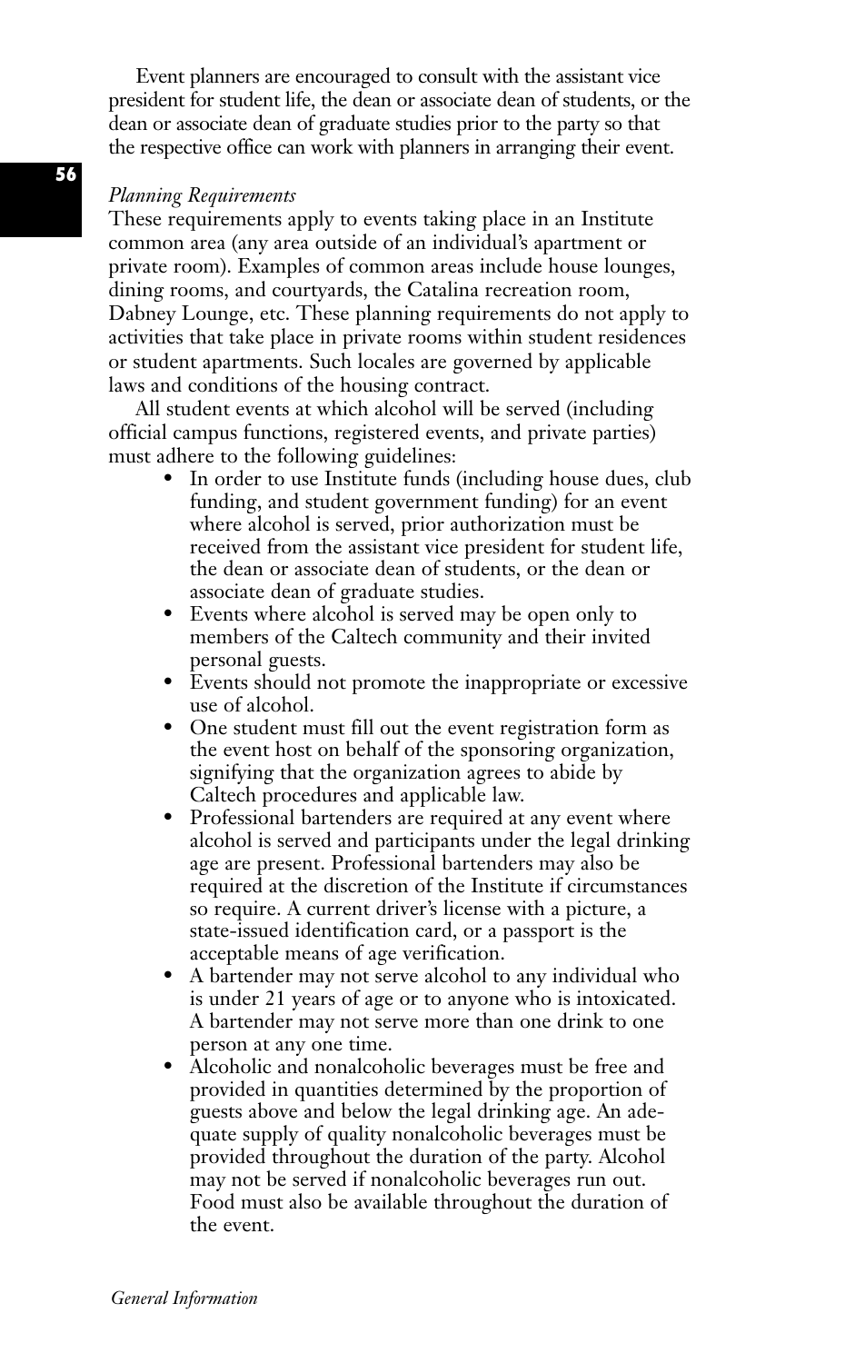Event planners are encouraged to consult with the assistant vice president for student life, the dean or associate dean of students, or the dean or associate dean of graduate studies prior to the party so that the respective office can work with planners in arranging their event.

*Planning Requirements*

These requirements apply to events taking place in an Institute common area (any area outside of an individual's apartment or private room). Examples of common areas include house lounges, dining rooms, and courtyards, the Catalina recreation room, Dabney Lounge, etc. These planning requirements do not apply to activities that take place in private rooms within student residences or student apartments. Such locales are governed by applicable laws and conditions of the housing contract.

All student events at which alcohol will be served (including official campus functions, registered events, and private parties) must adhere to the following guidelines:

- In order to use Institute funds (including house dues, club funding, and student government funding) for an event where alcohol is served, prior authorization must be received from the assistant vice president for student life, the dean or associate dean of students, or the dean or associate dean of graduate studies.
- Events where alcohol is served may be open only to members of the Caltech community and their invited personal guests.
- Events should not promote the inappropriate or excessive use of alcohol.
- One student must fill out the event registration form as the event host on behalf of the sponsoring organization, signifying that the organization agrees to abide by Caltech procedures and applicable law.
- Professional bartenders are required at any event where alcohol is served and participants under the legal drinking age are present. Professional bartenders may also be required at the discretion of the Institute if circumstances so require. A current driver's license with a picture, a state-issued identification card, or a passport is the acceptable means of age verification.
- A bartender may not serve alcohol to any individual who is under 21 years of age or to anyone who is intoxicated. A bartender may not serve more than one drink to one person at any one time.
- Alcoholic and nonalcoholic beverages must be free and provided in quantities determined by the proportion of guests above and below the legal drinking age. An adequate supply of quality nonalcoholic beverages must be provided throughout the duration of the party. Alcohol may not be served if nonalcoholic beverages run out. Food must also be available throughout the duration of the event.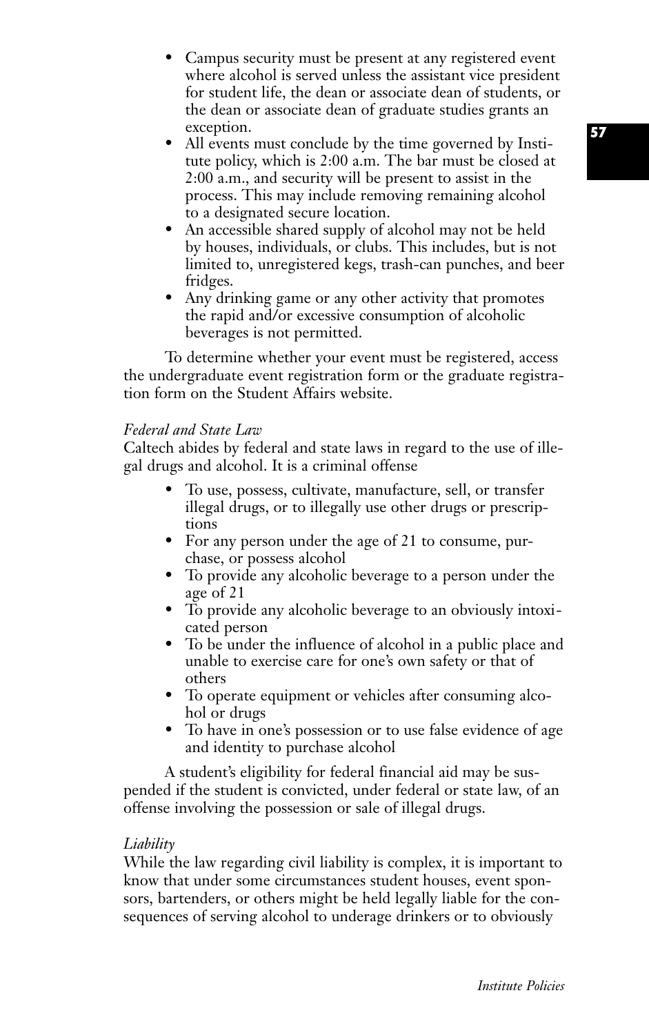- Campus security must be present at any registered event where alcohol is served unless the assistant vice president for student life, the dean or associate dean of students, or the dean or associate dean of graduate studies grants an exception.
- All events must conclude by the time governed by Institute policy, which is 2:00 a.m. The bar must be closed at 2:00 a.m., and security will be present to assist in the process. This may include removing remaining alcohol to a designated secure location.
- An accessible shared supply of alcohol may not be held by houses, individuals, or clubs. This includes, but is not limited to, unregistered kegs, trash-can punches, and beer fridges.
- Any drinking game or any other activity that promotes the rapid and/or excessive consumption of alcoholic beverages is not permitted.

To determine whether your event must be registered, access the undergraduate event registration form or the graduate registration form on the Student Affairs website.

*Federal and State Law*

Caltech abides by federal and state laws in regard to the use of illegal drugs and alcohol. It is a criminal offense

- To use, possess, cultivate, manufacture, sell, or transfer illegal drugs, or to illegally use other drugs or prescriptions
- For any person under the age of 21 to consume, purchase, or possess alcohol
- To provide any alcoholic beverage to a person under the age of 21
- To provide any alcoholic beverage to an obviously intoxicated person
- To be under the influence of alcohol in a public place and unable to exercise care for one's own safety or that of others
- To operate equipment or vehicles after consuming alcohol or drugs
- To have in one's possession or to use false evidence of age and identity to purchase alcohol

A student's eligibility for federal financial aid may be suspended if the student is convicted, under federal or state law, of an offense involving the possession or sale of illegal drugs.

*Liability*

While the law regarding civil liability is complex, it is important to know that under some circumstances student houses, event sponsors, bartenders, or others might be held legally liable for the consequences of serving alcohol to underage drinkers or to obviously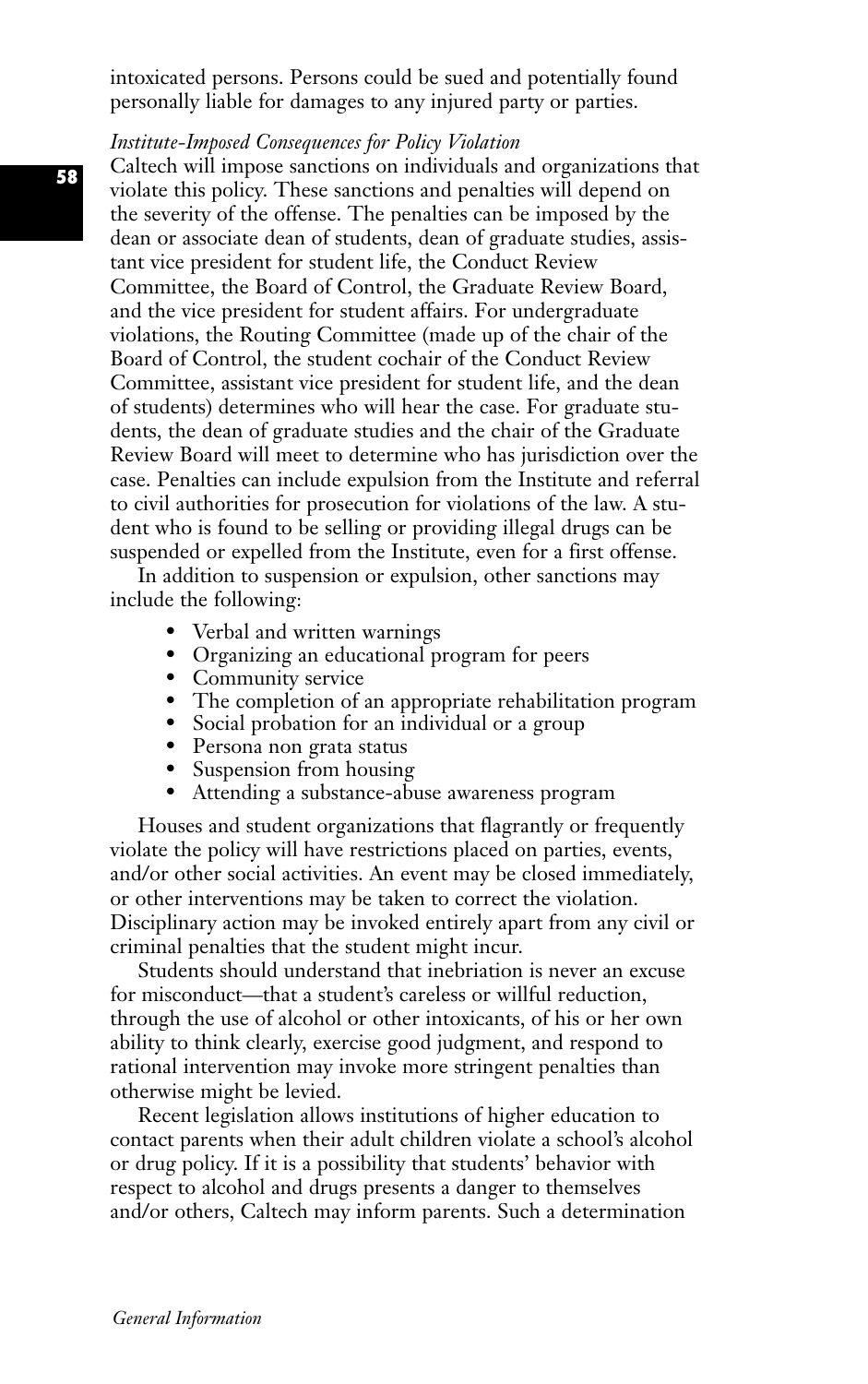intoxicated persons. Persons could be sued and potentially found personally liable for damages to any injured party or parties.

*Institute-Imposed Consequences for Policy Violation*

Caltech will impose sanctions on individuals and organizations that violate this policy. These sanctions and penalties will depend on the severity of the offense. The penalties can be imposed by the dean or associate dean of students, dean of graduate studies, assistant vice president for student life, the Conduct Review Committee, the Board of Control, the Graduate Review Board, and the vice president for student affairs. For undergraduate violations, the Routing Committee (made up of the chair of the Board of Control, the student cochair of the Conduct Review Committee, assistant vice president for student life, and the dean of students) determines who will hear the case. For graduate students, the dean of graduate studies and the chair of the Graduate Review Board will meet to determine who has jurisdiction over the case. Penalties can include expulsion from the Institute and referral to civil authorities for prosecution for violations of the law. A student who is found to be selling or providing illegal drugs can be suspended or expelled from the Institute, even for a first offense.

In addition to suspension or expulsion, other sanctions may include the following:

- Verbal and written warnings
- Organizing an educational program for peers
- Community service
- The completion of an appropriate rehabilitation program
- Social probation for an individual or a group
- Persona non grata status
- Suspension from housing
- Attending a substance-abuse awareness program

Houses and student organizations that flagrantly or frequently violate the policy will have restrictions placed on parties, events, and/or other social activities. An event may be closed immediately, or other interventions may be taken to correct the violation. Disciplinary action may be invoked entirely apart from any civil or criminal penalties that the student might incur.

Students should understand that inebriation is never an excuse for misconduct—that a student's careless or willful reduction, through the use of alcohol or other intoxicants, of his or her own ability to think clearly, exercise good judgment, and respond to rational intervention may invoke more stringent penalties than otherwise might be levied.

Recent legislation allows institutions of higher education to contact parents when their adult children violate a school's alcohol or drug policy. If it is a possibility that students' behavior with respect to alcohol and drugs presents a danger to themselves and/or others, Caltech may inform parents. Such a determination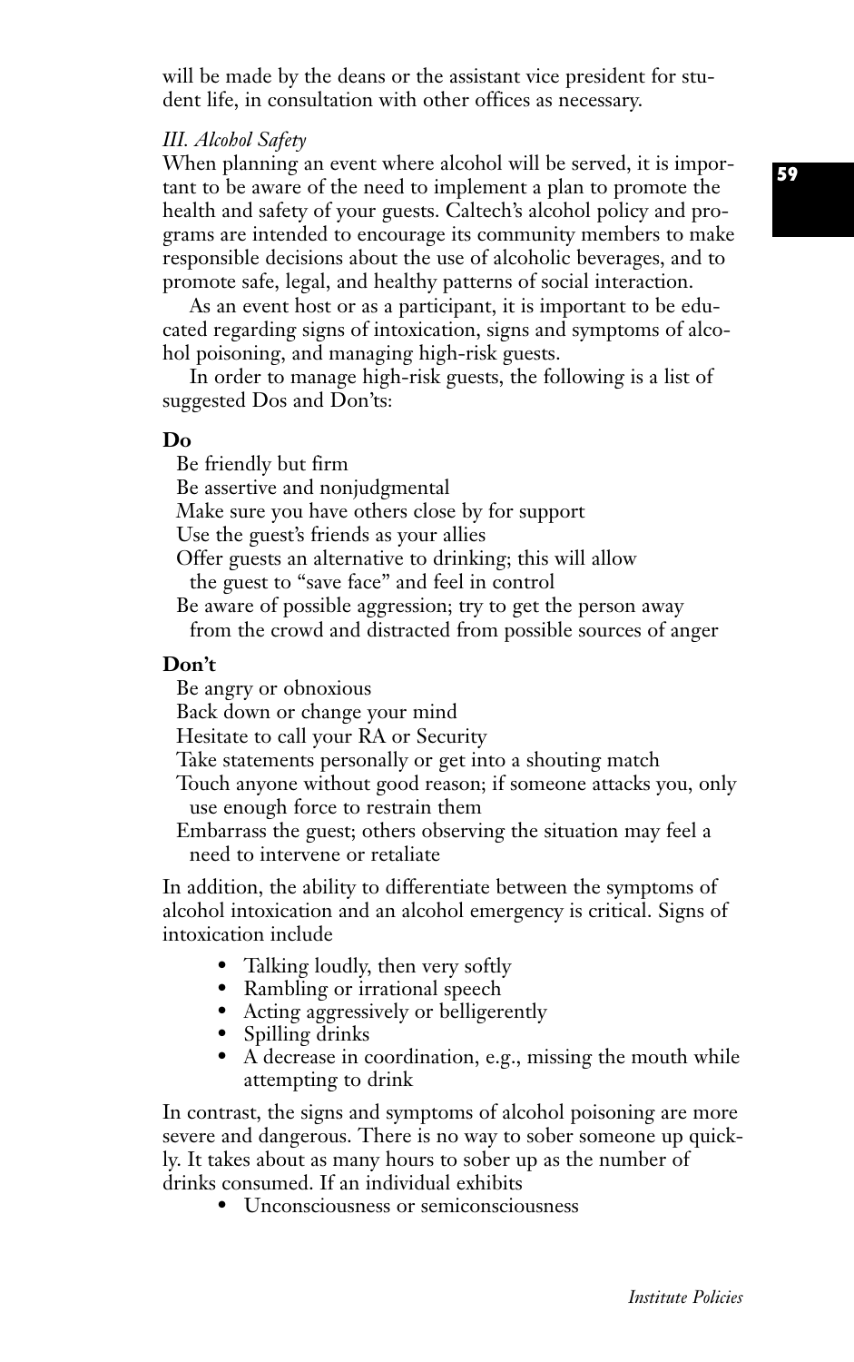will be made by the deans or the assistant vice president for student life, in consultation with other offices as necessary.

*III. Alcohol Safety*

When planning an event where alcohol will be served, it is important to be aware of the need to implement a plan to promote the health and safety of your guests. Caltech's alcohol policy and programs are intended to encourage its community members to make responsible decisions about the use of alcoholic beverages, and to promote safe, legal, and healthy patterns of social interaction.

As an event host or as a participant, it is important to be educated regarding signs of intoxication, signs and symptoms of alcohol poisoning, and managing high-risk guests.

In order to manage high-risk guests, the following is a list of suggested Dos and Don'ts:

**Do**

Be friendly but firm
Be assertive and nonjudgmental
Make sure you have others close by for support
Use the guest's friends as your allies
Offer guests an alternative to drinking; this will allow the guest to "save face" and feel in control
Be aware of possible aggression; try to get the person away from the crowd and distracted from possible sources of anger

**Don't**

Be angry or obnoxious
Back down or change your mind
Hesitate to call your RA or Security
Take statements personally or get into a shouting match
Touch anyone without good reason; if someone attacks you, only use enough force to restrain them
Embarrass the guest; others observing the situation may feel a need to intervene or retaliate

In addition, the ability to differentiate between the symptoms of alcohol intoxication and an alcohol emergency is critical. Signs of intoxication include

- Talking loudly, then very softly
- Rambling or irrational speech
- Acting aggressively or belligerently
- Spilling drinks
- A decrease in coordination, e.g., missing the mouth while attempting to drink

In contrast, the signs and symptoms of alcohol poisoning are more severe and dangerous. There is no way to sober someone up quickly. It takes about as many hours to sober up as the number of drinks consumed. If an individual exhibits

- Unconsciousness or semiconsciousness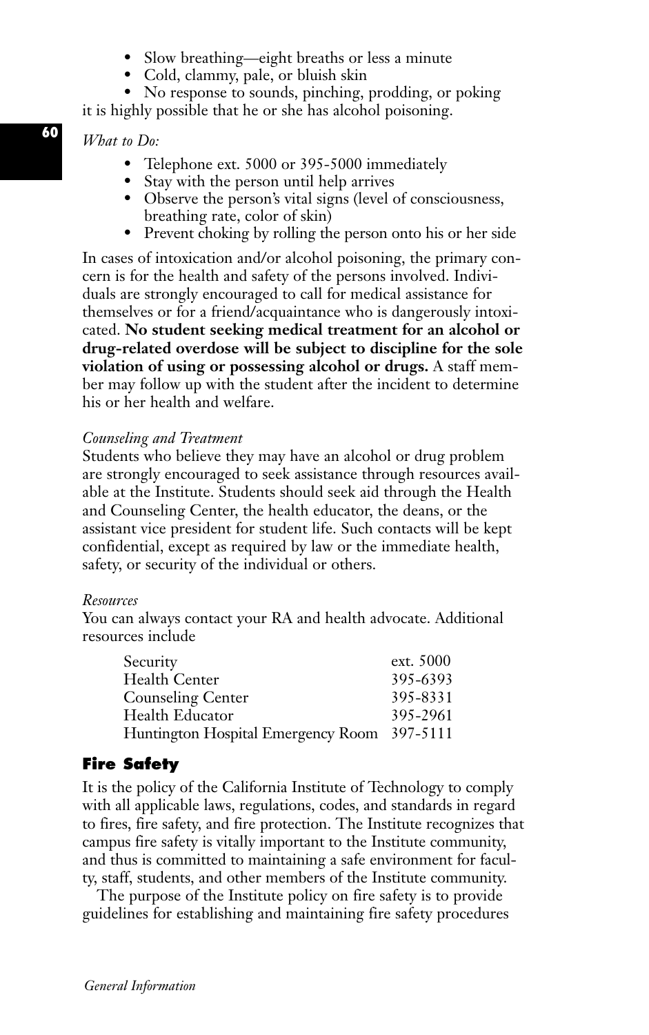- Slow breathing—eight breaths or less a minute
- Cold, clammy, pale, or bluish skin
- No response to sounds, pinching, prodding, or poking

it is highly possible that he or she has alcohol poisoning.

*What to Do:*

- Telephone ext. 5000 or 395-5000 immediately
- Stay with the person until help arrives
- Observe the person's vital signs (level of consciousness, breathing rate, color of skin)
- Prevent choking by rolling the person onto his or her side

In cases of intoxication and/or alcohol poisoning, the primary concern is for the health and safety of the persons involved. Individuals are strongly encouraged to call for medical assistance for themselves or for a friend/acquaintance who is dangerously intoxicated. **No student seeking medical treatment for an alcohol or drug-related overdose will be subject to discipline for the sole violation of using or possessing alcohol or drugs.** A staff member may follow up with the student after the incident to determine his or her health and welfare.

*Counseling and Treatment*

Students who believe they may have an alcohol or drug problem are strongly encouraged to seek assistance through resources available at the Institute. Students should seek aid through the Health and Counseling Center, the health educator, the deans, or the assistant vice president for student life. Such contacts will be kept confidential, except as required by law or the immediate health, safety, or security of the individual or others.

*Resources*

You can always contact your RA and health advocate. Additional resources include

| | |
|---|---|
| Security | ext. 5000 |
| Health Center | 395-6393 |
| Counseling Center | 395-8331 |
| Health Educator | 395-2961 |
| Huntington Hospital Emergency Room | 397-5111 |

## Fire Safety

It is the policy of the California Institute of Technology to comply with all applicable laws, regulations, codes, and standards in regard to fires, fire safety, and fire protection. The Institute recognizes that campus fire safety is vitally important to the Institute community, and thus is committed to maintaining a safe environment for faculty, staff, students, and other members of the Institute community.

The purpose of the Institute policy on fire safety is to provide guidelines for establishing and maintaining fire safety procedures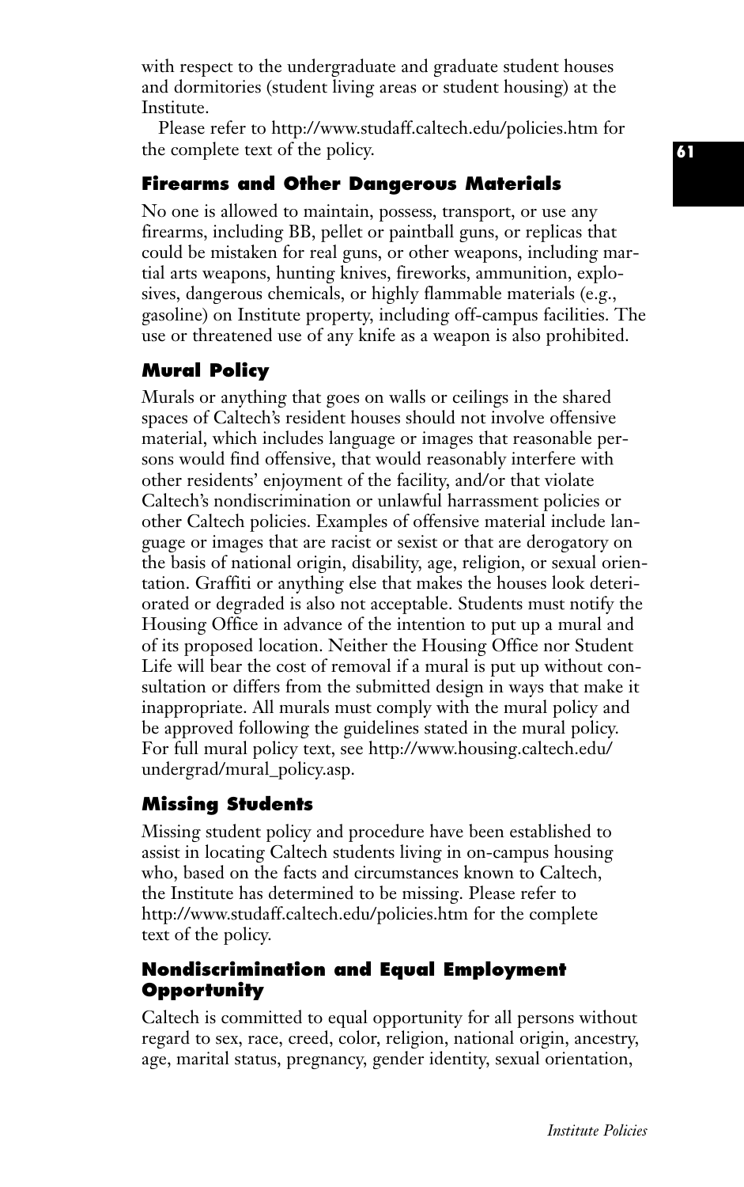with respect to the undergraduate and graduate student houses and dormitories (student living areas or student housing) at the Institute.

Please refer to http://www.studaff.caltech.edu/policies.htm for the complete text of the policy.

### Firearms and Other Dangerous Materials

No one is allowed to maintain, possess, transport, or use any firearms, including BB, pellet or paintball guns, or replicas that could be mistaken for real guns, or other weapons, including martial arts weapons, hunting knives, fireworks, ammunition, explosives, dangerous chemicals, or highly flammable materials (e.g., gasoline) on Institute property, including off-campus facilities. The use or threatened use of any knife as a weapon is also prohibited.

### Mural Policy

Murals or anything that goes on walls or ceilings in the shared spaces of Caltech's resident houses should not involve offensive material, which includes language or images that reasonable persons would find offensive, that would reasonably interfere with other residents' enjoyment of the facility, and/or that violate Caltech's nondiscrimination or unlawful harrassment policies or other Caltech policies. Examples of offensive material include language or images that are racist or sexist or that are derogatory on the basis of national origin, disability, age, religion, or sexual orientation. Graffiti or anything else that makes the houses look deteriorated or degraded is also not acceptable. Students must notify the Housing Office in advance of the intention to put up a mural and of its proposed location. Neither the Housing Office nor Student Life will bear the cost of removal if a mural is put up without consultation or differs from the submitted design in ways that make it inappropriate. All murals must comply with the mural policy and be approved following the guidelines stated in the mural policy. For full mural policy text, see http://www.housing.caltech.edu/undergrad/mural_policy.asp.

### Missing Students

Missing student policy and procedure have been established to assist in locating Caltech students living in on-campus housing who, based on the facts and circumstances known to Caltech, the Institute has determined to be missing. Please refer to http://www.studaff.caltech.edu/policies.htm for the complete text of the policy.

### Nondiscrimination and Equal Employment Opportunity

Caltech is committed to equal opportunity for all persons without regard to sex, race, creed, color, religion, national origin, ancestry, age, marital status, pregnancy, gender identity, sexual orientation,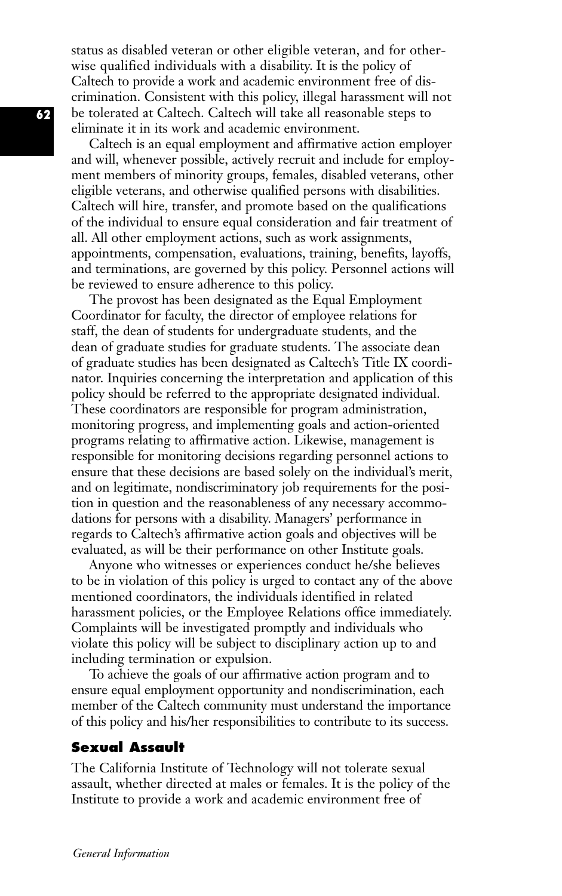status as disabled veteran or other eligible veteran, and for otherwise qualified individuals with a disability. It is the policy of Caltech to provide a work and academic environment free of discrimination. Consistent with this policy, illegal harassment will not be tolerated at Caltech. Caltech will take all reasonable steps to eliminate it in its work and academic environment.

Caltech is an equal employment and affirmative action employer and will, whenever possible, actively recruit and include for employment members of minority groups, females, disabled veterans, other eligible veterans, and otherwise qualified persons with disabilities. Caltech will hire, transfer, and promote based on the qualifications of the individual to ensure equal consideration and fair treatment of all. All other employment actions, such as work assignments, appointments, compensation, evaluations, training, benefits, layoffs, and terminations, are governed by this policy. Personnel actions will be reviewed to ensure adherence to this policy.

The provost has been designated as the Equal Employment Coordinator for faculty, the director of employee relations for staff, the dean of students for undergraduate students, and the dean of graduate studies for graduate students. The associate dean of graduate studies has been designated as Caltech's Title IX coordinator. Inquiries concerning the interpretation and application of this policy should be referred to the appropriate designated individual. These coordinators are responsible for program administration, monitoring progress, and implementing goals and action-oriented programs relating to affirmative action. Likewise, management is responsible for monitoring decisions regarding personnel actions to ensure that these decisions are based solely on the individual's merit, and on legitimate, nondiscriminatory job requirements for the position in question and the reasonableness of any necessary accommodations for persons with a disability. Managers' performance in regards to Caltech's affirmative action goals and objectives will be evaluated, as will be their performance on other Institute goals.

Anyone who witnesses or experiences conduct he/she believes to be in violation of this policy is urged to contact any of the above mentioned coordinators, the individuals identified in related harassment policies, or the Employee Relations office immediately. Complaints will be investigated promptly and individuals who violate this policy will be subject to disciplinary action up to and including termination or expulsion.

To achieve the goals of our affirmative action program and to ensure equal employment opportunity and nondiscrimination, each member of the Caltech community must understand the importance of this policy and his/her responsibilities to contribute to its success.

## Sexual Assault

The California Institute of Technology will not tolerate sexual assault, whether directed at males or females. It is the policy of the Institute to provide a work and academic environment free of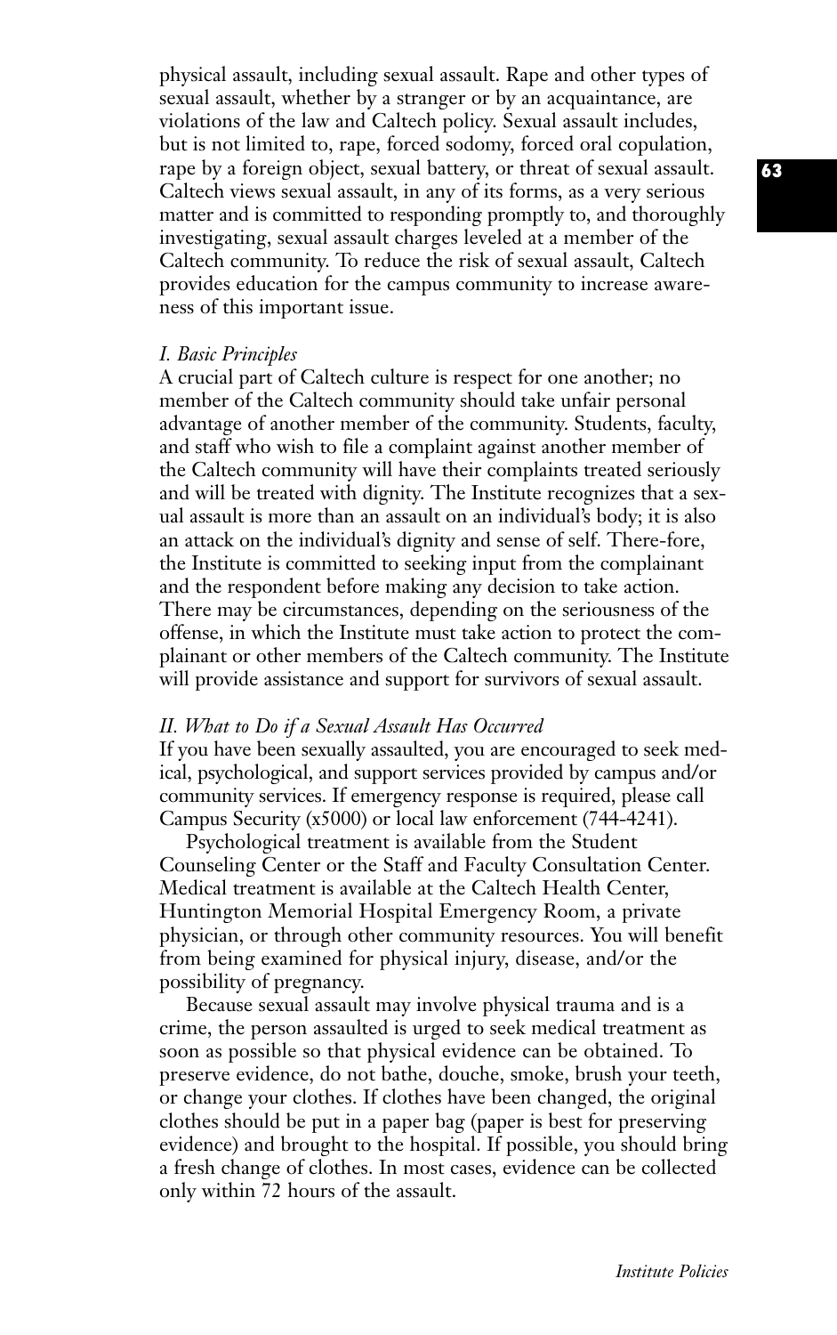physical assault, including sexual assault. Rape and other types of sexual assault, whether by a stranger or by an acquaintance, are violations of the law and Caltech policy. Sexual assault includes, but is not limited to, rape, forced sodomy, forced oral copulation, rape by a foreign object, sexual battery, or threat of sexual assault. Caltech views sexual assault, in any of its forms, as a very serious matter and is committed to responding promptly to, and thoroughly investigating, sexual assault charges leveled at a member of the Caltech community. To reduce the risk of sexual assault, Caltech provides education for the campus community to increase awareness of this important issue.

*I. Basic Principles*

A crucial part of Caltech culture is respect for one another; no member of the Caltech community should take unfair personal advantage of another member of the community. Students, faculty, and staff who wish to file a complaint against another member of the Caltech community will have their complaints treated seriously and will be treated with dignity. The Institute recognizes that a sexual assault is more than an assault on an individual's body; it is also an attack on the individual's dignity and sense of self. There-fore, the Institute is committed to seeking input from the complainant and the respondent before making any decision to take action. There may be circumstances, depending on the seriousness of the offense, in which the Institute must take action to protect the complainant or other members of the Caltech community. The Institute will provide assistance and support for survivors of sexual assault.

*II. What to Do if a Sexual Assault Has Occurred*

If you have been sexually assaulted, you are encouraged to seek medical, psychological, and support services provided by campus and/or community services. If emergency response is required, please call Campus Security (x5000) or local law enforcement (744-4241).

Psychological treatment is available from the Student Counseling Center or the Staff and Faculty Consultation Center. Medical treatment is available at the Caltech Health Center, Huntington Memorial Hospital Emergency Room, a private physician, or through other community resources. You will benefit from being examined for physical injury, disease, and/or the possibility of pregnancy.

Because sexual assault may involve physical trauma and is a crime, the person assaulted is urged to seek medical treatment as soon as possible so that physical evidence can be obtained. To preserve evidence, do not bathe, douche, smoke, brush your teeth, or change your clothes. If clothes have been changed, the original clothes should be put in a paper bag (paper is best for preserving evidence) and brought to the hospital. If possible, you should bring a fresh change of clothes. In most cases, evidence can be collected only within 72 hours of the assault.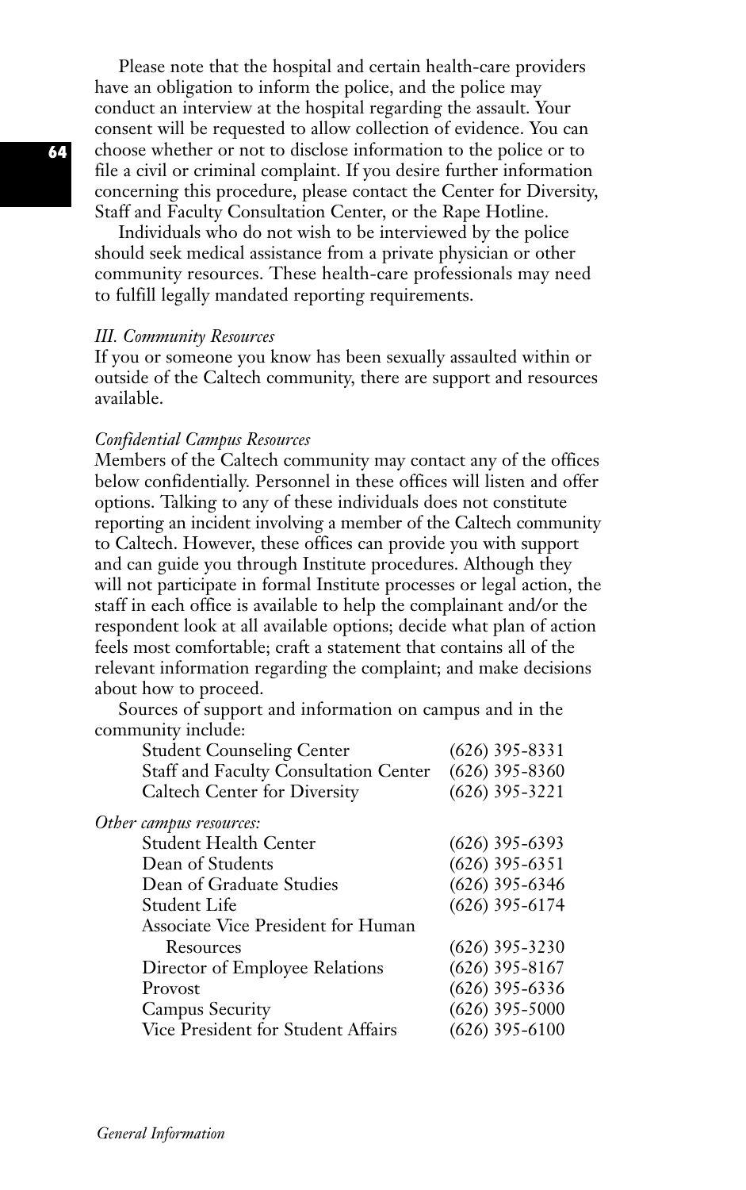Please note that the hospital and certain health-care providers have an obligation to inform the police, and the police may conduct an interview at the hospital regarding the assault. Your consent will be requested to allow collection of evidence. You can choose whether or not to disclose information to the police or to file a civil or criminal complaint. If you desire further information concerning this procedure, please contact the Center for Diversity, Staff and Faculty Consultation Center, or the Rape Hotline.

Individuals who do not wish to be interviewed by the police should seek medical assistance from a private physician or other community resources. These health-care professionals may need to fulfill legally mandated reporting requirements.

*III. Community Resources*

If you or someone you know has been sexually assaulted within or outside of the Caltech community, there are support and resources available.

*Confidential Campus Resources*

Members of the Caltech community may contact any of the offices below confidentially. Personnel in these offices will listen and offer options. Talking to any of these individuals does not constitute reporting an incident involving a member of the Caltech community to Caltech. However, these offices can provide you with support and can guide you through Institute procedures. Although they will not participate in formal Institute processes or legal action, the staff in each office is available to help the complainant and/or the respondent look at all available options; decide what plan of action feels most comfortable; craft a statement that contains all of the relevant information regarding the complaint; and make decisions about how to proceed.

Sources of support and information on campus and in the community include:

| | |
|---|---|
| Student Counseling Center | (626) 395-8331 |
| Staff and Faculty Consultation Center | (626) 395-8360 |
| Caltech Center for Diversity | (626) 395-3221 |

*Other campus resources:*

| | |
|---|---|
| Student Health Center | (626) 395-6393 |
| Dean of Students | (626) 395-6351 |
| Dean of Graduate Studies | (626) 395-6346 |
| Student Life | (626) 395-6174 |
| Associate Vice President for Human Resources | (626) 395-3230 |
| Director of Employee Relations | (626) 395-8167 |
| Provost | (626) 395-6336 |
| Campus Security | (626) 395-5000 |
| Vice President for Student Affairs | (626) 395-6100 |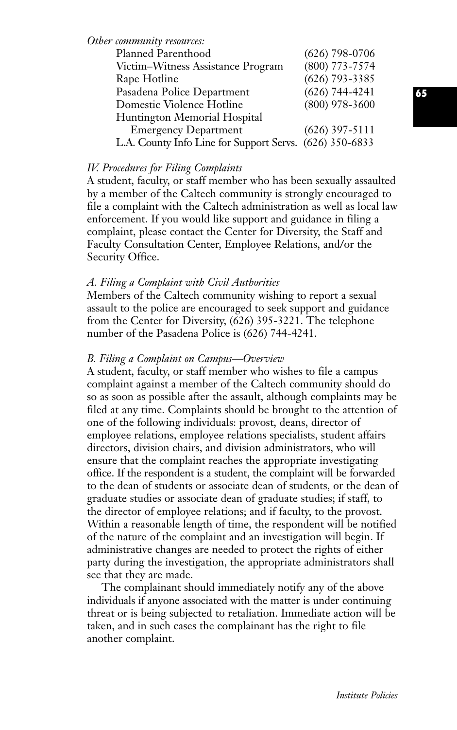*Other community resources:*

| | |
|---|---|
| Planned Parenthood | (626) 798-0706 |
| Victim–Witness Assistance Program | (800) 773-7574 |
| Rape Hotline | (626) 793-3385 |
| Pasadena Police Department | (626) 744-4241 |
| Domestic Violence Hotline | (800) 978-3600 |
| Huntington Memorial Hospital Emergency Department | (626) 397-5111 |
| L.A. County Info Line for Support Servs. | (626) 350-6833 |

*IV. Procedures for Filing Complaints*

A student, faculty, or staff member who has been sexually assaulted by a member of the Caltech community is strongly encouraged to file a complaint with the Caltech administration as well as local law enforcement. If you would like support and guidance in filing a complaint, please contact the Center for Diversity, the Staff and Faculty Consultation Center, Employee Relations, and/or the Security Office.

*A. Filing a Complaint with Civil Authorities*

Members of the Caltech community wishing to report a sexual assault to the police are encouraged to seek support and guidance from the Center for Diversity, (626) 395-3221. The telephone number of the Pasadena Police is (626) 744-4241.

*B. Filing a Complaint on Campus—Overview*

A student, faculty, or staff member who wishes to file a campus complaint against a member of the Caltech community should do so as soon as possible after the assault, although complaints may be filed at any time. Complaints should be brought to the attention of one of the following individuals: provost, deans, director of employee relations, employee relations specialists, student affairs directors, division chairs, and division administrators, who will ensure that the complaint reaches the appropriate investigating office. If the respondent is a student, the complaint will be forwarded to the dean of students or associate dean of students, or the dean of graduate studies or associate dean of graduate studies; if staff, to the director of employee relations; and if faculty, to the provost. Within a reasonable length of time, the respondent will be notified of the nature of the complaint and an investigation will begin. If administrative changes are needed to protect the rights of either party during the investigation, the appropriate administrators shall see that they are made.

The complainant should immediately notify any of the above individuals if anyone associated with the matter is under continuing threat or is being subjected to retaliation. Immediate action will be taken, and in such cases the complainant has the right to file another complaint.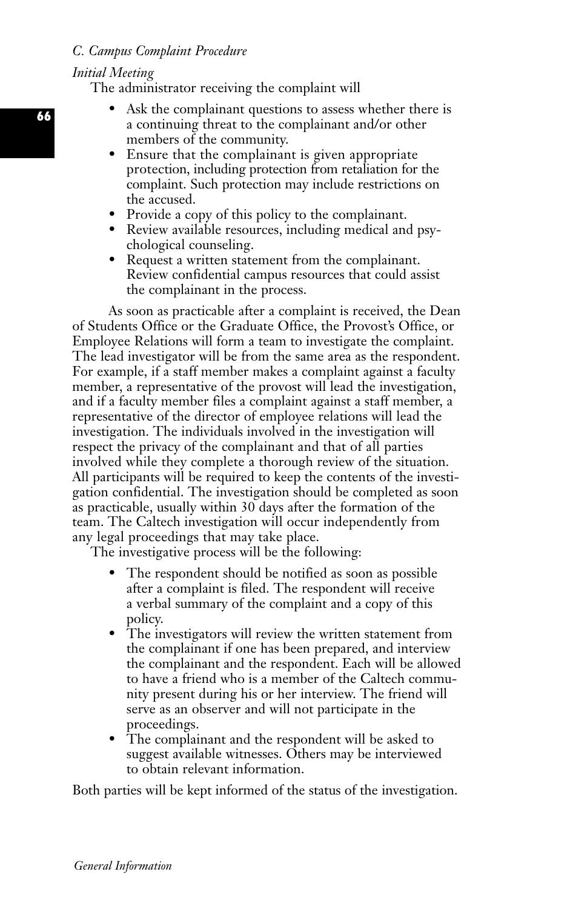*C. Campus Complaint Procedure*

*Initial Meeting*

The administrator receiving the complaint will

- Ask the complainant questions to assess whether there is a continuing threat to the complainant and/or other members of the community.
- Ensure that the complainant is given appropriate protection, including protection from retaliation for the complaint. Such protection may include restrictions on the accused.
- Provide a copy of this policy to the complainant.
- Review available resources, including medical and psychological counseling.
- Request a written statement from the complainant. Review confidential campus resources that could assist the complainant in the process.

As soon as practicable after a complaint is received, the Dean of Students Office or the Graduate Office, the Provost's Office, or Employee Relations will form a team to investigate the complaint. The lead investigator will be from the same area as the respondent. For example, if a staff member makes a complaint against a faculty member, a representative of the provost will lead the investigation, and if a faculty member files a complaint against a staff member, a representative of the director of employee relations will lead the investigation. The individuals involved in the investigation will respect the privacy of the complainant and that of all parties involved while they complete a thorough review of the situation. All participants will be required to keep the contents of the investigation confidential. The investigation should be completed as soon as practicable, usually within 30 days after the formation of the team. The Caltech investigation will occur independently from any legal proceedings that may take place.

The investigative process will be the following:

- The respondent should be notified as soon as possible after a complaint is filed. The respondent will receive a verbal summary of the complaint and a copy of this policy.
- The investigators will review the written statement from the complainant if one has been prepared, and interview the complainant and the respondent. Each will be allowed to have a friend who is a member of the Caltech community present during his or her interview. The friend will serve as an observer and will not participate in the proceedings.
- The complainant and the respondent will be asked to suggest available witnesses. Others may be interviewed to obtain relevant information.

Both parties will be kept informed of the status of the investigation.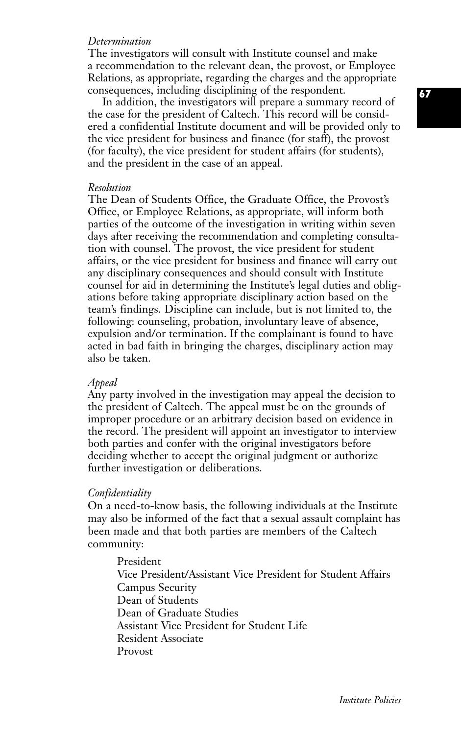*Determination*

The investigators will consult with Institute counsel and make a recommendation to the relevant dean, the provost, or Employee Relations, as appropriate, regarding the charges and the appropriate consequences, including disciplining of the respondent.

In addition, the investigators will prepare a summary record of the case for the president of Caltech. This record will be considered a confidential Institute document and will be provided only to the vice president for business and finance (for staff), the provost (for faculty), the vice president for student affairs (for students), and the president in the case of an appeal.

*Resolution*

The Dean of Students Office, the Graduate Office, the Provost's Office, or Employee Relations, as appropriate, will inform both parties of the outcome of the investigation in writing within seven days after receiving the recommendation and completing consultation with counsel. The provost, the vice president for student affairs, or the vice president for business and finance will carry out any disciplinary consequences and should consult with Institute counsel for aid in determining the Institute's legal duties and obligations before taking appropriate disciplinary action based on the team's findings. Discipline can include, but is not limited to, the following: counseling, probation, involuntary leave of absence, expulsion and/or termination. If the complainant is found to have acted in bad faith in bringing the charges, disciplinary action may also be taken.

*Appeal*

Any party involved in the investigation may appeal the decision to the president of Caltech. The appeal must be on the grounds of improper procedure or an arbitrary decision based on evidence in the record. The president will appoint an investigator to interview both parties and confer with the original investigators before deciding whether to accept the original judgment or authorize further investigation or deliberations.

*Confidentiality*

On a need-to-know basis, the following individuals at the Institute may also be informed of the fact that a sexual assault complaint has been made and that both parties are members of the Caltech community:

- President
- Vice President/Assistant Vice President for Student Affairs
- Campus Security
- Dean of Students
- Dean of Graduate Studies
- Assistant Vice President for Student Life
- Resident Associate
- Provost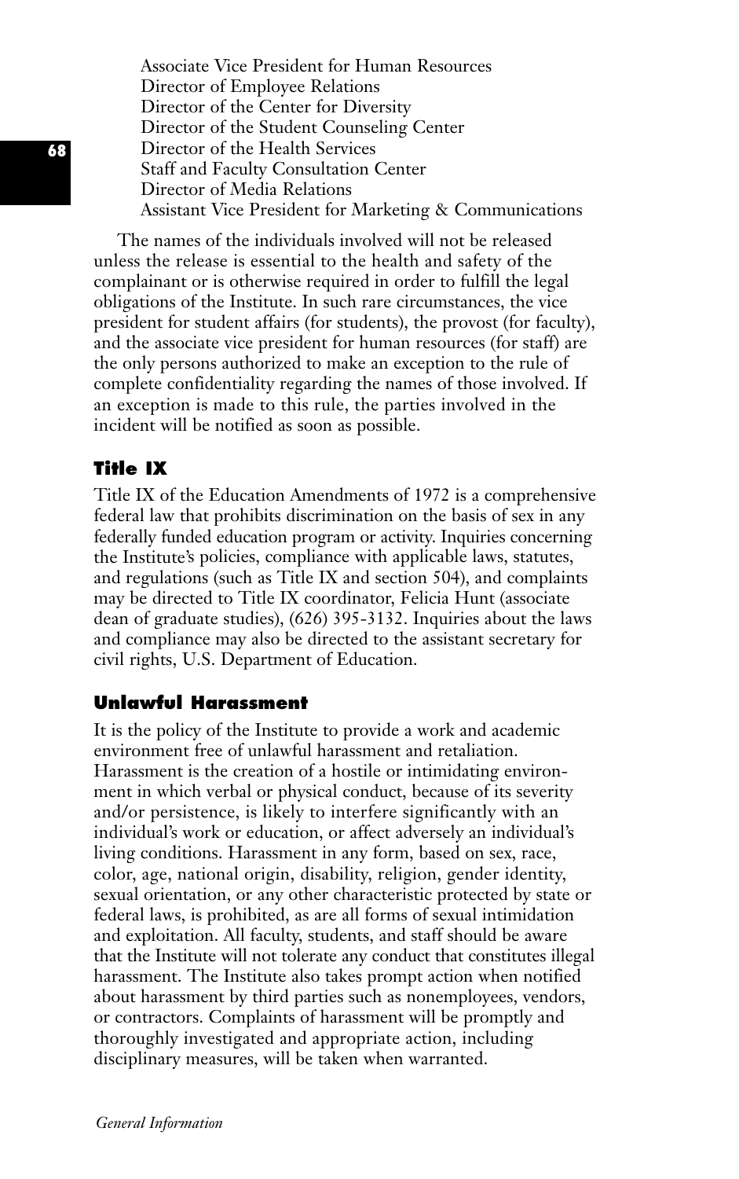Associate Vice President for Human Resources
Director of Employee Relations
Director of the Center for Diversity
Director of the Student Counseling Center
Director of the Health Services
Staff and Faculty Consultation Center
Director of Media Relations
Assistant Vice President for Marketing & Communications

The names of the individuals involved will not be released unless the release is essential to the health and safety of the complainant or is otherwise required in order to fulfill the legal obligations of the Institute. In such rare circumstances, the vice president for student affairs (for students), the provost (for faculty), and the associate vice president for human resources (for staff) are the only persons authorized to make an exception to the rule of complete confidentiality regarding the names of those involved. If an exception is made to this rule, the parties involved in the incident will be notified as soon as possible.

### Title IX

Title IX of the Education Amendments of 1972 is a comprehensive federal law that prohibits discrimination on the basis of sex in any federally funded education program or activity. Inquiries concerning the Institute's policies, compliance with applicable laws, statutes, and regulations (such as Title IX and section 504), and complaints may be directed to Title IX coordinator, Felicia Hunt (associate dean of graduate studies), (626) 395-3132. Inquiries about the laws and compliance may also be directed to the assistant secretary for civil rights, U.S. Department of Education.

### Unlawful Harassment

It is the policy of the Institute to provide a work and academic environment free of unlawful harassment and retaliation. Harassment is the creation of a hostile or intimidating environment in which verbal or physical conduct, because of its severity and/or persistence, is likely to interfere significantly with an individual's work or education, or affect adversely an individual's living conditions. Harassment in any form, based on sex, race, color, age, national origin, disability, religion, gender identity, sexual orientation, or any other characteristic protected by state or federal laws, is prohibited, as are all forms of sexual intimidation and exploitation. All faculty, students, and staff should be aware that the Institute will not tolerate any conduct that constitutes illegal harassment. The Institute also takes prompt action when notified about harassment by third parties such as nonemployees, vendors, or contractors. Complaints of harassment will be promptly and thoroughly investigated and appropriate action, including disciplinary measures, will be taken when warranted.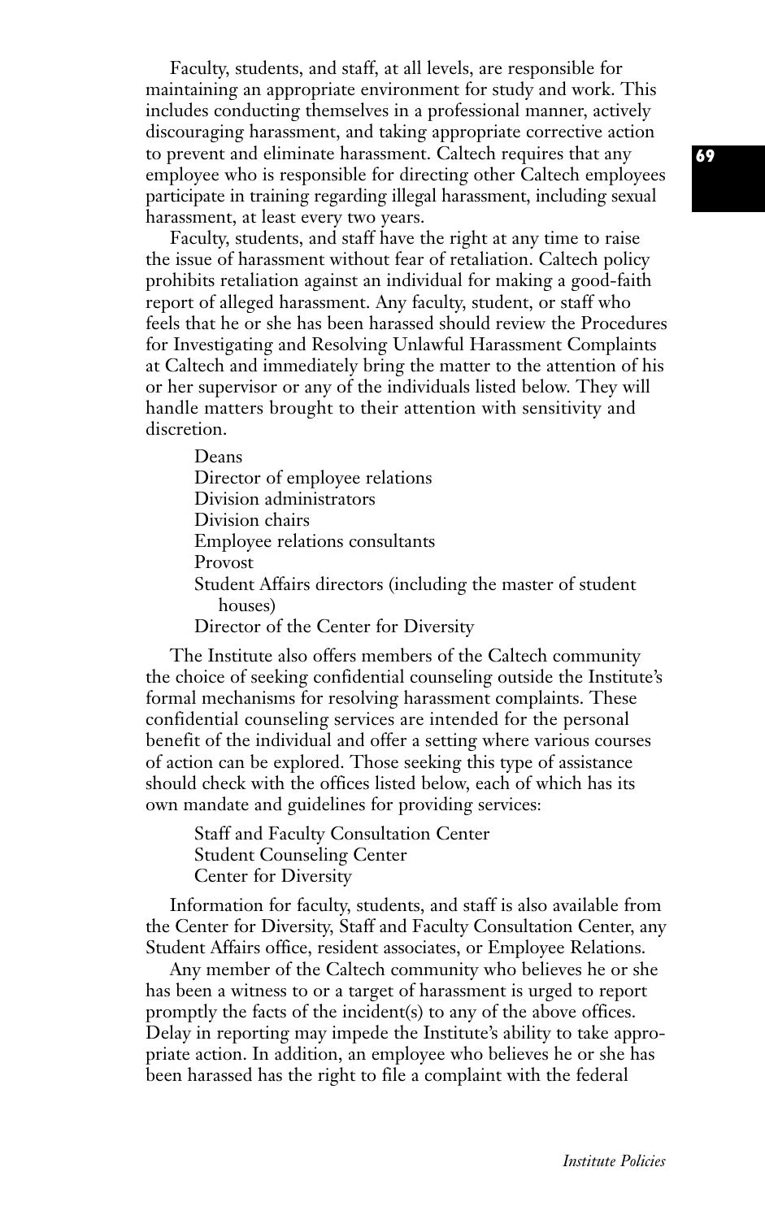Faculty, students, and staff, at all levels, are responsible for maintaining an appropriate environment for study and work. This includes conducting themselves in a professional manner, actively discouraging harassment, and taking appropriate corrective action to prevent and eliminate harassment. Caltech requires that any employee who is responsible for directing other Caltech employees participate in training regarding illegal harassment, including sexual harassment, at least every two years.

Faculty, students, and staff have the right at any time to raise the issue of harassment without fear of retaliation. Caltech policy prohibits retaliation against an individual for making a good-faith report of alleged harassment. Any faculty, student, or staff who feels that he or she has been harassed should review the Procedures for Investigating and Resolving Unlawful Harassment Complaints at Caltech and immediately bring the matter to the attention of his or her supervisor or any of the individuals listed below. They will handle matters brought to their attention with sensitivity and discretion.

- Deans
- Director of employee relations
- Division administrators
- Division chairs
- Employee relations consultants
- Provost
- Student Affairs directors (including the master of student houses)
- Director of the Center for Diversity

The Institute also offers members of the Caltech community the choice of seeking confidential counseling outside the Institute's formal mechanisms for resolving harassment complaints. These confidential counseling services are intended for the personal benefit of the individual and offer a setting where various courses of action can be explored. Those seeking this type of assistance should check with the offices listed below, each of which has its own mandate and guidelines for providing services:

- Staff and Faculty Consultation Center
- Student Counseling Center
- Center for Diversity

Information for faculty, students, and staff is also available from the Center for Diversity, Staff and Faculty Consultation Center, any Student Affairs office, resident associates, or Employee Relations.

Any member of the Caltech community who believes he or she has been a witness to or a target of harassment is urged to report promptly the facts of the incident(s) to any of the above offices. Delay in reporting may impede the Institute's ability to take appropriate action. In addition, an employee who believes he or she has been harassed has the right to file a complaint with the federal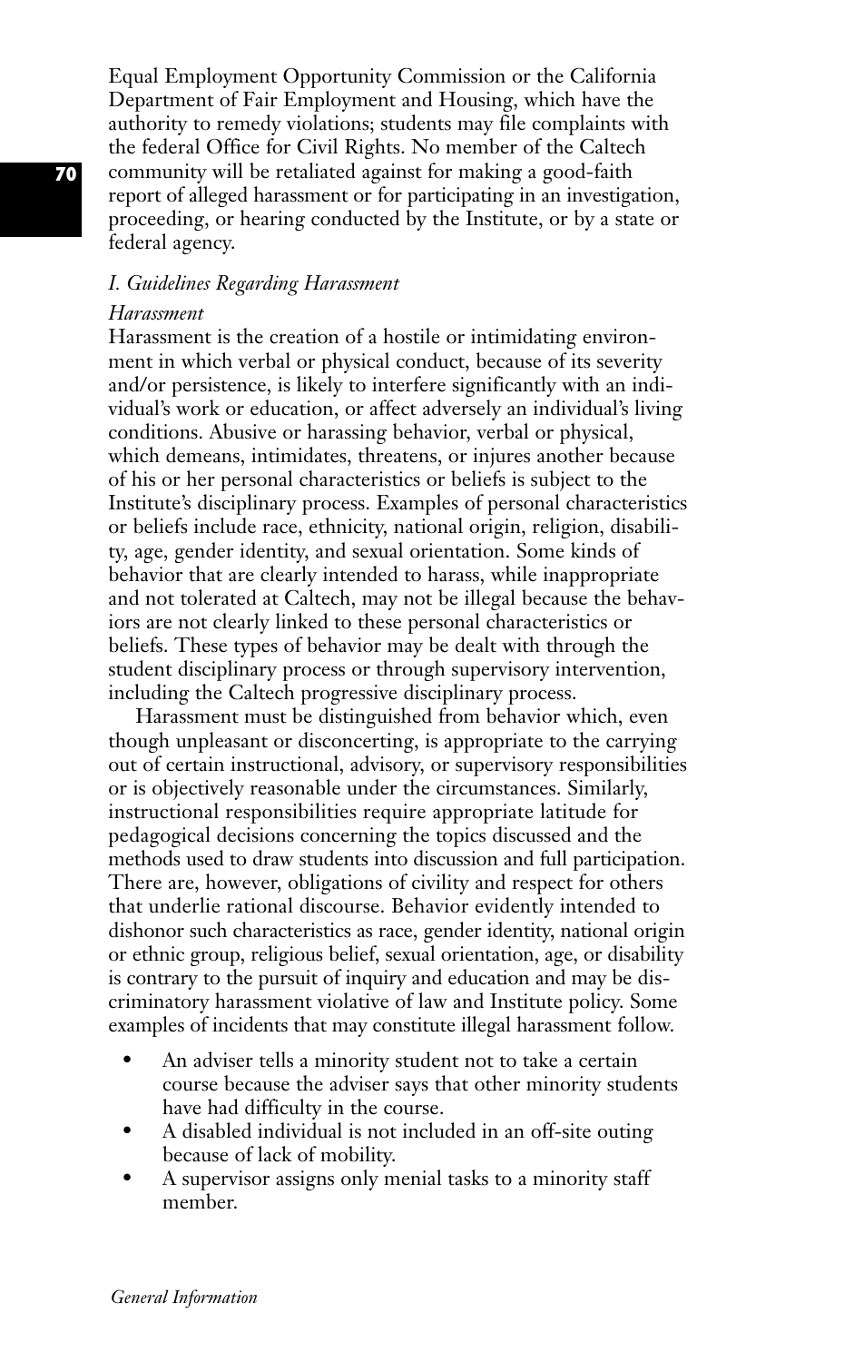Equal Employment Opportunity Commission or the California Department of Fair Employment and Housing, which have the authority to remedy violations; students may file complaints with the federal Office for Civil Rights. No member of the Caltech community will be retaliated against for making a good-faith report of alleged harassment or for participating in an investigation, proceeding, or hearing conducted by the Institute, or by a state or federal agency.

### *I. Guidelines Regarding Harassment*

#### *Harassment*

Harassment is the creation of a hostile or intimidating environment in which verbal or physical conduct, because of its severity and/or persistence, is likely to interfere significantly with an individual's work or education, or affect adversely an individual's living conditions. Abusive or harassing behavior, verbal or physical, which demeans, intimidates, threatens, or injures another because of his or her personal characteristics or beliefs is subject to the Institute's disciplinary process. Examples of personal characteristics or beliefs include race, ethnicity, national origin, religion, disability, age, gender identity, and sexual orientation. Some kinds of behavior that are clearly intended to harass, while inappropriate and not tolerated at Caltech, may not be illegal because the behaviors are not clearly linked to these personal characteristics or beliefs. These types of behavior may be dealt with through the student disciplinary process or through supervisory intervention, including the Caltech progressive disciplinary process.

Harassment must be distinguished from behavior which, even though unpleasant or disconcerting, is appropriate to the carrying out of certain instructional, advisory, or supervisory responsibilities or is objectively reasonable under the circumstances. Similarly, instructional responsibilities require appropriate latitude for pedagogical decisions concerning the topics discussed and the methods used to draw students into discussion and full participation. There are, however, obligations of civility and respect for others that underlie rational discourse. Behavior evidently intended to dishonor such characteristics as race, gender identity, national origin or ethnic group, religious belief, sexual orientation, age, or disability is contrary to the pursuit of inquiry and education and may be discriminatory harassment violative of law and Institute policy. Some examples of incidents that may constitute illegal harassment follow.

- An adviser tells a minority student not to take a certain course because the adviser says that other minority students have had difficulty in the course.
- A disabled individual is not included in an off-site outing because of lack of mobility.
- A supervisor assigns only menial tasks to a minority staff member.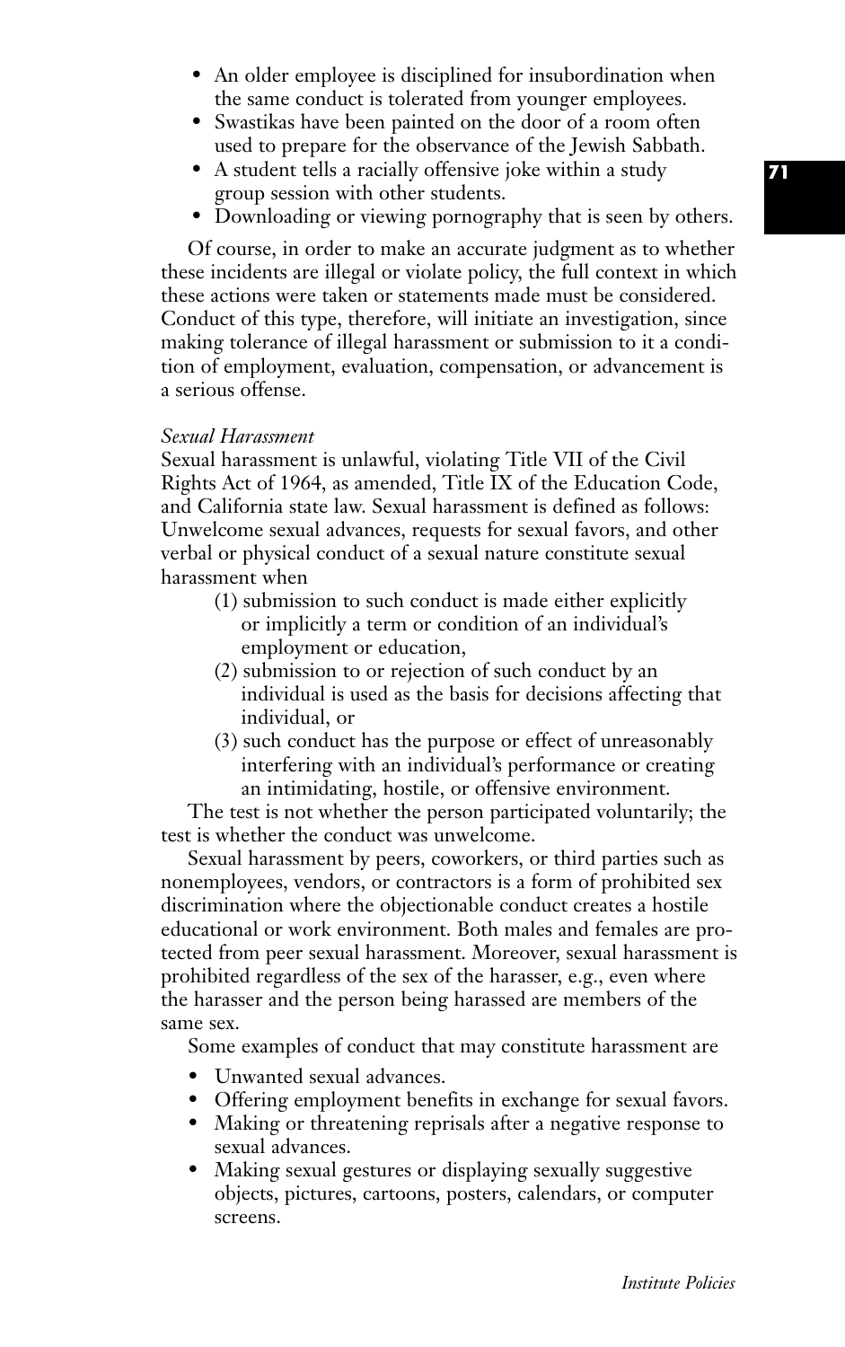- An older employee is disciplined for insubordination when the same conduct is tolerated from younger employees.
- Swastikas have been painted on the door of a room often used to prepare for the observance of the Jewish Sabbath.
- A student tells a racially offensive joke within a study group session with other students.
- Downloading or viewing pornography that is seen by others.

Of course, in order to make an accurate judgment as to whether these incidents are illegal or violate policy, the full context in which these actions were taken or statements made must be considered. Conduct of this type, therefore, will initiate an investigation, since making tolerance of illegal harassment or submission to it a condition of employment, evaluation, compensation, or advancement is a serious offense.

*Sexual Harassment*

Sexual harassment is unlawful, violating Title VII of the Civil Rights Act of 1964, as amended, Title IX of the Education Code, and California state law. Sexual harassment is defined as follows: Unwelcome sexual advances, requests for sexual favors, and other verbal or physical conduct of a sexual nature constitute sexual harassment when

(1) submission to such conduct is made either explicitly or implicitly a term or condition of an individual's employment or education,

(2) submission to or rejection of such conduct by an individual is used as the basis for decisions affecting that individual, or

(3) such conduct has the purpose or effect of unreasonably interfering with an individual's performance or creating an intimidating, hostile, or offensive environment.

The test is not whether the person participated voluntarily; the test is whether the conduct was unwelcome.

Sexual harassment by peers, coworkers, or third parties such as nonemployees, vendors, or contractors is a form of prohibited sex discrimination where the objectionable conduct creates a hostile educational or work environment. Both males and females are protected from peer sexual harassment. Moreover, sexual harassment is prohibited regardless of the sex of the harasser, e.g., even where the harasser and the person being harassed are members of the same sex.

Some examples of conduct that may constitute harassment are

- Unwanted sexual advances.
- Offering employment benefits in exchange for sexual favors.
- Making or threatening reprisals after a negative response to sexual advances.
- Making sexual gestures or displaying sexually suggestive objects, pictures, cartoons, posters, calendars, or computer screens.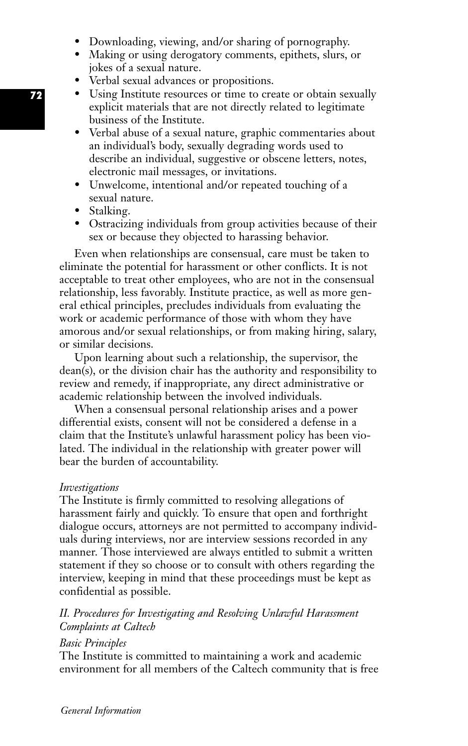- Downloading, viewing, and/or sharing of pornography.
- Making or using derogatory comments, epithets, slurs, or jokes of a sexual nature.
- Verbal sexual advances or propositions.
- Using Institute resources or time to create or obtain sexually explicit materials that are not directly related to legitimate business of the Institute.
- Verbal abuse of a sexual nature, graphic commentaries about an individual's body, sexually degrading words used to describe an individual, suggestive or obscene letters, notes, electronic mail messages, or invitations.
- Unwelcome, intentional and/or repeated touching of a sexual nature.
- Stalking.
- Ostracizing individuals from group activities because of their sex or because they objected to harassing behavior.

Even when relationships are consensual, care must be taken to eliminate the potential for harassment or other conflicts. It is not acceptable to treat other employees, who are not in the consensual relationship, less favorably. Institute practice, as well as more general ethical principles, precludes individuals from evaluating the work or academic performance of those with whom they have amorous and/or sexual relationships, or from making hiring, salary, or similar decisions.

Upon learning about such a relationship, the supervisor, the dean(s), or the division chair has the authority and responsibility to review and remedy, if inappropriate, any direct administrative or academic relationship between the involved individuals.

When a consensual personal relationship arises and a power differential exists, consent will not be considered a defense in a claim that the Institute's unlawful harassment policy has been violated. The individual in the relationship with greater power will bear the burden of accountability.

*Investigations*

The Institute is firmly committed to resolving allegations of harassment fairly and quickly. To ensure that open and forthright dialogue occurs, attorneys are not permitted to accompany individuals during interviews, nor are interview sessions recorded in any manner. Those interviewed are always entitled to submit a written statement if they so choose or to consult with others regarding the interview, keeping in mind that these proceedings must be kept as confidential as possible.

### *II. Procedures for Investigating and Resolving Unlawful Harassment Complaints at Caltech*

*Basic Principles*

The Institute is committed to maintaining a work and academic environment for all members of the Caltech community that is free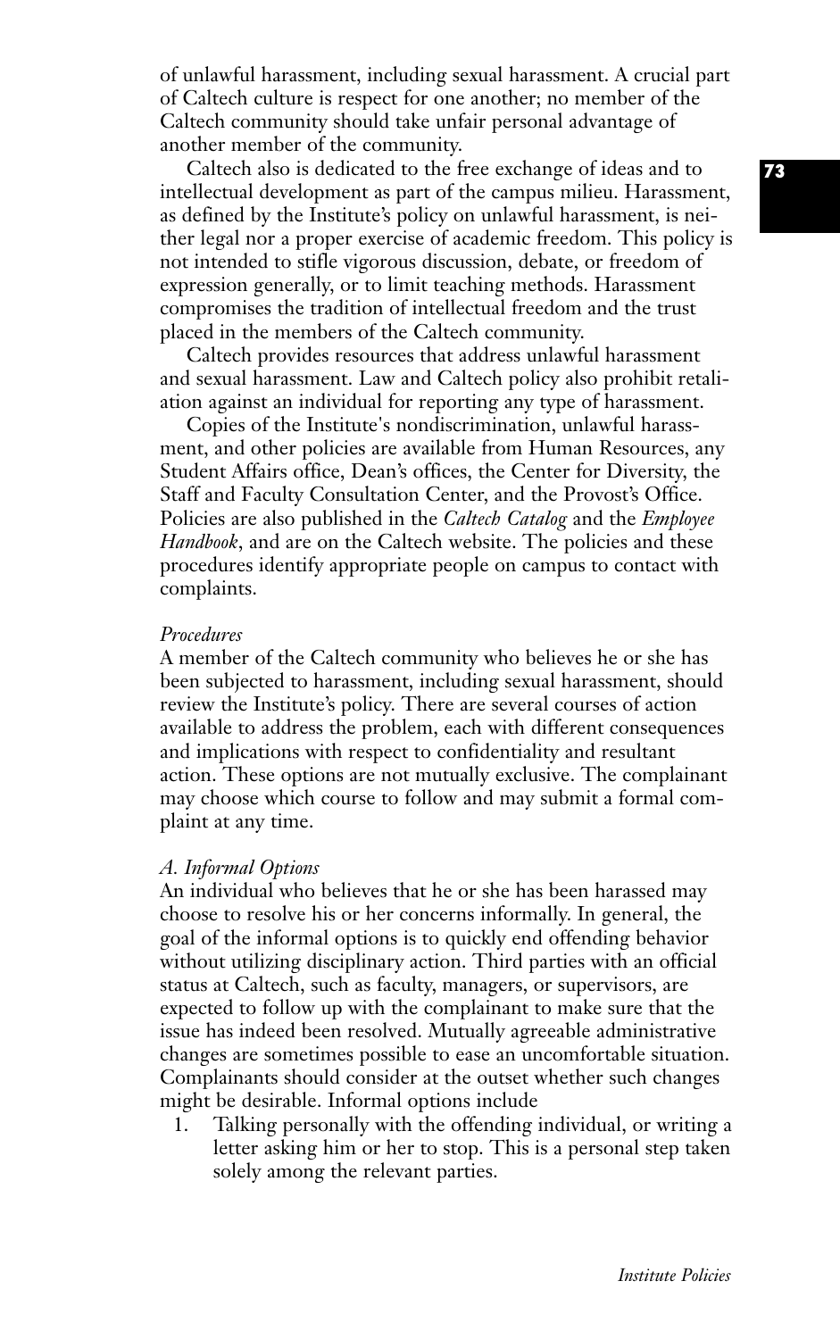of unlawful harassment, including sexual harassment. A crucial part of Caltech culture is respect for one another; no member of the Caltech community should take unfair personal advantage of another member of the community.

Caltech also is dedicated to the free exchange of ideas and to intellectual development as part of the campus milieu. Harassment, as defined by the Institute's policy on unlawful harassment, is neither legal nor a proper exercise of academic freedom. This policy is not intended to stifle vigorous discussion, debate, or freedom of expression generally, or to limit teaching methods. Harassment compromises the tradition of intellectual freedom and the trust placed in the members of the Caltech community.

Caltech provides resources that address unlawful harassment and sexual harassment. Law and Caltech policy also prohibit retaliation against an individual for reporting any type of harassment.

Copies of the Institute's nondiscrimination, unlawful harassment, and other policies are available from Human Resources, any Student Affairs office, Dean's offices, the Center for Diversity, the Staff and Faculty Consultation Center, and the Provost's Office. Policies are also published in the *Caltech Catalog* and the *Employee Handbook*, and are on the Caltech website. The policies and these procedures identify appropriate people on campus to contact with complaints.

*Procedures*

A member of the Caltech community who believes he or she has been subjected to harassment, including sexual harassment, should review the Institute's policy. There are several courses of action available to address the problem, each with different consequences and implications with respect to confidentiality and resultant action. These options are not mutually exclusive. The complainant may choose which course to follow and may submit a formal complaint at any time.

*A. Informal Options*

An individual who believes that he or she has been harassed may choose to resolve his or her concerns informally. In general, the goal of the informal options is to quickly end offending behavior without utilizing disciplinary action. Third parties with an official status at Caltech, such as faculty, managers, or supervisors, are expected to follow up with the complainant to make sure that the issue has indeed been resolved. Mutually agreeable administrative changes are sometimes possible to ease an uncomfortable situation. Complainants should consider at the outset whether such changes might be desirable. Informal options include

1. Talking personally with the offending individual, or writing a letter asking him or her to stop. This is a personal step taken solely among the relevant parties.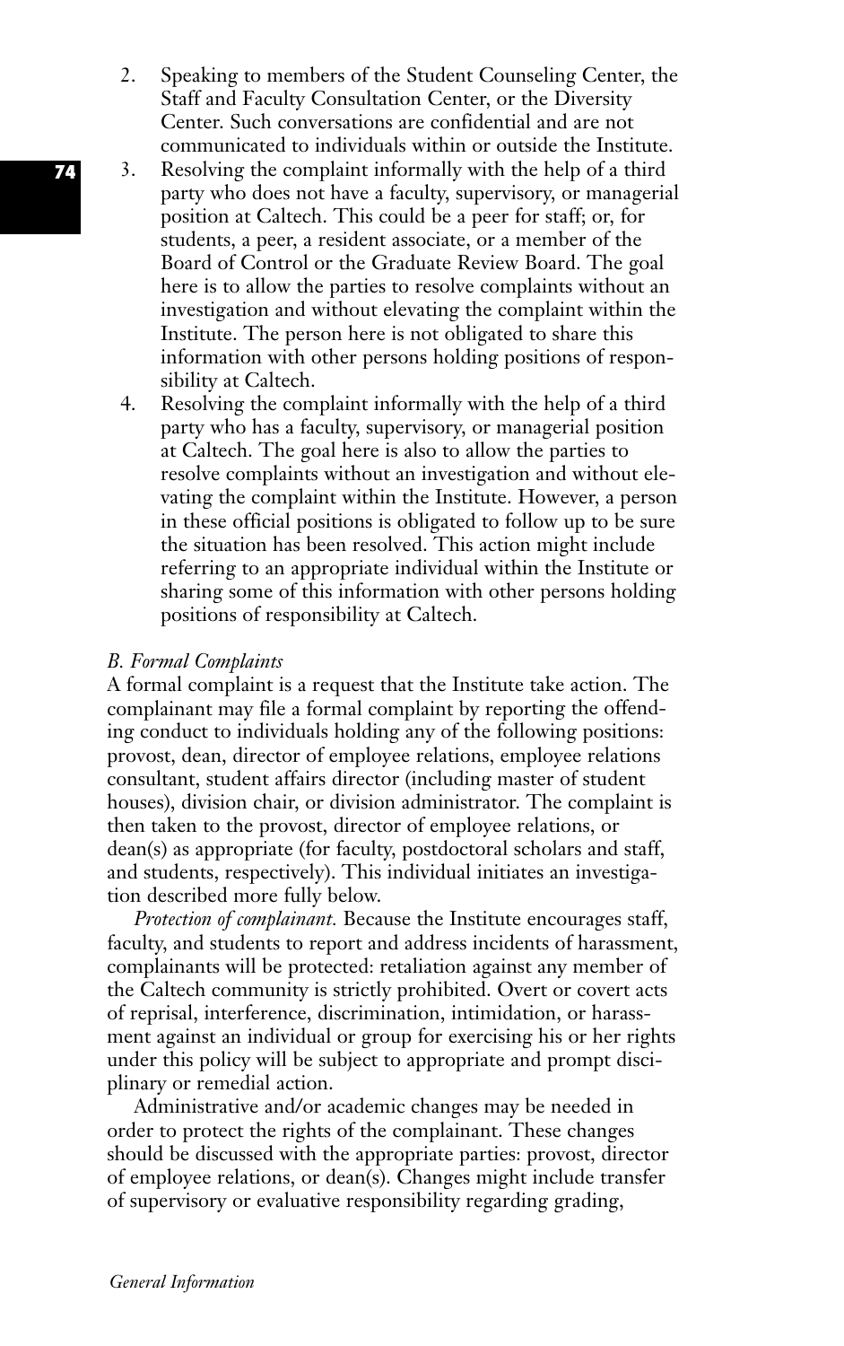2. Speaking to members of the Student Counseling Center, the Staff and Faculty Consultation Center, or the Diversity Center. Such conversations are confidential and are not communicated to individuals within or outside the Institute.
3. Resolving the complaint informally with the help of a third party who does not have a faculty, supervisory, or managerial position at Caltech. This could be a peer for staff; or, for students, a peer, a resident associate, or a member of the Board of Control or the Graduate Review Board. The goal here is to allow the parties to resolve complaints without an investigation and without elevating the complaint within the Institute. The person here is not obligated to share this information with other persons holding positions of responsibility at Caltech.
4. Resolving the complaint informally with the help of a third party who has a faculty, supervisory, or managerial position at Caltech. The goal here is also to allow the parties to resolve complaints without an investigation and without elevating the complaint within the Institute. However, a person in these official positions is obligated to follow up to be sure the situation has been resolved. This action might include referring to an appropriate individual within the Institute or sharing some of this information with other persons holding positions of responsibility at Caltech.

*B. Formal Complaints*

A formal complaint is a request that the Institute take action. The complainant may file a formal complaint by reporting the offending conduct to individuals holding any of the following positions: provost, dean, director of employee relations, employee relations consultant, student affairs director (including master of student houses), division chair, or division administrator. The complaint is then taken to the provost, director of employee relations, or dean(s) as appropriate (for faculty, postdoctoral scholars and staff, and students, respectively). This individual initiates an investigation described more fully below.

*Protection of complainant.* Because the Institute encourages staff, faculty, and students to report and address incidents of harassment, complainants will be protected: retaliation against any member of the Caltech community is strictly prohibited. Overt or covert acts of reprisal, interference, discrimination, intimidation, or harassment against an individual or group for exercising his or her rights under this policy will be subject to appropriate and prompt disciplinary or remedial action.

Administrative and/or academic changes may be needed in order to protect the rights of the complainant. These changes should be discussed with the appropriate parties: provost, director of employee relations, or dean(s). Changes might include transfer of supervisory or evaluative responsibility regarding grading,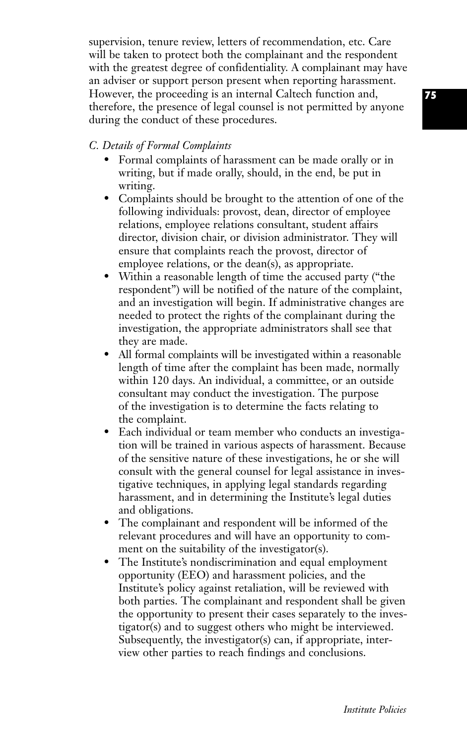supervision, tenure review, letters of recommendation, etc. Care will be taken to protect both the complainant and the respondent with the greatest degree of confidentiality. A complainant may have an adviser or support person present when reporting harassment. However, the proceeding is an internal Caltech function and, therefore, the presence of legal counsel is not permitted by anyone during the conduct of these procedures.

*C. Details of Formal Complaints*

- Formal complaints of harassment can be made orally or in writing, but if made orally, should, in the end, be put in writing.
- Complaints should be brought to the attention of one of the following individuals: provost, dean, director of employee relations, employee relations consultant, student affairs director, division chair, or division administrator. They will ensure that complaints reach the provost, director of employee relations, or the dean(s), as appropriate.
- Within a reasonable length of time the accused party ("the respondent") will be notified of the nature of the complaint, and an investigation will begin. If administrative changes are needed to protect the rights of the complainant during the investigation, the appropriate administrators shall see that they are made.
- All formal complaints will be investigated within a reasonable length of time after the complaint has been made, normally within 120 days. An individual, a committee, or an outside consultant may conduct the investigation. The purpose of the investigation is to determine the facts relating to the complaint.
- Each individual or team member who conducts an investigation will be trained in various aspects of harassment. Because of the sensitive nature of these investigations, he or she will consult with the general counsel for legal assistance in investigative techniques, in applying legal standards regarding harassment, and in determining the Institute's legal duties and obligations.
- The complainant and respondent will be informed of the relevant procedures and will have an opportunity to comment on the suitability of the investigator(s).
- The Institute's nondiscrimination and equal employment opportunity (EEO) and harassment policies, and the Institute's policy against retaliation, will be reviewed with both parties. The complainant and respondent shall be given the opportunity to present their cases separately to the investigator(s) and to suggest others who might be interviewed. Subsequently, the investigator(s) can, if appropriate, interview other parties to reach findings and conclusions.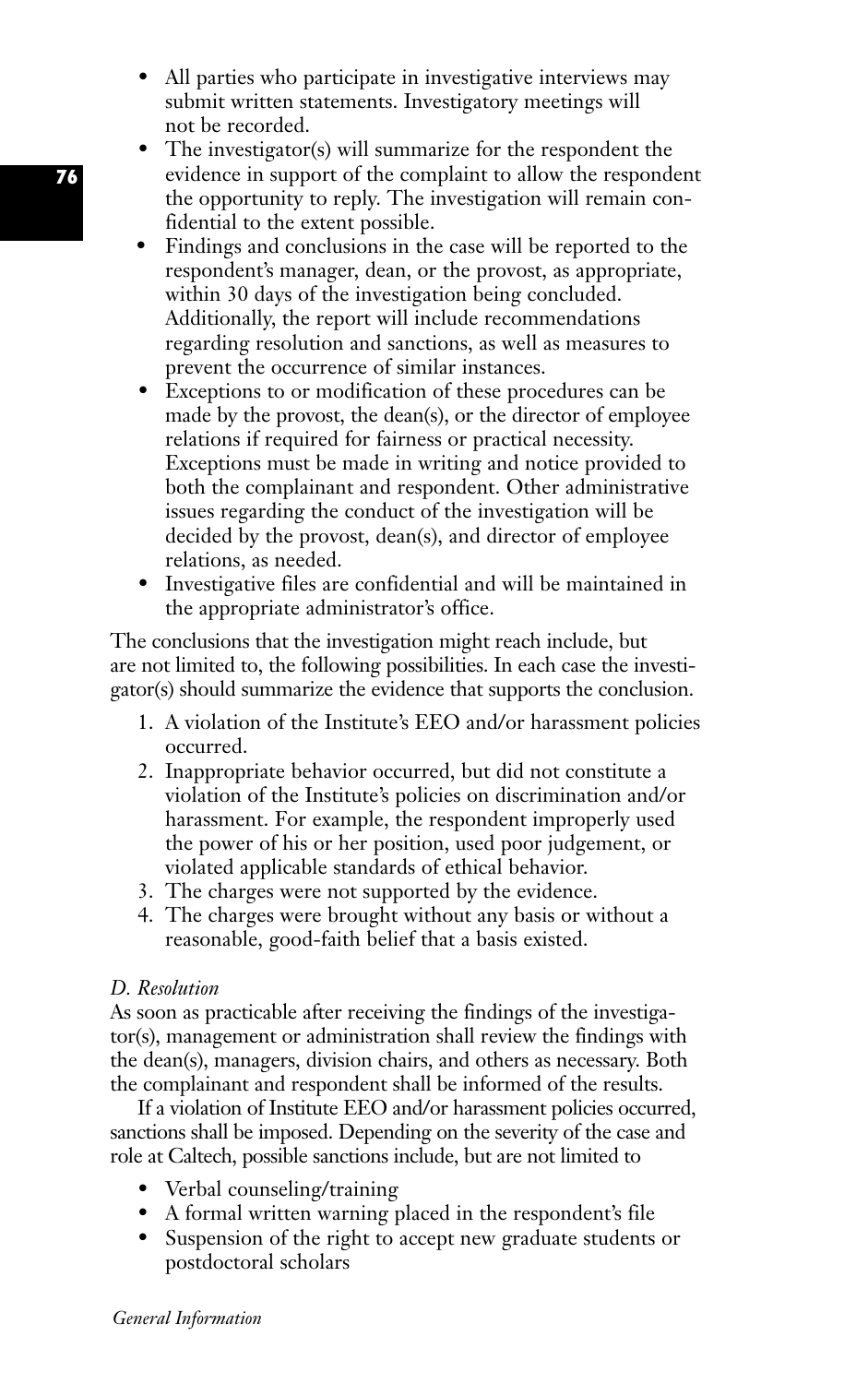- All parties who participate in investigative interviews may submit written statements. Investigatory meetings will not be recorded.
- The investigator(s) will summarize for the respondent the evidence in support of the complaint to allow the respondent the opportunity to reply. The investigation will remain confidential to the extent possible.
- Findings and conclusions in the case will be reported to the respondent's manager, dean, or the provost, as appropriate, within 30 days of the investigation being concluded. Additionally, the report will include recommendations regarding resolution and sanctions, as well as measures to prevent the occurrence of similar instances.
- Exceptions to or modification of these procedures can be made by the provost, the dean(s), or the director of employee relations if required for fairness or practical necessity. Exceptions must be made in writing and notice provided to both the complainant and respondent. Other administrative issues regarding the conduct of the investigation will be decided by the provost, dean(s), and director of employee relations, as needed.
- Investigative files are confidential and will be maintained in the appropriate administrator's office.

The conclusions that the investigation might reach include, but are not limited to, the following possibilities. In each case the investigator(s) should summarize the evidence that supports the conclusion.

1. A violation of the Institute's EEO and/or harassment policies occurred.
2. Inappropriate behavior occurred, but did not constitute a violation of the Institute's policies on discrimination and/or harassment. For example, the respondent improperly used the power of his or her position, used poor judgement, or violated applicable standards of ethical behavior.
3. The charges were not supported by the evidence.
4. The charges were brought without any basis or without a reasonable, good-faith belief that a basis existed.

*D. Resolution*

As soon as practicable after receiving the findings of the investigator(s), management or administration shall review the findings with the dean(s), managers, division chairs, and others as necessary. Both the complainant and respondent shall be informed of the results.

If a violation of Institute EEO and/or harassment policies occurred, sanctions shall be imposed. Depending on the severity of the case and role at Caltech, possible sanctions include, but are not limited to

- Verbal counseling/training
- A formal written warning placed in the respondent's file
- Suspension of the right to accept new graduate students or postdoctoral scholars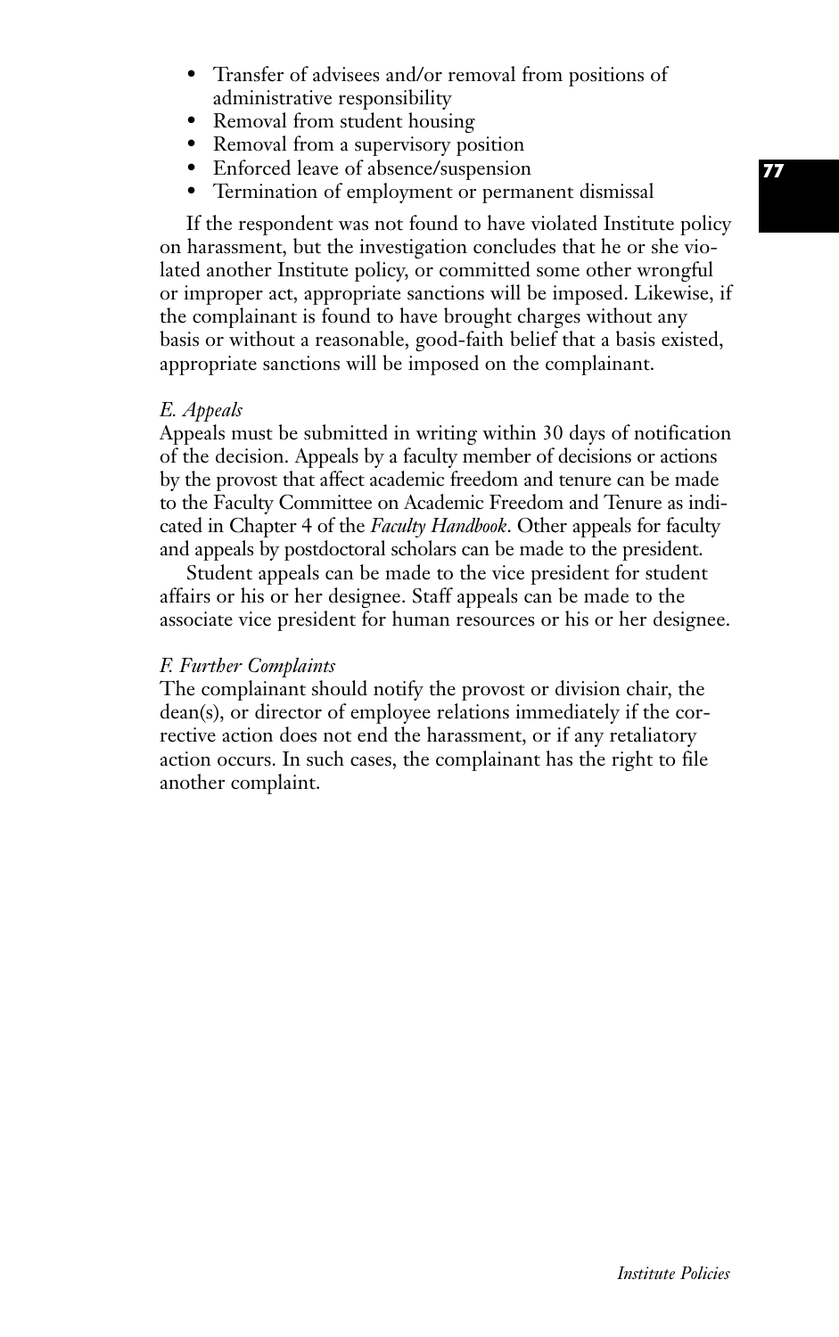- Transfer of advisees and/or removal from positions of administrative responsibility
- Removal from student housing
- Removal from a supervisory position
- Enforced leave of absence/suspension
- Termination of employment or permanent dismissal

If the respondent was not found to have violated Institute policy on harassment, but the investigation concludes that he or she violated another Institute policy, or committed some other wrongful or improper act, appropriate sanctions will be imposed. Likewise, if the complainant is found to have brought charges without any basis or without a reasonable, good-faith belief that a basis existed, appropriate sanctions will be imposed on the complainant.

*E. Appeals*

Appeals must be submitted in writing within 30 days of notification of the decision. Appeals by a faculty member of decisions or actions by the provost that affect academic freedom and tenure can be made to the Faculty Committee on Academic Freedom and Tenure as indicated in Chapter 4 of the *Faculty Handbook*. Other appeals for faculty and appeals by postdoctoral scholars can be made to the president.

Student appeals can be made to the vice president for student affairs or his or her designee. Staff appeals can be made to the associate vice president for human resources or his or her designee.

*F. Further Complaints*

The complainant should notify the provost or division chair, the dean(s), or director of employee relations immediately if the corrective action does not end the harassment, or if any retaliatory action occurs. In such cases, the complainant has the right to file another complaint.